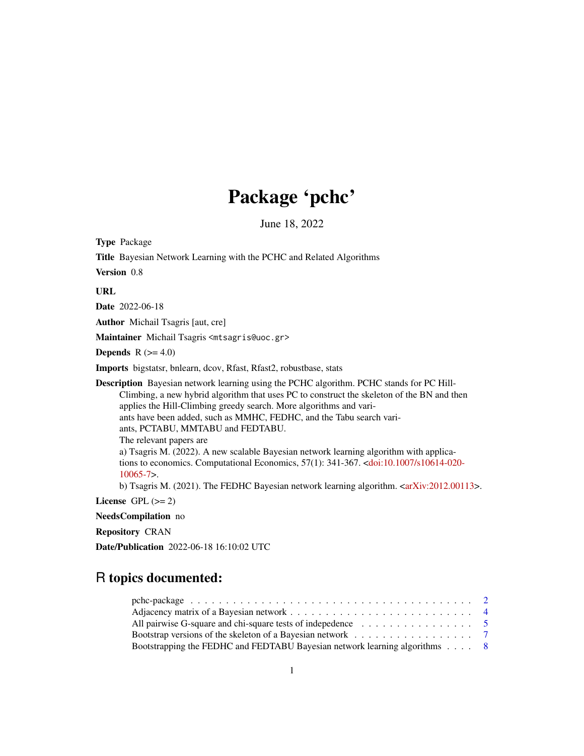# Package 'pchc'

June 18, 2022

**Type** Package

**Title** Bayesian Network Learning with the PCHC and Related Algorithms

**Version** 0.8

**URL**

**Date** 2022-06-18

**Author** Michail Tsagris [aut, cre]

**Maintainer** Michail Tsagris <mtsagris@uoc.gr>

**Depends** R (>= 4.0)

**Imports** bigstatsr, bnlearn, dcov, Rfast, Rfast2, robustbase, stats

**Description** Bayesian network learning using the PCHC algorithm. PCHC stands for PC Hill-Climbing, a new hybrid algorithm that uses PC to construct the skeleton of the BN and then applies the Hill-Climbing greedy search. More algorithms and variants have been added, such as MMHC, FEDHC, and the Tabu search variants, PCTABU, MMTABU and FEDTABU.
The relevant papers are
a) Tsagris M. (2022). A new scalable Bayesian network learning algorithm with applications to economics. Computational Economics, 57(1): 341-367. <doi:10.1007/s10614-020-10065-7>.
b) Tsagris M. (2021). The FEDHC Bayesian network learning algorithm. <arXiv:2012.00113>.

**License** GPL (>= 2)

**NeedsCompilation** no

**Repository** CRAN

**Date/Publication** 2022-06-18 16:10:02 UTC

## R topics documented:

pchc-package . . . . . . . . . . . . . . . . . . . . . . . . . . . . . . . . . . . . . . . . 2
Adjacency matrix of a Bayesian network . . . . . . . . . . . . . . . . . . . . . . . . . . 4
All pairwise G-square and chi-square tests of indepedence . . . . . . . . . . . . . . . . . 5
Bootstrap versions of the skeleton of a Bayesian network . . . . . . . . . . . . . . . . . . 7
Bootstrapping the FEDHC and FEDTABU Bayesian network learning algorithms . . . . 8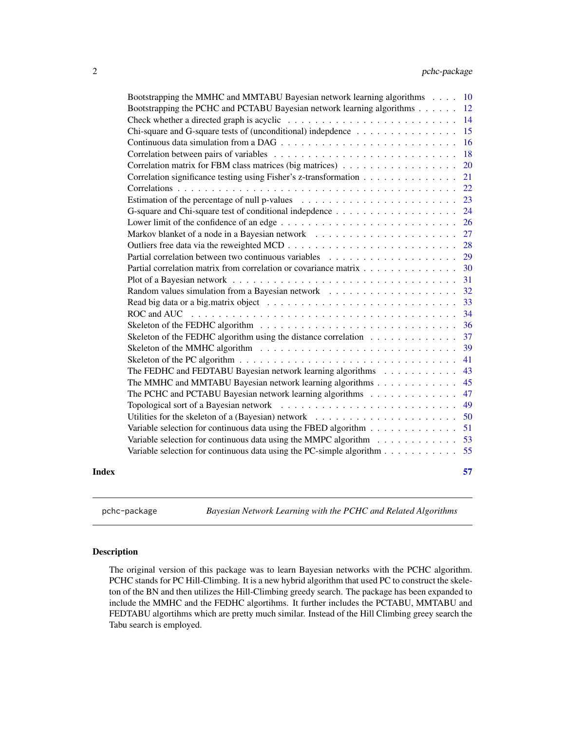Bootstrapping the MMHC and MMTABU Bayesian network learning algorithms . . . . 10
Bootstrapping the PCHC and PCTABU Bayesian network learning algorithms . . . . . . 12
Check whether a directed graph is acyclic . . . . . . . . . . . . . . . . . . . . . . . . . 14
Chi-square and G-square tests of (unconditional) indepdence . . . . . . . . . . . . . . . 15
Continuous data simulation from a DAG . . . . . . . . . . . . . . . . . . . . . . . . . . 16
Correlation between pairs of variables . . . . . . . . . . . . . . . . . . . . . . . . . . . 18
Correlation matrix for FBM class matrices (big matrices) . . . . . . . . . . . . . . . . . 20
Correlation significance testing using Fisher's z-transformation . . . . . . . . . . . . . . 21
Correlations . . . . . . . . . . . . . . . . . . . . . . . . . . . . . . . . . . . . . . . . . 22
Estimation of the percentage of null p-values . . . . . . . . . . . . . . . . . . . . . . . 23
G-square and Chi-square test of conditional indepdence . . . . . . . . . . . . . . . . . . 24
Lower limit of the confidence of an edge . . . . . . . . . . . . . . . . . . . . . . . . . . 26
Markov blanket of a node in a Bayesian network . . . . . . . . . . . . . . . . . . . . . 27
Outliers free data via the reweighted MCD . . . . . . . . . . . . . . . . . . . . . . . . . 28
Partial correlation between two continuous variables . . . . . . . . . . . . . . . . . . . 29
Partial correlation matrix from correlation or covariance matrix . . . . . . . . . . . . . . 30
Plot of a Bayesian network . . . . . . . . . . . . . . . . . . . . . . . . . . . . . . . . . 31
Random values simulation from a Bayesian network . . . . . . . . . . . . . . . . . . . 32
Read big data or a big.matrix object . . . . . . . . . . . . . . . . . . . . . . . . . . . . 33
ROC and AUC . . . . . . . . . . . . . . . . . . . . . . . . . . . . . . . . . . . . . . . . 34
Skeleton of the FEDHC algorithm . . . . . . . . . . . . . . . . . . . . . . . . . . . . . 36
Skeleton of the FEDHC algorithm using the distance correlation . . . . . . . . . . . . . 37
Skeleton of the MMHC algorithm . . . . . . . . . . . . . . . . . . . . . . . . . . . . . 39
Skeleton of the PC algorithm . . . . . . . . . . . . . . . . . . . . . . . . . . . . . . . . 41
The FEDHC and FEDTABU Bayesian network learning algorithms . . . . . . . . . . . 43
The MMHC and MMTABU Bayesian network learning algorithms . . . . . . . . . . . . 45
The PCHC and PCTABU Bayesian network learning algorithms . . . . . . . . . . . . . 47
Topological sort of a Bayesian network . . . . . . . . . . . . . . . . . . . . . . . . . . 49
Utilities for the skeleton of a (Bayesian) network . . . . . . . . . . . . . . . . . . . . . 50
Variable selection for continuous data using the FBED algorithm . . . . . . . . . . . . . 51
Variable selection for continuous data using the MMPC algorithm . . . . . . . . . . . . 53
Variable selection for continuous data using the PC-simple algorithm . . . . . . . . . . . 55

**Index** **57**

---

pchc-package — *Bayesian Network Learning with the PCHC and Related Algorithms*

---

### Description

The original version of this package was to learn Bayesian networks with the PCHC algorithm. PCHC stands for PC Hill-Climbing. It is a new hybrid algorithm that used PC to construct the skeleton of the BN and then utilizes the Hill-Climbing greedy search. The package has been expanded to include the MMHC and the FEDHC algortihms. It further includes the PCTABU, MMTABU and FEDTABU algortihms which are pretty much similar. Instead of the Hill Climbing greey search the Tabu search is employed.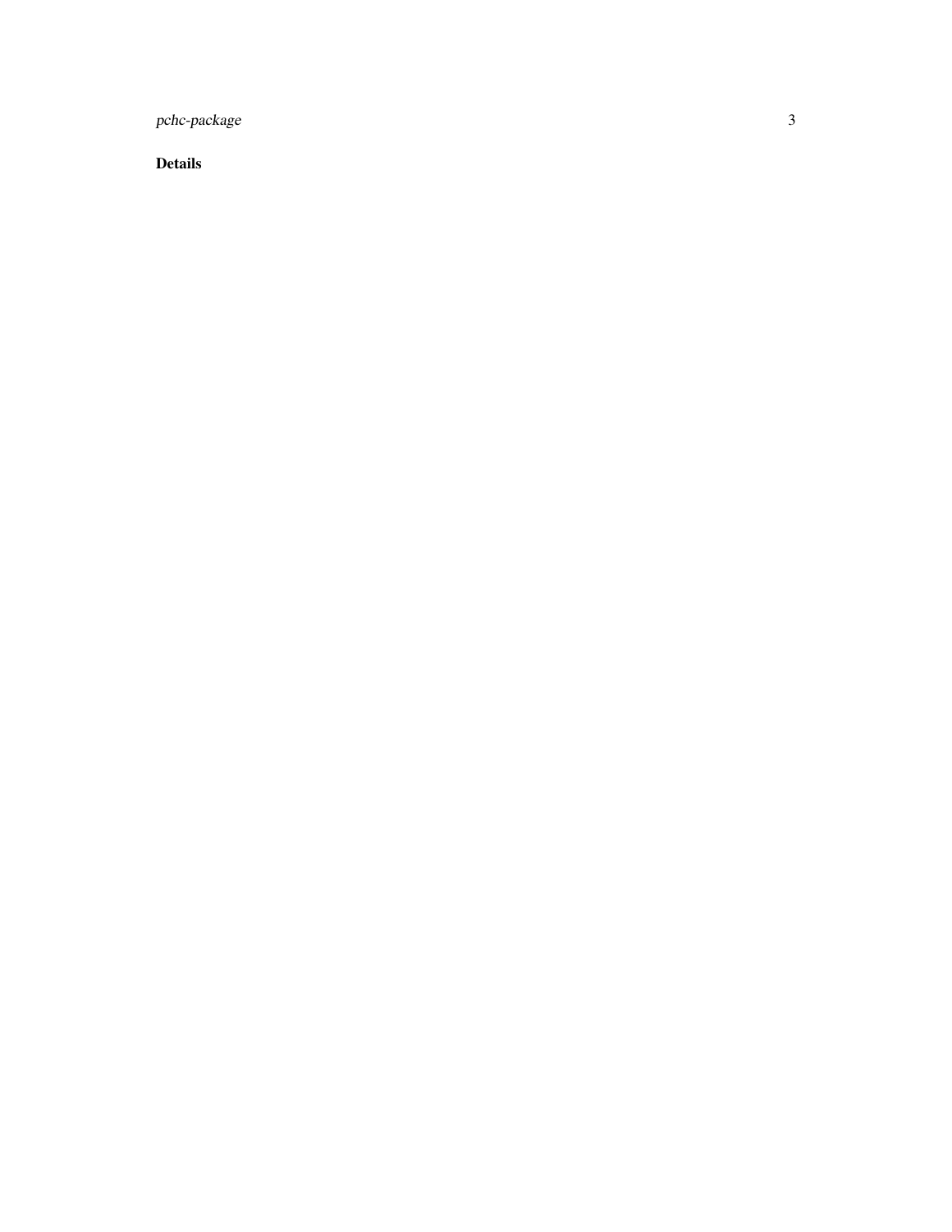## Details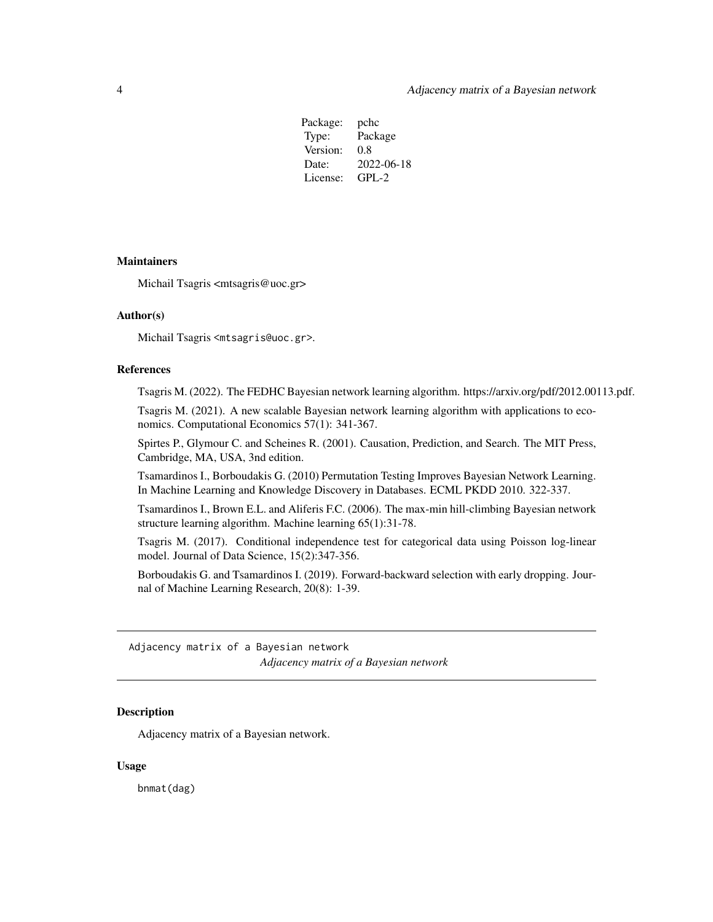| Package: | pchc |
|---|---|
| Type: | Package |
| Version: | 0.8 |
| Date: | 2022-06-18 |
| License: | GPL-2 |

### Maintainers

Michail Tsagris <mtsagris@uoc.gr>

### Author(s)

Michail Tsagris <mtsagris@uoc.gr>.

### References

Tsagris M. (2022). The FEDHC Bayesian network learning algorithm. https://arxiv.org/pdf/2012.00113.pdf.

Tsagris M. (2021). A new scalable Bayesian network learning algorithm with applications to economics. Computational Economics 57(1): 341-367.

Spirtes P., Glymour C. and Scheines R. (2001). Causation, Prediction, and Search. The MIT Press, Cambridge, MA, USA, 3nd edition.

Tsamardinos I., Borboudakis G. (2010) Permutation Testing Improves Bayesian Network Learning. In Machine Learning and Knowledge Discovery in Databases. ECML PKDD 2010. 322-337.

Tsamardinos I., Brown E.L. and Aliferis F.C. (2006). The max-min hill-climbing Bayesian network structure learning algorithm. Machine learning 65(1):31-78.

Tsagris M. (2017). Conditional independence test for categorical data using Poisson log-linear model. Journal of Data Science, 15(2):347-356.

Borboudakis G. and Tsamardinos I. (2019). Forward-backward selection with early dropping. Journal of Machine Learning Research, 20(8): 1-39.

---

## Adjacency matrix of a Bayesian network

*Adjacency matrix of a Bayesian network*

---

### Description

Adjacency matrix of a Bayesian network.

### Usage

```
bnmat(dag)
```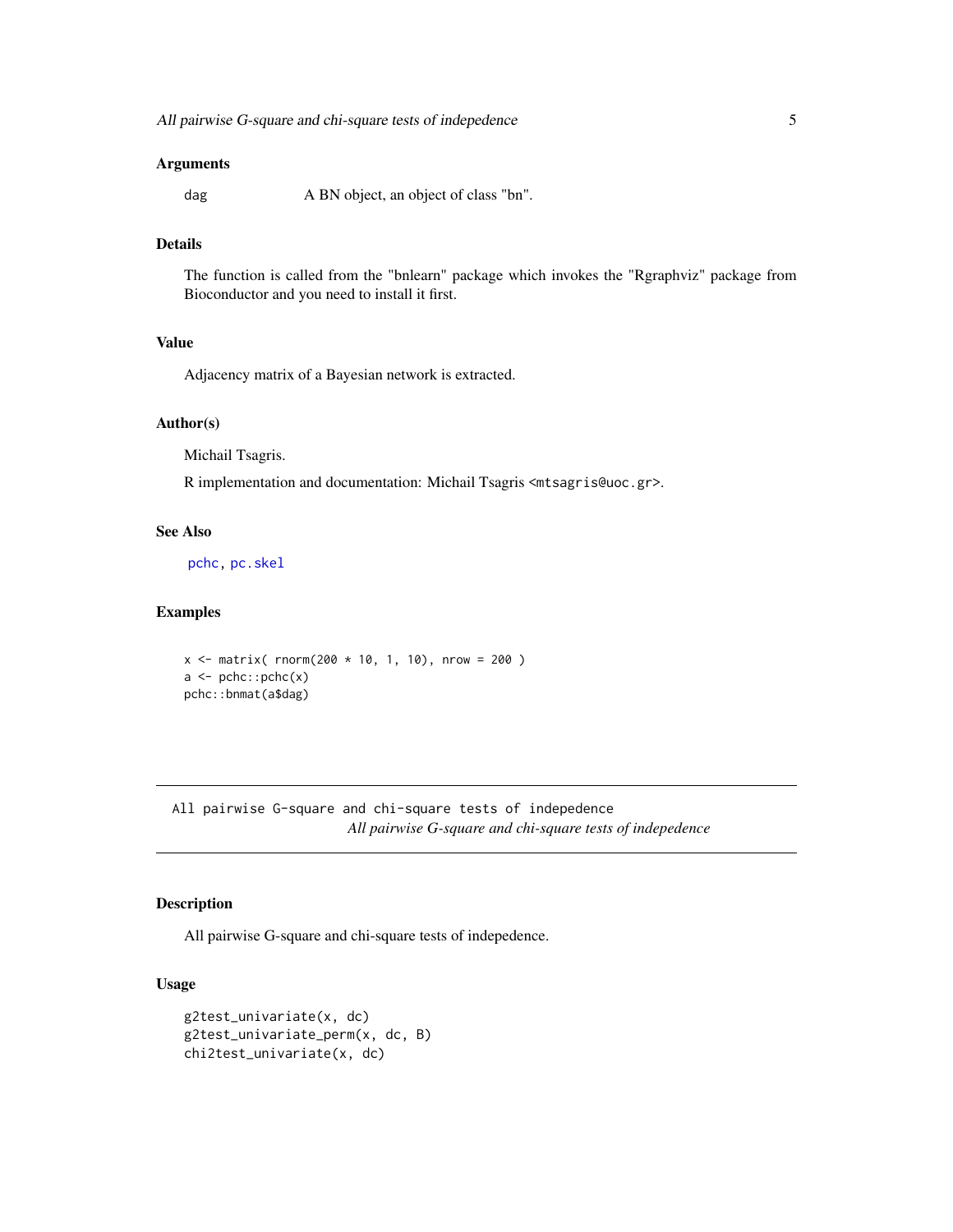### Arguments

`dag` A BN object, an object of class "bn".

### Details

The function is called from the "bnlearn" package which invokes the "Rgraphviz" package from Bioconductor and you need to install it first.

### Value

Adjacency matrix of a Bayesian network is extracted.

### Author(s)

Michail Tsagris.

R implementation and documentation: Michail Tsagris <mtsagris@uoc.gr>.

### See Also

pchc, pc.skel

### Examples

```
x <- matrix( rnorm(200 * 10, 1, 10), nrow = 200 )
a <- pchc::pchc(x)
pchc::bnmat(a$dag)
```

---

## All pairwise G-square and chi-square tests of indepedence

*All pairwise G-square and chi-square tests of indepedence*

### Description

All pairwise G-square and chi-square tests of indepedence.

### Usage

```
g2test_univariate(x, dc)
g2test_univariate_perm(x, dc, B)
chi2test_univariate(x, dc)
```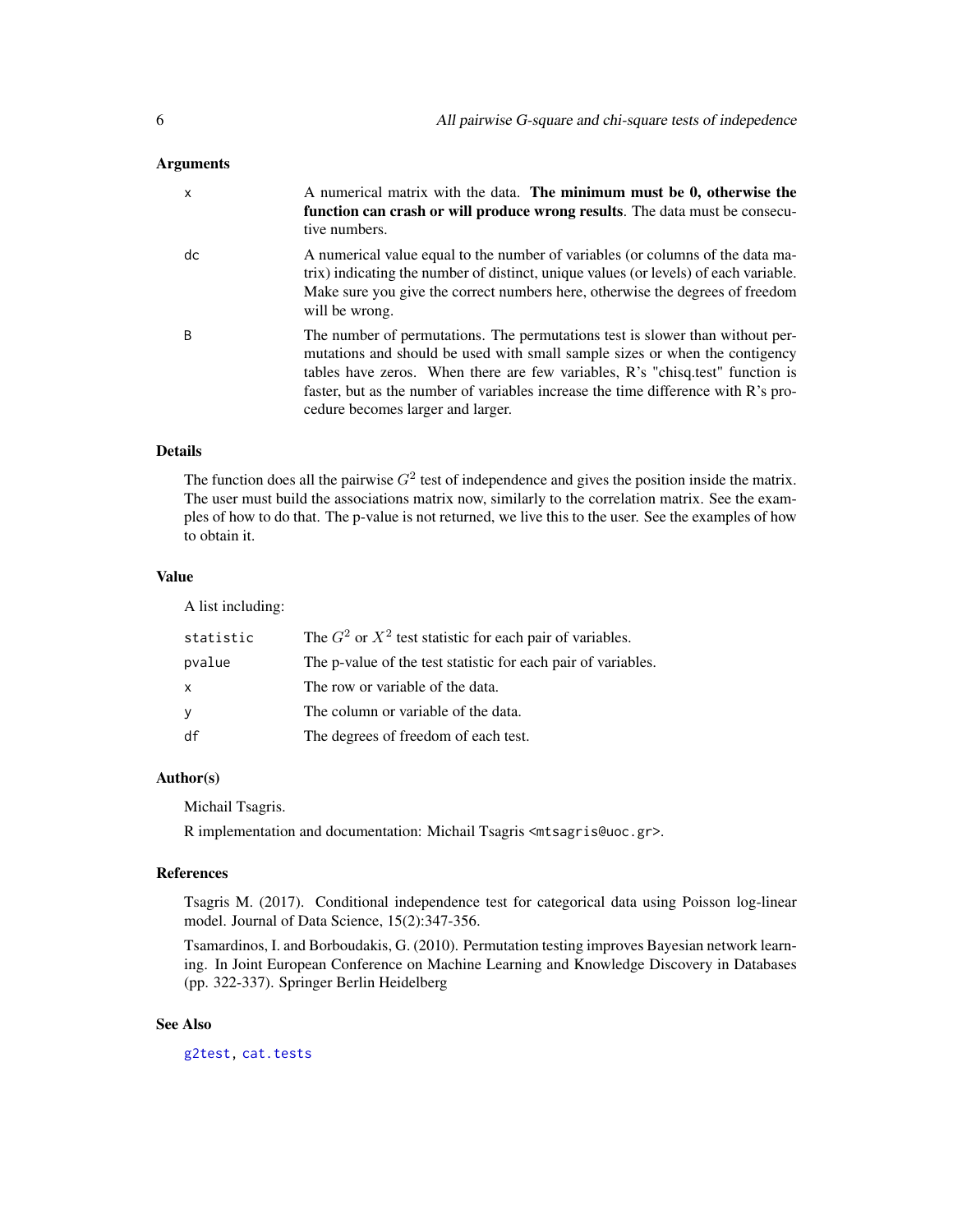### Arguments

| | |
|---|---|
| x | A numerical matrix with the data. **The minimum must be 0, otherwise the function can crash or will produce wrong results**. The data must be consecutive numbers. |
| dc | A numerical value equal to the number of variables (or columns of the data matrix) indicating the number of distinct, unique values (or levels) of each variable. Make sure you give the correct numbers here, otherwise the degrees of freedom will be wrong. |
| B | The number of permutations. The permutations test is slower than without permutations and should be used with small sample sizes or when the contigency tables have zeros. When there are few variables, R's "chisq.test" function is faster, but as the number of variables increase the time difference with R's procedure becomes larger and larger. |

### Details

The function does all the pairwise $G^2$ test of independence and gives the position inside the matrix. The user must build the associations matrix now, similarly to the correlation matrix. See the examples of how to do that. The p-value is not returned, we live this to the user. See the examples of how to obtain it.

### Value

A list including:

| | |
|---|---|
| statistic | The $G^2$ or $X^2$ test statistic for each pair of variables. |
| pvalue | The p-value of the test statistic for each pair of variables. |
| x | The row or variable of the data. |
| y | The column or variable of the data. |
| df | The degrees of freedom of each test. |

### Author(s)

Michail Tsagris.

R implementation and documentation: Michail Tsagris <mtsagris@uoc.gr>.

### References

Tsagris M. (2017). Conditional independence test for categorical data using Poisson log-linear model. Journal of Data Science, 15(2):347-356.

Tsamardinos, I. and Borboudakis, G. (2010). Permutation testing improves Bayesian network learning. In Joint European Conference on Machine Learning and Knowledge Discovery in Databases (pp. 322-337). Springer Berlin Heidelberg

### See Also

g2test, cat.tests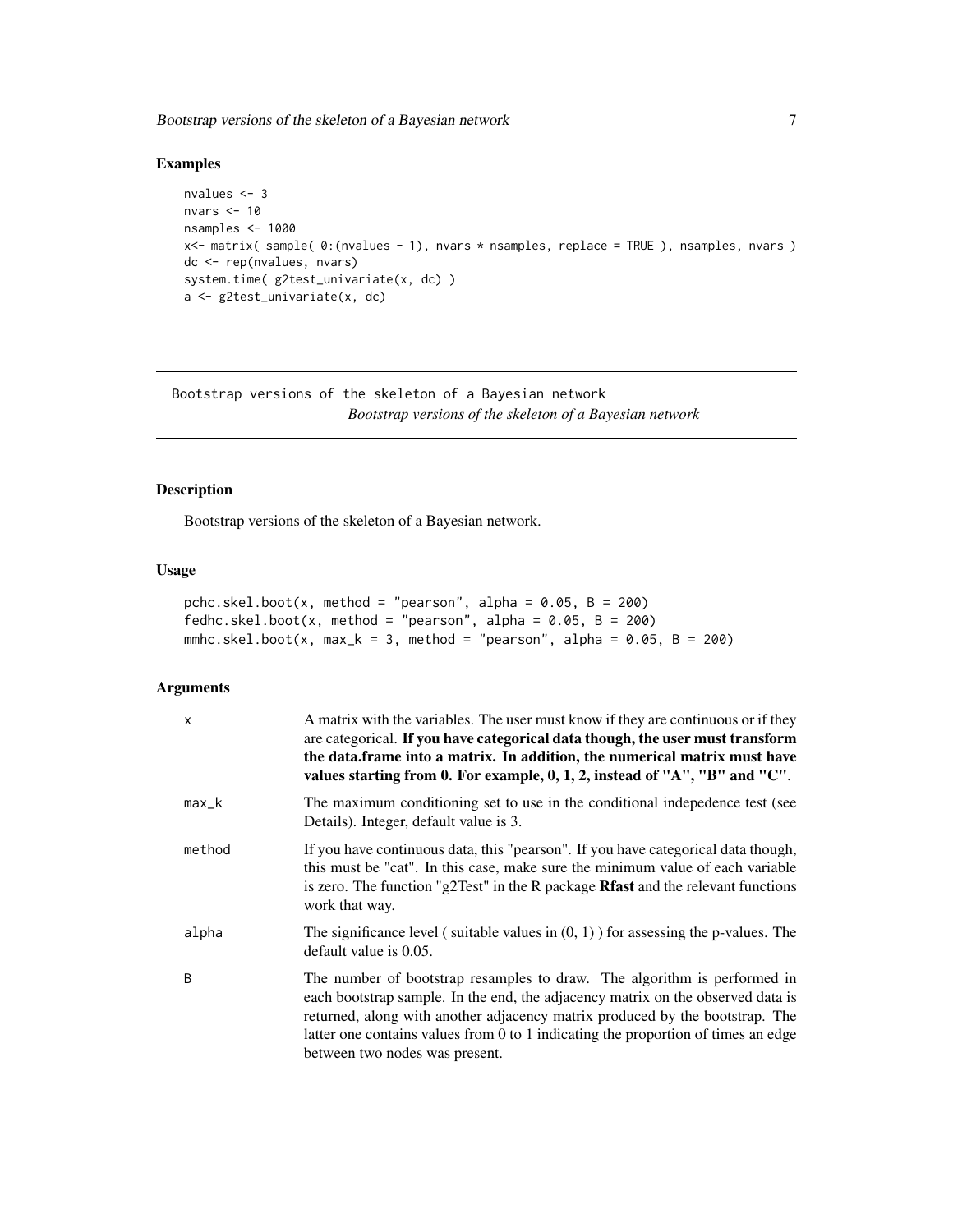## Examples

```
nvalues <- 3
nvars <- 10
nsamples <- 1000
x<- matrix( sample( 0:(nvalues - 1), nvars * nsamples, replace = TRUE ), nsamples, nvars )
dc <- rep(nvalues, nvars)
system.time( g2test_univariate(x, dc) )
a <- g2test_univariate(x, dc)
```

---

# Bootstrap versions of the skeleton of a Bayesian network

*Bootstrap versions of the skeleton of a Bayesian network*

---

## Description

Bootstrap versions of the skeleton of a Bayesian network.

## Usage

```
pchc.skel.boot(x, method = "pearson", alpha = 0.05, B = 200)
fedhc.skel.boot(x, method = "pearson", alpha = 0.05, B = 200)
mmhc.skel.boot(x, max_k = 3, method = "pearson", alpha = 0.05, B = 200)
```

## Arguments

| | |
|---|---|
| x | A matrix with the variables. The user must know if they are continuous or if they are categorical. **If you have categorical data though, the user must transform the data.frame into a matrix. In addition, the numerical matrix must have values starting from 0. For example, 0, 1, 2, instead of "A", "B" and "C"**. |
| max_k | The maximum conditioning set to use in the conditional indepedence test (see Details). Integer, default value is 3. |
| method | If you have continuous data, this "pearson". If you have categorical data though, this must be "cat". In this case, make sure the minimum value of each variable is zero. The function "g2Test" in the R package **Rfast** and the relevant functions work that way. |
| alpha | The significance level ( suitable values in (0, 1) ) for assessing the p-values. The default value is 0.05. |
| B | The number of bootstrap resamples to draw. The algorithm is performed in each bootstrap sample. In the end, the adjacency matrix on the observed data is returned, along with another adjacency matrix produced by the bootstrap. The latter one contains values from 0 to 1 indicating the proportion of times an edge between two nodes was present. |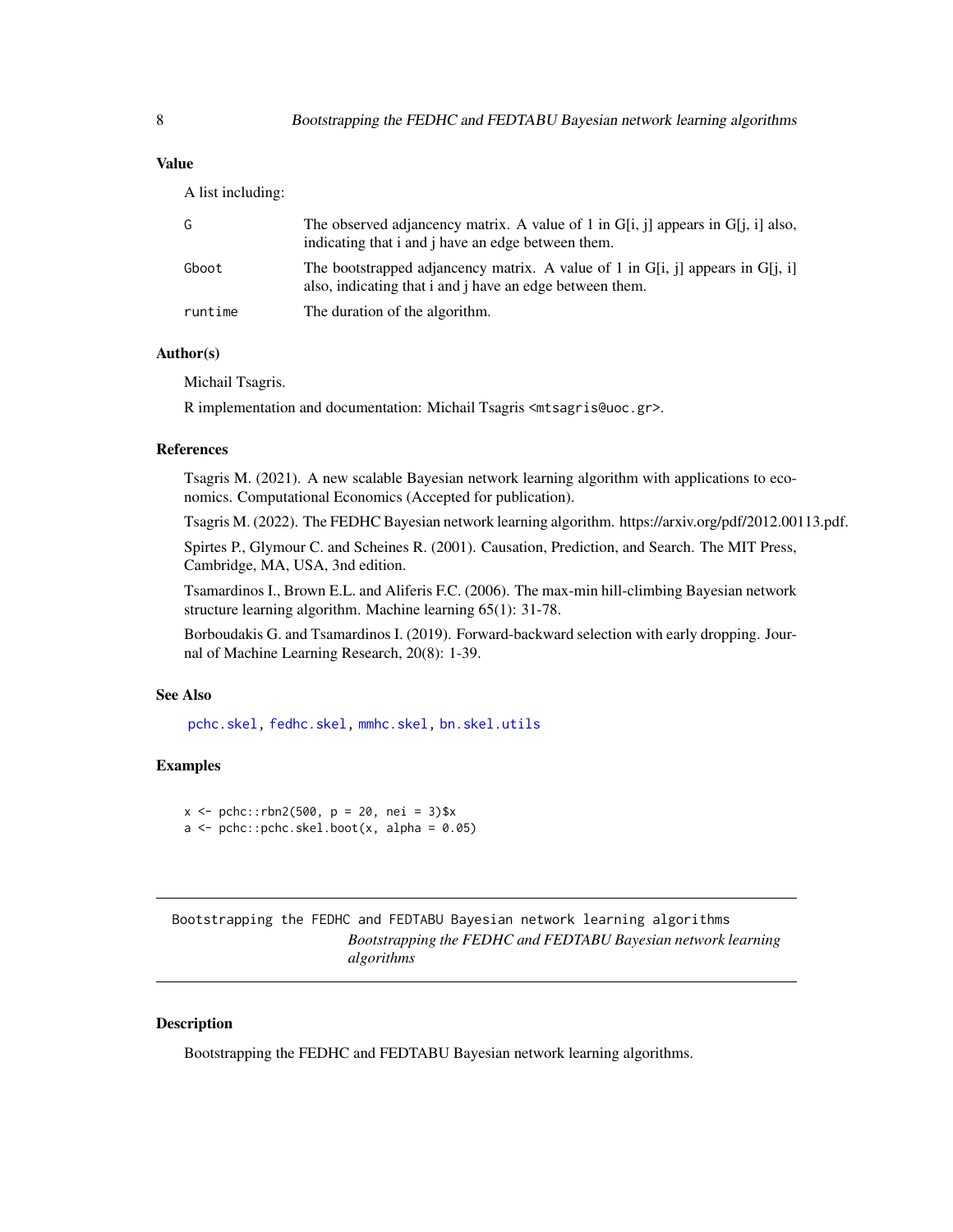### Value

A list including:

| | |
|---|---|
| G | The observed adjancency matrix. A value of 1 in G[i, j] appears in G[j, i] also, indicating that i and j have an edge between them. |
| Gboot | The bootstrapped adjancency matrix. A value of 1 in G[i, j] appears in G[j, i] also, indicating that i and j have an edge between them. |
| runtime | The duration of the algorithm. |

### Author(s)

Michail Tsagris.

R implementation and documentation: Michail Tsagris <mtsagris@uoc.gr>.

### References

Tsagris M. (2021). A new scalable Bayesian network learning algorithm with applications to economics. Computational Economics (Accepted for publication).

Tsagris M. (2022). The FEDHC Bayesian network learning algorithm. https://arxiv.org/pdf/2012.00113.pdf.

Spirtes P., Glymour C. and Scheines R. (2001). Causation, Prediction, and Search. The MIT Press, Cambridge, MA, USA, 3nd edition.

Tsamardinos I., Brown E.L. and Aliferis F.C. (2006). The max-min hill-climbing Bayesian network structure learning algorithm. Machine learning 65(1): 31-78.

Borboudakis G. and Tsamardinos I. (2019). Forward-backward selection with early dropping. Journal of Machine Learning Research, 20(8): 1-39.

### See Also

pchc.skel, fedhc.skel, mmhc.skel, bn.skel.utils

### Examples

```
x <- pchc::rbn2(500, p = 20, nei = 3)$x
a <- pchc::pchc.skel.boot(x, alpha = 0.05)
```

---

## Bootstrapping the FEDHC and FEDTABU Bayesian network learning algorithms

*Bootstrapping the FEDHC and FEDTABU Bayesian network learning algorithms*

---

### Description

Bootstrapping the FEDHC and FEDTABU Bayesian network learning algorithms.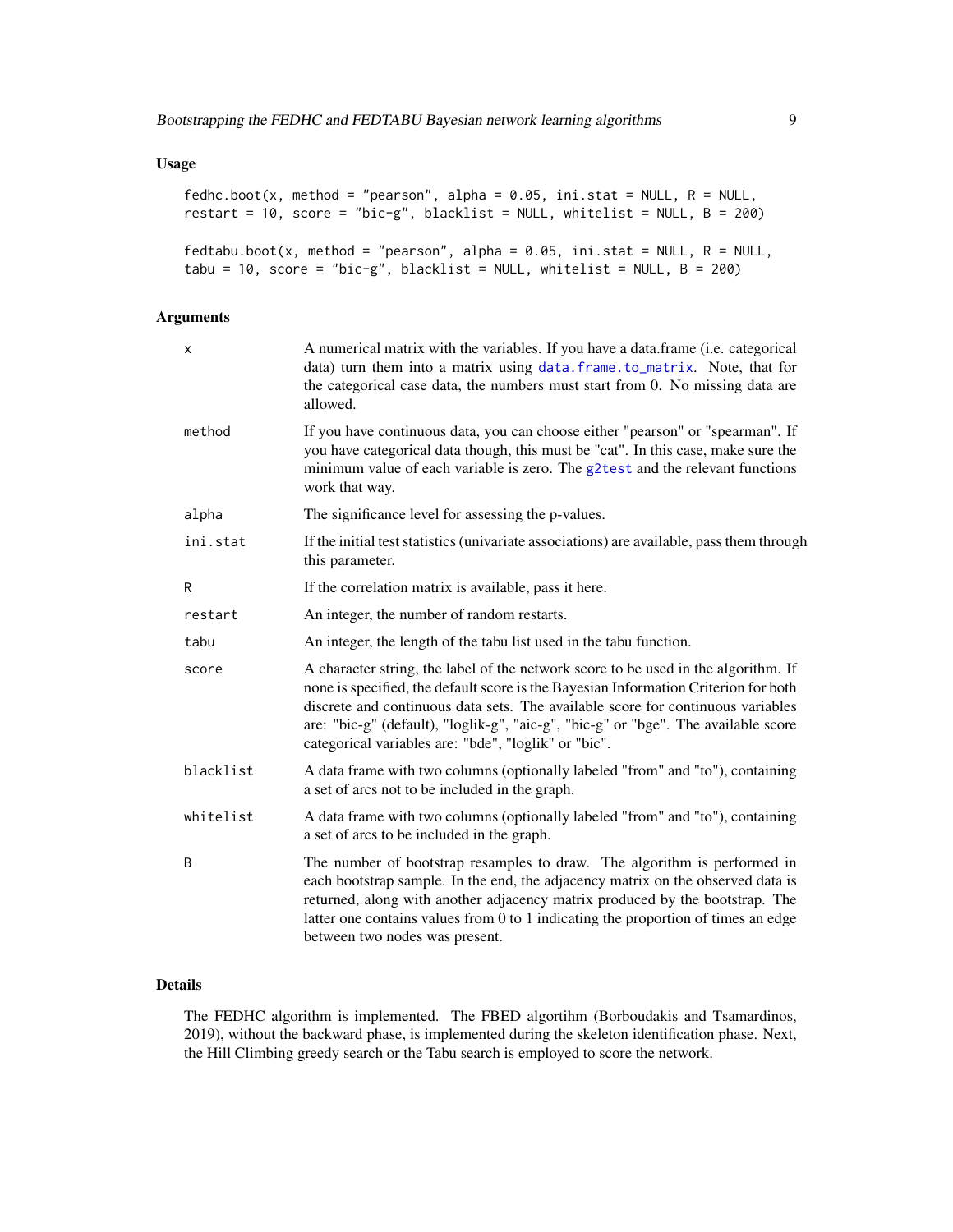## Usage

```
fedhc.boot(x, method = "pearson", alpha = 0.05, ini.stat = NULL, R = NULL,
restart = 10, score = "bic-g", blacklist = NULL, whitelist = NULL, B = 200)

fedtabu.boot(x, method = "pearson", alpha = 0.05, ini.stat = NULL, R = NULL,
tabu = 10, score = "bic-g", blacklist = NULL, whitelist = NULL, B = 200)
```

## Arguments

| | |
|---|---|
| `x` | A numerical matrix with the variables. If you have a data.frame (i.e. categorical data) turn them into a matrix using `data.frame.to_matrix`. Note, that for the categorical case data, the numbers must start from 0. No missing data are allowed. |
| `method` | If you have continuous data, you can choose either "pearson" or "spearman". If you have categorical data though, this must be "cat". In this case, make sure the minimum value of each variable is zero. The `g2test` and the relevant functions work that way. |
| `alpha` | The significance level for assessing the p-values. |
| `ini.stat` | If the initial test statistics (univariate associations) are available, pass them through this parameter. |
| `R` | If the correlation matrix is available, pass it here. |
| `restart` | An integer, the number of random restarts. |
| `tabu` | An integer, the length of the tabu list used in the tabu function. |
| `score` | A character string, the label of the network score to be used in the algorithm. If none is specified, the default score is the Bayesian Information Criterion for both discrete and continuous data sets. The available score for continuous variables are: "bic-g" (default), "loglik-g", "aic-g", "bic-g" or "bge". The available score categorical variables are: "bde", "loglik" or "bic". |
| `blacklist` | A data frame with two columns (optionally labeled "from" and "to"), containing a set of arcs not to be included in the graph. |
| `whitelist` | A data frame with two columns (optionally labeled "from" and "to"), containing a set of arcs to be included in the graph. |
| `B` | The number of bootstrap resamples to draw. The algorithm is performed in each bootstrap sample. In the end, the adjacency matrix on the observed data is returned, along with another adjacency matrix produced by the bootstrap. The latter one contains values from 0 to 1 indicating the proportion of times an edge between two nodes was present. |

## Details

The FEDHC algorithm is implemented. The FBED algortihm (Borboudakis and Tsamardinos, 2019), without the backward phase, is implemented during the skeleton identification phase. Next, the Hill Climbing greedy search or the Tabu search is employed to score the network.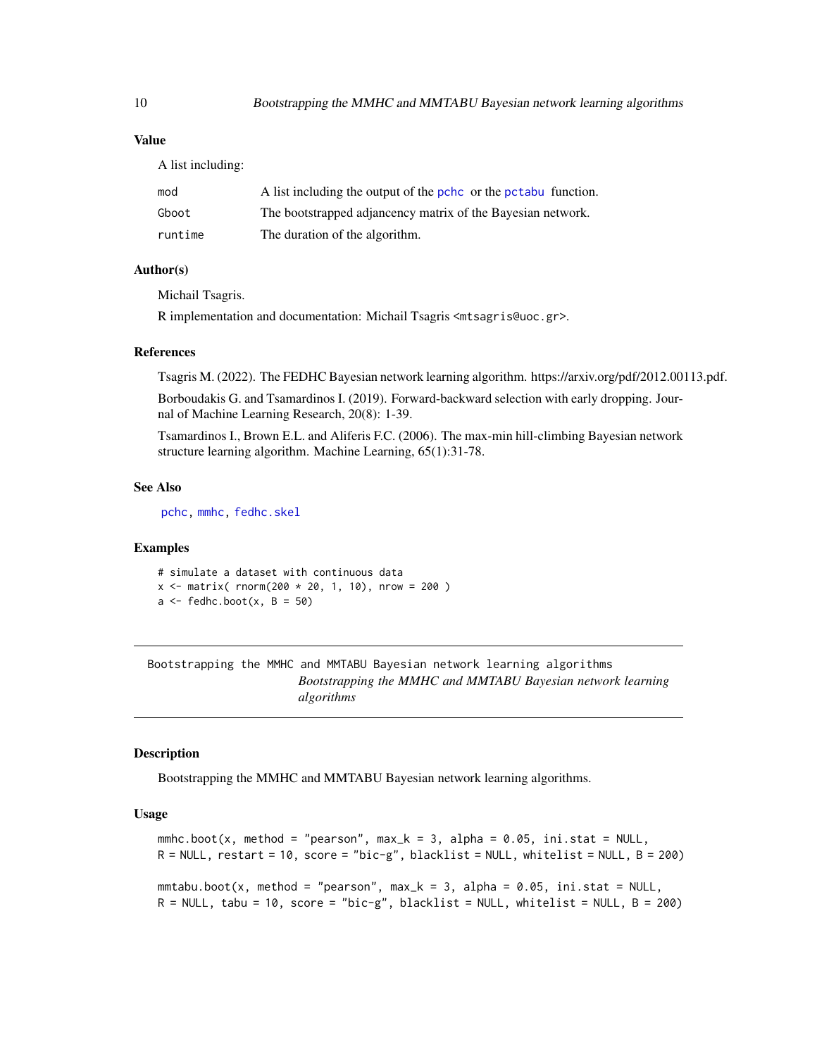### Value

A list including:

| | |
|---|---|
| mod | A list including the output of the pchc or the pctabu function. |
| Gboot | The bootstrapped adjancency matrix of the Bayesian network. |
| runtime | The duration of the algorithm. |

### Author(s)

Michail Tsagris.

R implementation and documentation: Michail Tsagris <mtsagris@uoc.gr>.

### References

Tsagris M. (2022). The FEDHC Bayesian network learning algorithm. https://arxiv.org/pdf/2012.00113.pdf.

Borboudakis G. and Tsamardinos I. (2019). Forward-backward selection with early dropping. Journal of Machine Learning Research, 20(8): 1-39.

Tsamardinos I., Brown E.L. and Aliferis F.C. (2006). The max-min hill-climbing Bayesian network structure learning algorithm. Machine Learning, 65(1):31-78.

### See Also

pchc, mmhc, fedhc.skel

### Examples

```
# simulate a dataset with continuous data
x <- matrix( rnorm(200 * 20, 1, 10), nrow = 200 )
a <- fedhc.boot(x, B = 50)
```

---

## Bootstrapping the MMHC and MMTABU Bayesian network learning algorithms

*Bootstrapping the MMHC and MMTABU Bayesian network learning algorithms*

### Description

Bootstrapping the MMHC and MMTABU Bayesian network learning algorithms.

### Usage

```
mmhc.boot(x, method = "pearson", max_k = 3, alpha = 0.05, ini.stat = NULL,
R = NULL, restart = 10, score = "bic-g", blacklist = NULL, whitelist = NULL, B = 200)

mmtabu.boot(x, method = "pearson", max_k = 3, alpha = 0.05, ini.stat = NULL,
R = NULL, tabu = 10, score = "bic-g", blacklist = NULL, whitelist = NULL, B = 200)
```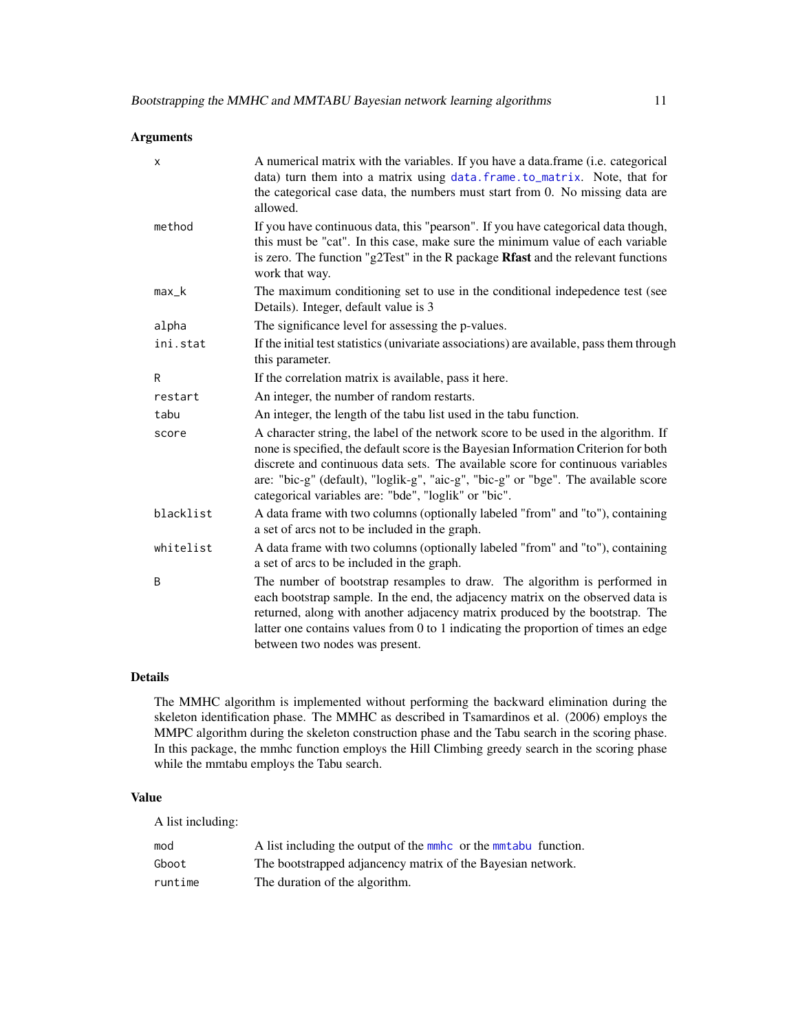## Arguments

| | |
|---|---|
| x | A numerical matrix with the variables. If you have a data.frame (i.e. categorical data) turn them into a matrix using data.frame.to_matrix. Note, that for the categorical case data, the numbers must start from 0. No missing data are allowed. |
| method | If you have continuous data, this "pearson". If you have categorical data though, this must be "cat". In this case, make sure the minimum value of each variable is zero. The function "g2Test" in the R package **Rfast** and the relevant functions work that way. |
| max_k | The maximum conditioning set to use in the conditional indepedence test (see Details). Integer, default value is 3 |
| alpha | The significance level for assessing the p-values. |
| ini.stat | If the initial test statistics (univariate associations) are available, pass them through this parameter. |
| R | If the correlation matrix is available, pass it here. |
| restart | An integer, the number of random restarts. |
| tabu | An integer, the length of the tabu list used in the tabu function. |
| score | A character string, the label of the network score to be used in the algorithm. If none is specified, the default score is the Bayesian Information Criterion for both discrete and continuous data sets. The available score for continuous variables are: "bic-g" (default), "loglik-g", "aic-g", "bic-g" or "bge". The available score categorical variables are: "bde", "loglik" or "bic". |
| blacklist | A data frame with two columns (optionally labeled "from" and "to"), containing a set of arcs not to be included in the graph. |
| whitelist | A data frame with two columns (optionally labeled "from" and "to"), containing a set of arcs to be included in the graph. |
| B | The number of bootstrap resamples to draw. The algorithm is performed in each bootstrap sample. In the end, the adjacency matrix on the observed data is returned, along with another adjacency matrix produced by the bootstrap. The latter one contains values from 0 to 1 indicating the proportion of times an edge between two nodes was present. |

## Details

The MMHC algorithm is implemented without performing the backward elimination during the skeleton identification phase. The MMHC as described in Tsamardinos et al. (2006) employs the MMPC algorithm during the skeleton construction phase and the Tabu search in the scoring phase. In this package, the mmhc function employs the Hill Climbing greedy search in the scoring phase while the mmtabu employs the Tabu search.

## Value

A list including:

| | |
|---|---|
| mod | A list including the output of the mmhc or the mmtabu function. |
| Gboot | The bootstrapped adjancency matrix of the Bayesian network. |
| runtime | The duration of the algorithm. |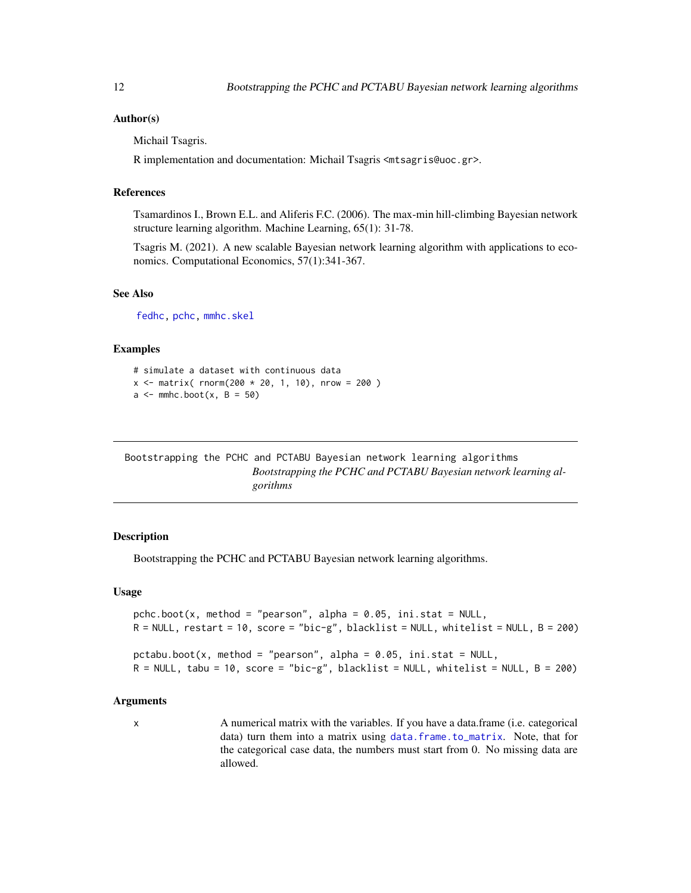### Author(s)

Michail Tsagris.

R implementation and documentation: Michail Tsagris <mtsagris@uoc.gr>.

### References

Tsamardinos I., Brown E.L. and Aliferis F.C. (2006). The max-min hill-climbing Bayesian network structure learning algorithm. Machine Learning, 65(1): 31-78.

Tsagris M. (2021). A new scalable Bayesian network learning algorithm with applications to economics. Computational Economics, 57(1):341-367.

### See Also

fedhc, pchc, mmhc.skel

### Examples

```
# simulate a dataset with continuous data
x <- matrix( rnorm(200 * 20, 1, 10), nrow = 200 )
a <- mmhc.boot(x, B = 50)
```

---

## Bootstrapping the PCHC and PCTABU Bayesian network learning algorithms

*Bootstrapping the PCHC and PCTABU Bayesian network learning algorithms*

---

### Description

Bootstrapping the PCHC and PCTABU Bayesian network learning algorithms.

### Usage

```
pchc.boot(x, method = "pearson", alpha = 0.05, ini.stat = NULL,
R = NULL, restart = 10, score = "bic-g", blacklist = NULL, whitelist = NULL, B = 200)

pctabu.boot(x, method = "pearson", alpha = 0.05, ini.stat = NULL,
R = NULL, tabu = 10, score = "bic-g", blacklist = NULL, whitelist = NULL, B = 200)
```

### Arguments

| | |
|---|---|
| x | A numerical matrix with the variables. If you have a data.frame (i.e. categorical data) turn them into a matrix using data.frame.to_matrix. Note, that for the categorical case data, the numbers must start from 0. No missing data are allowed. |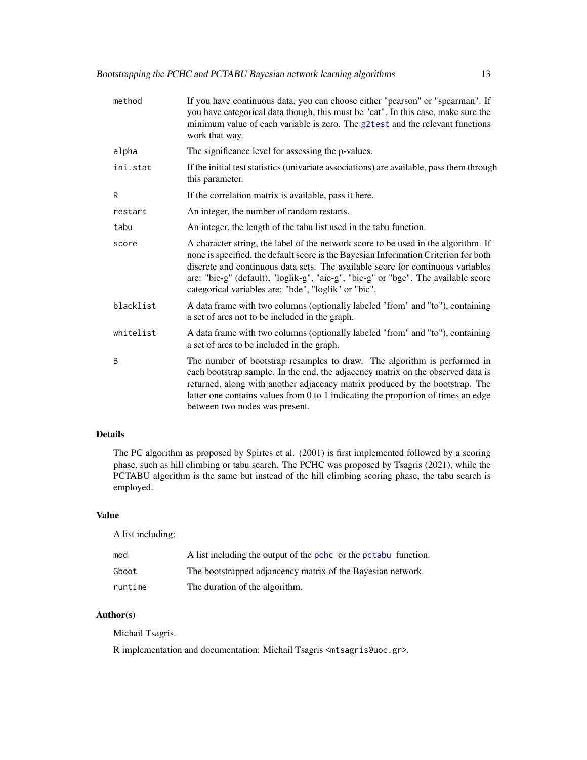| | |
|---|---|
| method | If you have continuous data, you can choose either "pearson" or "spearman". If you have categorical data though, this must be "cat". In this case, make sure the minimum value of each variable is zero. The g2test and the relevant functions work that way. |
| alpha | The significance level for assessing the p-values. |
| ini.stat | If the initial test statistics (univariate associations) are available, pass them through this parameter. |
| R | If the correlation matrix is available, pass it here. |
| restart | An integer, the number of random restarts. |
| tabu | An integer, the length of the tabu list used in the tabu function. |
| score | A character string, the label of the network score to be used in the algorithm. If none is specified, the default score is the Bayesian Information Criterion for both discrete and continuous data sets. The available score for continuous variables are: "bic-g" (default), "loglik-g", "aic-g", "bic-g" or "bge". The available score categorical variables are: "bde", "loglik" or "bic". |
| blacklist | A data frame with two columns (optionally labeled "from" and "to"), containing a set of arcs not to be included in the graph. |
| whitelist | A data frame with two columns (optionally labeled "from" and "to"), containing a set of arcs to be included in the graph. |
| B | The number of bootstrap resamples to draw. The algorithm is performed in each bootstrap sample. In the end, the adjacency matrix on the observed data is returned, along with another adjacency matrix produced by the bootstrap. The latter one contains values from 0 to 1 indicating the proportion of times an edge between two nodes was present. |

## Details

The PC algorithm as proposed by Spirtes et al. (2001) is first implemented followed by a scoring phase, such as hill climbing or tabu search. The PCHC was proposed by Tsagris (2021), while the PCTABU algorithm is the same but instead of the hill climbing scoring phase, the tabu search is employed.

## Value

A list including:

| | |
|---|---|
| mod | A list including the output of the pchc or the pctabu function. |
| Gboot | The bootstrapped adjancency matrix of the Bayesian network. |
| runtime | The duration of the algorithm. |

## Author(s)

Michail Tsagris.

R implementation and documentation: Michail Tsagris <mtsagris@uoc.gr>.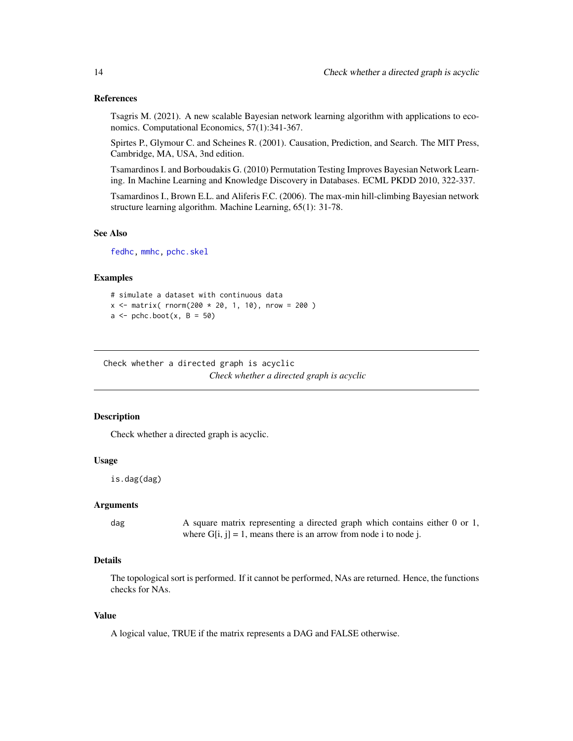### References

Tsagris M. (2021). A new scalable Bayesian network learning algorithm with applications to economics. Computational Economics, 57(1):341-367.

Spirtes P., Glymour C. and Scheines R. (2001). Causation, Prediction, and Search. The MIT Press, Cambridge, MA, USA, 3nd edition.

Tsamardinos I. and Borboudakis G. (2010) Permutation Testing Improves Bayesian Network Learning. In Machine Learning and Knowledge Discovery in Databases. ECML PKDD 2010, 322-337.

Tsamardinos I., Brown E.L. and Aliferis F.C. (2006). The max-min hill-climbing Bayesian network structure learning algorithm. Machine Learning, 65(1): 31-78.

### See Also

fedhc, mmhc, pchc.skel

### Examples

```
# simulate a dataset with continuous data
x <- matrix( rnorm(200 * 20, 1, 10), nrow = 200 )
a <- pchc.boot(x, B = 50)
```

---

## Check whether a directed graph is acyclic

*Check whether a directed graph is acyclic*

---

### Description

Check whether a directed graph is acyclic.

### Usage

```
is.dag(dag)
```

### Arguments

| | |
|---|---|
| dag | A square matrix representing a directed graph which contains either 0 or 1, where G[i, j] = 1, means there is an arrow from node i to node j. |

### Details

The topological sort is performed. If it cannot be performed, NAs are returned. Hence, the functions checks for NAs.

### Value

A logical value, TRUE if the matrix represents a DAG and FALSE otherwise.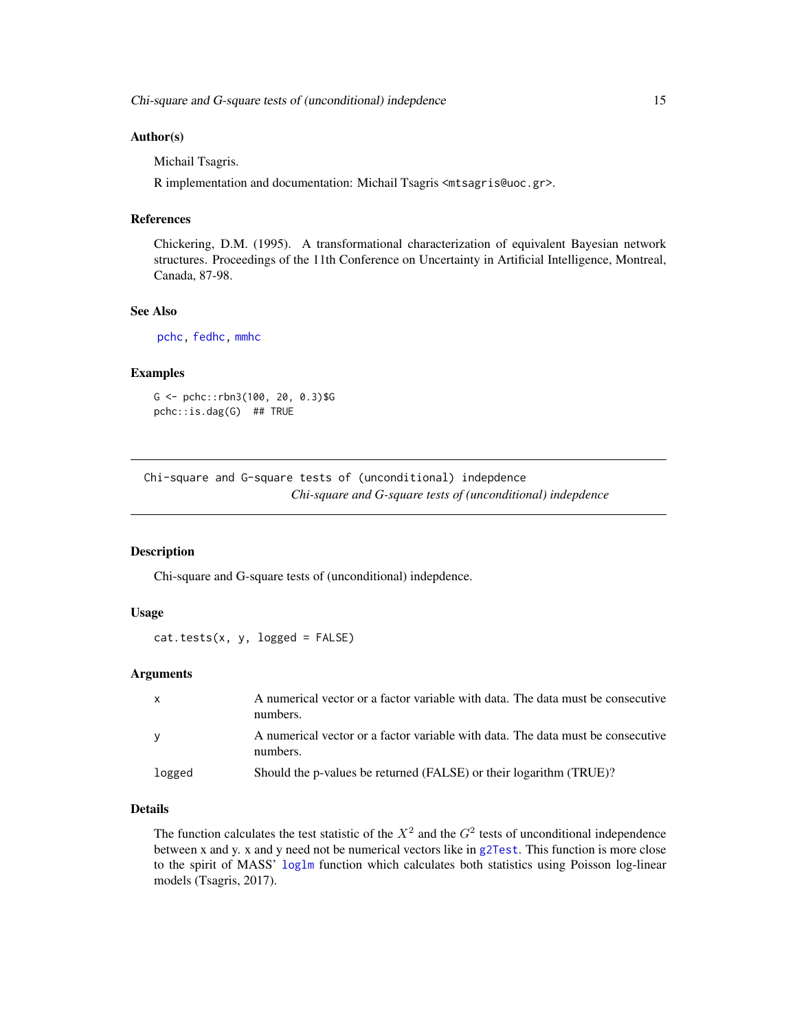## Author(s)

Michail Tsagris.

R implementation and documentation: Michail Tsagris <mtsagris@uoc.gr>.

## References

Chickering, D.M. (1995). A transformational characterization of equivalent Bayesian network structures. Proceedings of the 11th Conference on Uncertainty in Artificial Intelligence, Montreal, Canada, 87-98.

## See Also

pchc, fedhc, mmhc

## Examples

```
G <- pchc::rbn3(100, 20, 0.3)$G
pchc::is.dag(G)  ## TRUE
```

---

# Chi-square and G-square tests of (unconditional) indepdence

*Chi-square and G-square tests of (unconditional) indepdence*

## Description

Chi-square and G-square tests of (unconditional) indepdence.

## Usage

```
cat.tests(x, y, logged = FALSE)
```

## Arguments

| | |
|---|---|
| x | A numerical vector or a factor variable with data. The data must be consecutive numbers. |
| y | A numerical vector or a factor variable with data. The data must be consecutive numbers. |
| logged | Should the p-values be returned (FALSE) or their logarithm (TRUE)? |

## Details

The function calculates the test statistic of the $X^2$ and the $G^2$ tests of unconditional independence between x and y. x and y need not be numerical vectors like in g2Test. This function is more close to the spirit of MASS' loglm function which calculates both statistics using Poisson log-linear models (Tsagris, 2017).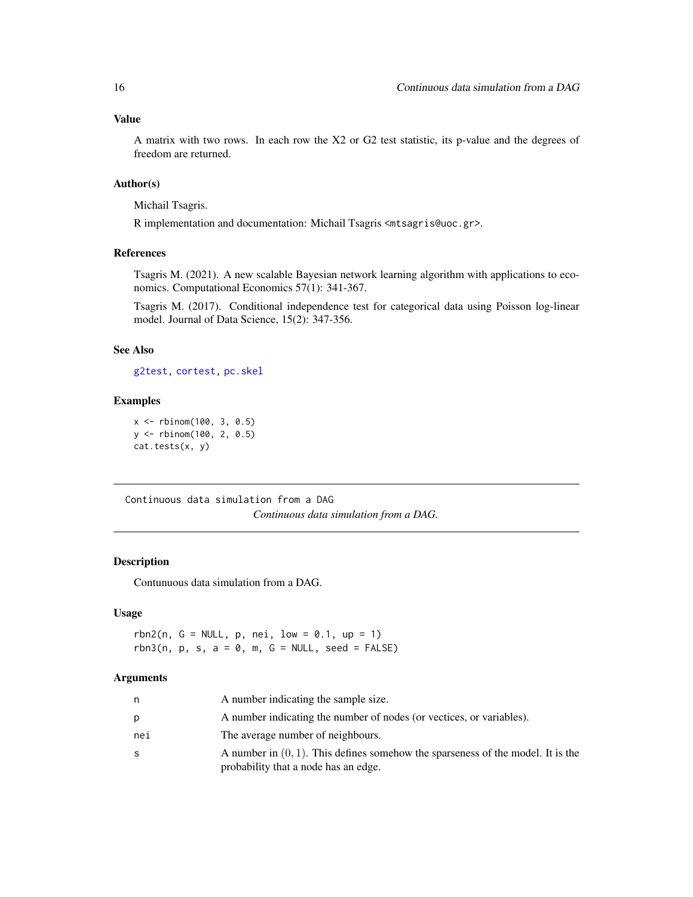### Value

A matrix with two rows. In each row the X2 or G2 test statistic, its p-value and the degrees of freedom are returned.

### Author(s)

Michail Tsagris.

R implementation and documentation: Michail Tsagris <mtsagris@uoc.gr>.

### References

Tsagris M. (2021). A new scalable Bayesian network learning algorithm with applications to economics. Computational Economics 57(1): 341-367.

Tsagris M. (2017). Conditional independence test for categorical data using Poisson log-linear model. Journal of Data Science, 15(2): 347-356.

### See Also

g2test, cortest, pc.skel

### Examples

```
x <- rbinom(100, 3, 0.5)
y <- rbinom(100, 2, 0.5)
cat.tests(x, y)
```

---

## Continuous data simulation from a DAG

*Continuous data simulation from a DAG.*

---

### Description

Contunuous data simulation from a DAG.

### Usage

```
rbn2(n, G = NULL, p, nei, low = 0.1, up = 1)
rbn3(n, p, s, a = 0, m, G = NULL, seed = FALSE)
```

### Arguments

| | |
|---|---|
| n | A number indicating the sample size. |
| p | A number indicating the number of nodes (or vectices, or variables). |
| nei | The average number of neighbours. |
| s | A number in $(0, 1)$. This defines somehow the sparseness of the model. It is the probability that a node has an edge. |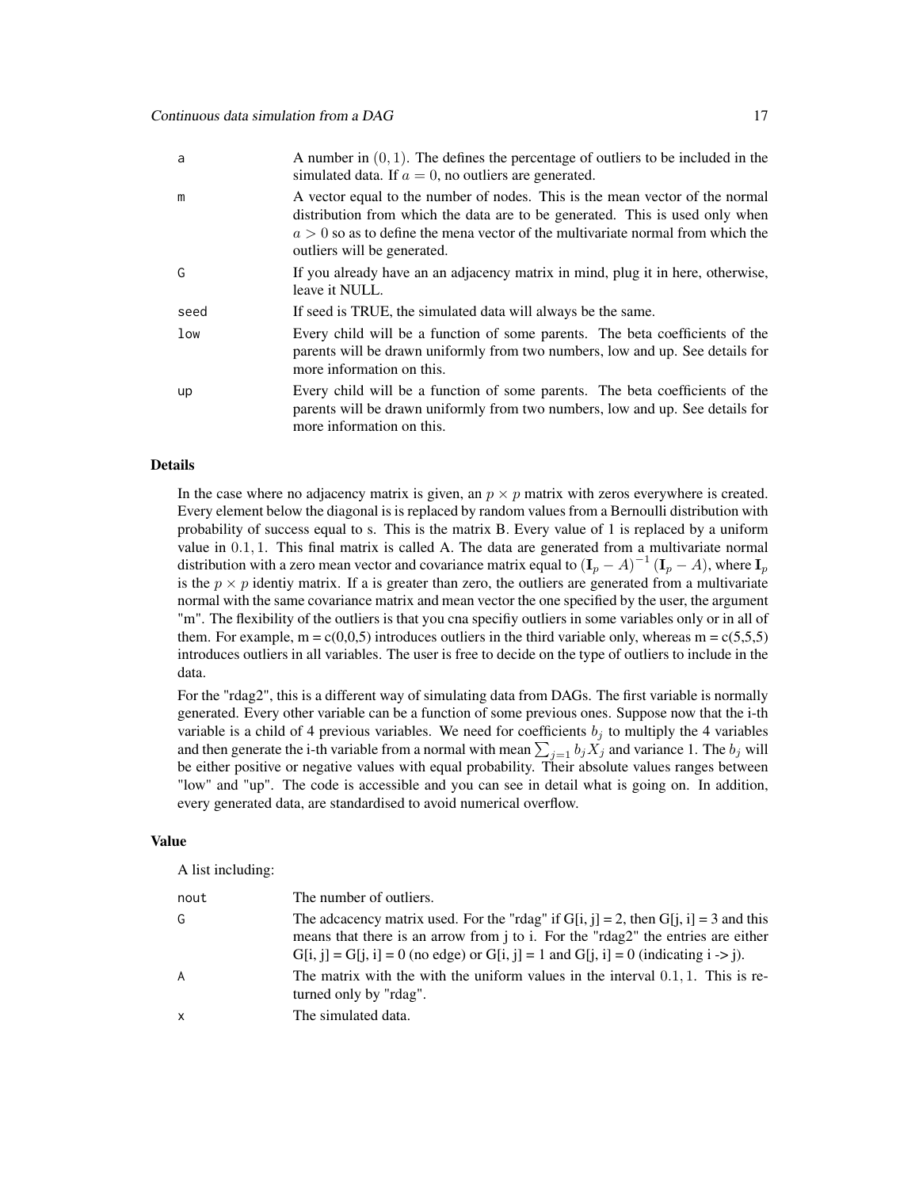| | |
|---|---|
| a | A number in $(0, 1)$. The defines the percentage of outliers to be included in the simulated data. If $a = 0$, no outliers are generated. |
| m | A vector equal to the number of nodes. This is the mean vector of the normal distribution from which the data are to be generated. This is used only when $a > 0$ so as to define the mena vector of the multivariate normal from which the outliers will be generated. |
| G | If you already have an an adjacency matrix in mind, plug it in here, otherwise, leave it NULL. |
| seed | If seed is TRUE, the simulated data will always be the same. |
| low | Every child will be a function of some parents. The beta coefficients of the parents will be drawn uniformly from two numbers, low and up. See details for more information on this. |
| up | Every child will be a function of some parents. The beta coefficients of the parents will be drawn uniformly from two numbers, low and up. See details for more information on this. |

### Details

In the case where no adjacency matrix is given, an $p \times p$ matrix with zeros everywhere is created. Every element below the diagonal is is replaced by random values from a Bernoulli distribution with probability of success equal to s. This is the matrix B. Every value of 1 is replaced by a uniform value in $0.1, 1$. This final matrix is called A. The data are generated from a multivariate normal distribution with a zero mean vector and covariance matrix equal to $\left(\mathbf{I}_p - A\right)^{-1} \left(\mathbf{I}_p - A\right)$, where $\mathbf{I}_p$ is the $p \times p$ identiy matrix. If a is greater than zero, the outliers are generated from a multivariate normal with the same covariance matrix and mean vector the one specified by the user, the argument "m". The flexibility of the outliers is that you cna specifiy outliers in some variables only or in all of them. For example, m = c(0,0,5) introduces outliers in the third variable only, whereas m = c(5,5,5) introduces outliers in all variables. The user is free to decide on the type of outliers to include in the data.

For the "rdag2", this is a different way of simulating data from DAGs. The first variable is normally generated. Every other variable can be a function of some previous ones. Suppose now that the i-th variable is a child of 4 previous variables. We need for coefficients $b_j$ to multiply the 4 variables and then generate the i-th variable from a normal with mean $\sum_{j=1} b_j X_j$ and variance 1. The $b_j$ will be either positive or negative values with equal probability. Their absolute values ranges between "low" and "up". The code is accessible and you can see in detail what is going on. In addition, every generated data, are standardised to avoid numerical overflow.

### Value

A list including:

| | |
|---|---|
| nout | The number of outliers. |
| G | The adcacency matrix used. For the "rdag" if G[i, j] = 2, then G[j, i] = 3 and this means that there is an arrow from j to i. For the "rdag2" the entries are either G[i, j] = G[j, i] = 0 (no edge) or G[i, j] = 1 and G[j, i] = 0 (indicating i -> j). |
| A | The matrix with the with the uniform values in the interval $0.1, 1$. This is returned only by "rdag". |
| x | The simulated data. |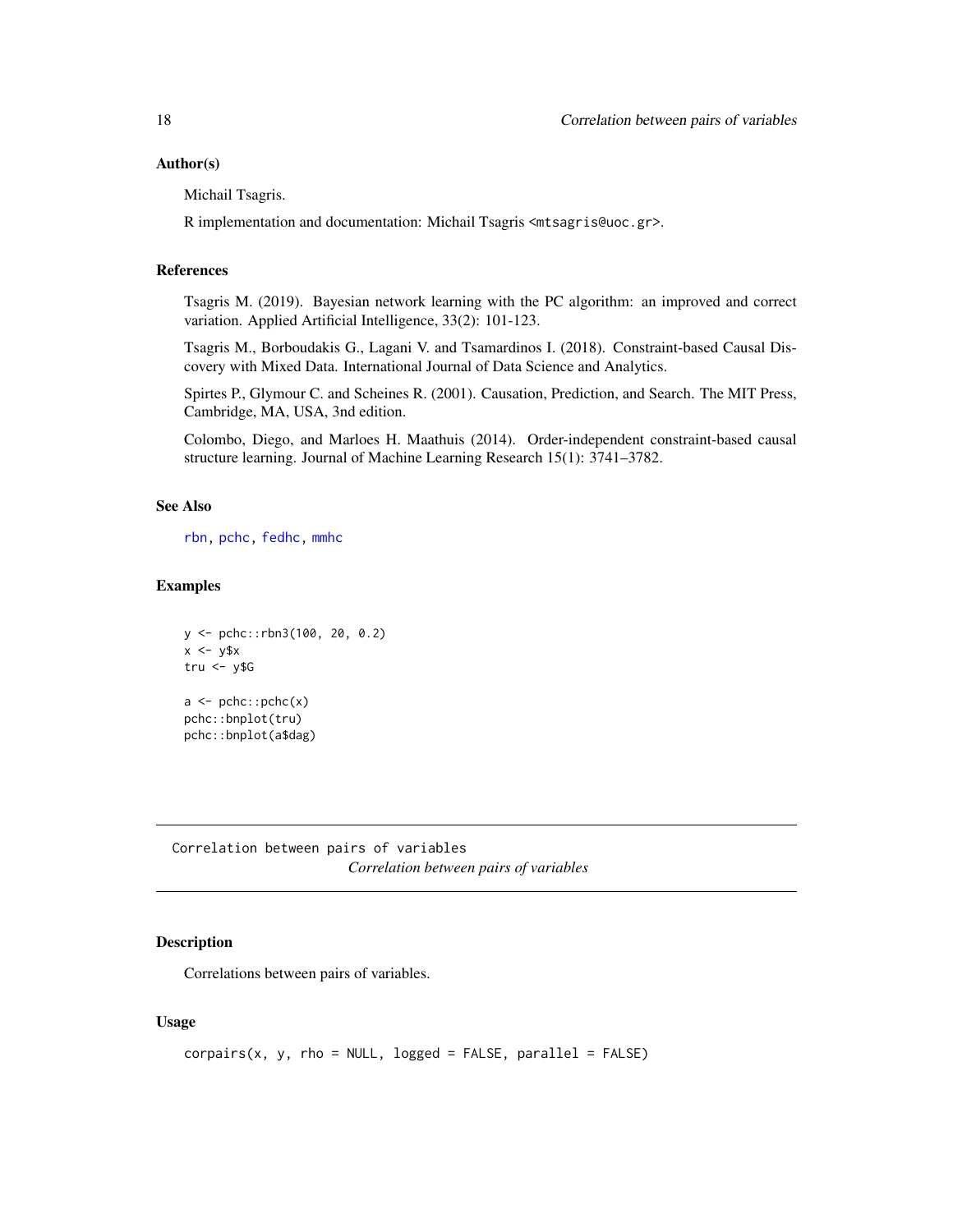### Author(s)

Michail Tsagris.

R implementation and documentation: Michail Tsagris <mtsagris@uoc.gr>.

### References

Tsagris M. (2019). Bayesian network learning with the PC algorithm: an improved and correct variation. Applied Artificial Intelligence, 33(2): 101-123.

Tsagris M., Borboudakis G., Lagani V. and Tsamardinos I. (2018). Constraint-based Causal Discovery with Mixed Data. International Journal of Data Science and Analytics.

Spirtes P., Glymour C. and Scheines R. (2001). Causation, Prediction, and Search. The MIT Press, Cambridge, MA, USA, 3nd edition.

Colombo, Diego, and Marloes H. Maathuis (2014). Order-independent constraint-based causal structure learning. Journal of Machine Learning Research 15(1): 3741–3782.

### See Also

rbn, pchc, fedhc, mmhc

### Examples

```
y <- pchc::rbn3(100, 20, 0.2)
x <- y$x
tru <- y$G

a <- pchc::pchc(x)
pchc::bnplot(tru)
pchc::bnplot(a$dag)
```

---

## Correlation between pairs of variables

*Correlation between pairs of variables*

---

### Description

Correlations between pairs of variables.

### Usage

```
corpairs(x, y, rho = NULL, logged = FALSE, parallel = FALSE)
```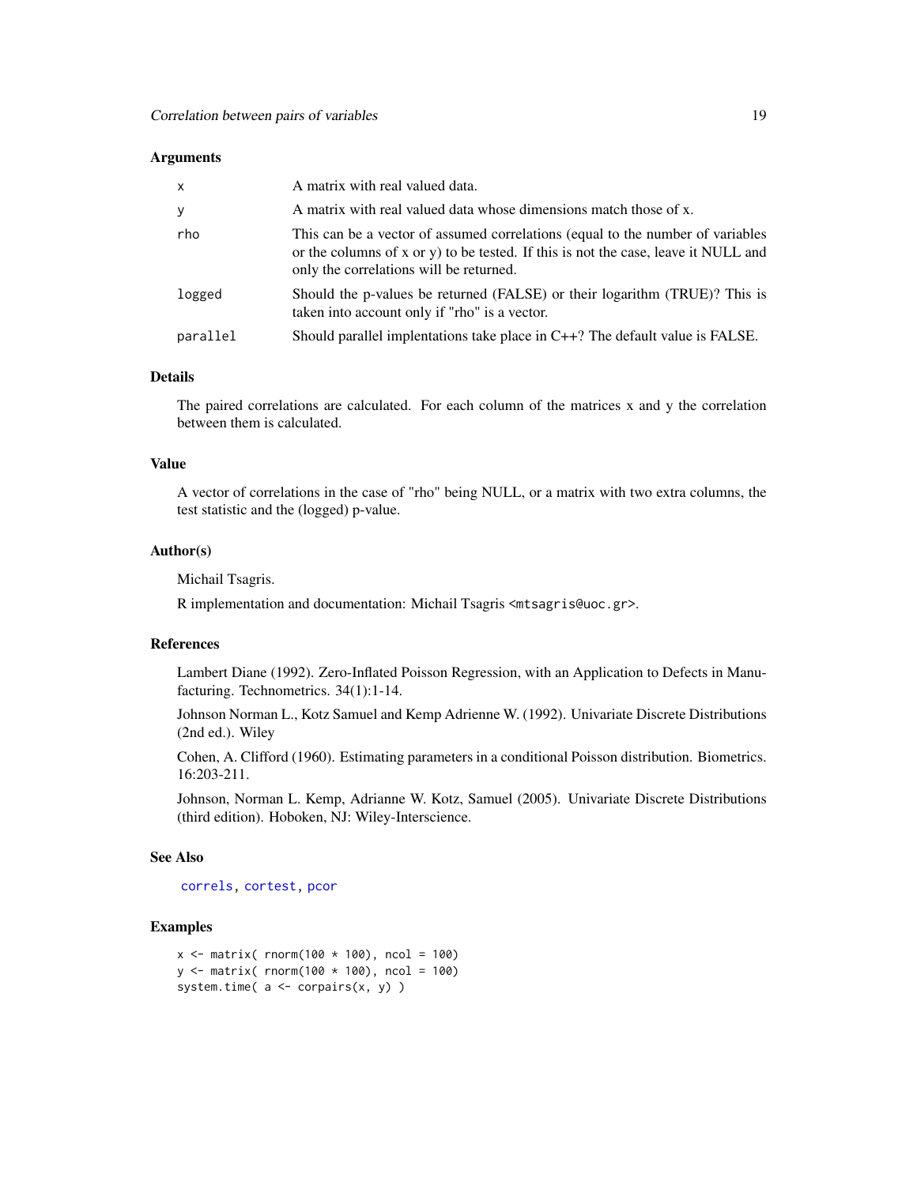### Arguments

| | |
|---|---|
| x | A matrix with real valued data. |
| y | A matrix with real valued data whose dimensions match those of x. |
| rho | This can be a vector of assumed correlations (equal to the number of variables or the columns of x or y) to be tested. If this is not the case, leave it NULL and only the correlations will be returned. |
| logged | Should the p-values be returned (FALSE) or their logarithm (TRUE)? This is taken into account only if "rho" is a vector. |
| parallel | Should parallel implentations take place in C++? The default value is FALSE. |

### Details

The paired correlations are calculated. For each column of the matrices x and y the correlation between them is calculated.

### Value

A vector of correlations in the case of "rho" being NULL, or a matrix with two extra columns, the test statistic and the (logged) p-value.

### Author(s)

Michail Tsagris.

R implementation and documentation: Michail Tsagris <mtsagris@uoc.gr>.

### References

Lambert Diane (1992). Zero-Inflated Poisson Regression, with an Application to Defects in Manufacturing. Technometrics. 34(1):1-14.

Johnson Norman L., Kotz Samuel and Kemp Adrienne W. (1992). Univariate Discrete Distributions (2nd ed.). Wiley

Cohen, A. Clifford (1960). Estimating parameters in a conditional Poisson distribution. Biometrics. 16:203-211.

Johnson, Norman L. Kemp, Adrianne W. Kotz, Samuel (2005). Univariate Discrete Distributions (third edition). Hoboken, NJ: Wiley-Interscience.

### See Also

correls, cortest, pcor

### Examples

```
x <- matrix( rnorm(100 * 100), ncol = 100)
y <- matrix( rnorm(100 * 100), ncol = 100)
system.time( a <- corpairs(x, y) )
```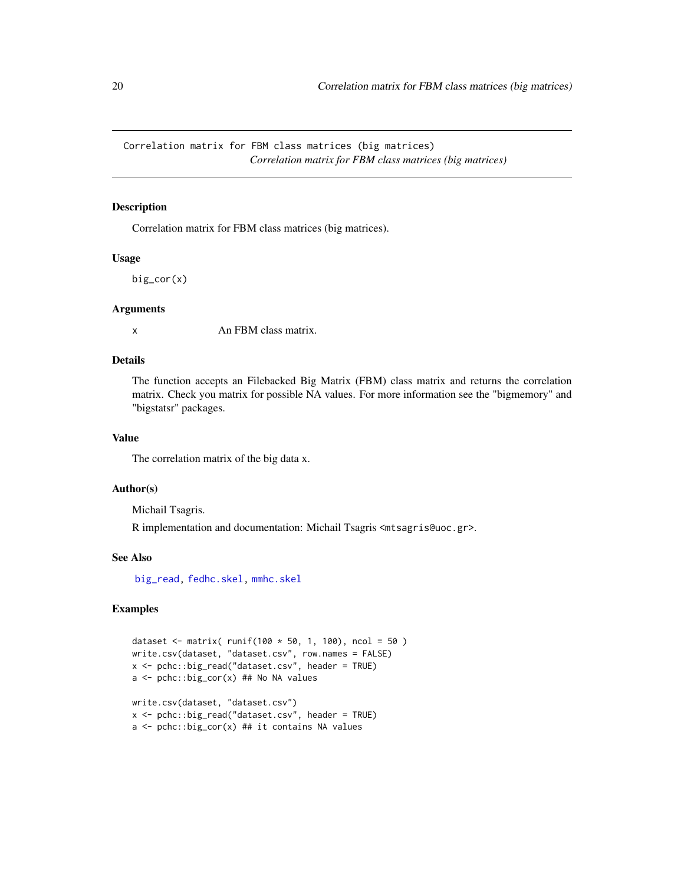# Correlation matrix for FBM class matrices (big matrices)

*Correlation matrix for FBM class matrices (big matrices)*

## Description

Correlation matrix for FBM class matrices (big matrices).

## Usage

```
big_cor(x)
```

## Arguments

x An FBM class matrix.

## Details

The function accepts an Filebacked Big Matrix (FBM) class matrix and returns the correlation matrix. Check you matrix for possible NA values. For more information see the "bigmemory" and "bigstatsr" packages.

## Value

The correlation matrix of the big data x.

## Author(s)

Michail Tsagris.

R implementation and documentation: Michail Tsagris <mtsagris@uoc.gr>.

## See Also

big_read, fedhc.skel, mmhc.skel

## Examples

```
dataset <- matrix( runif(100 * 50, 1, 100), ncol = 50 )
write.csv(dataset, "dataset.csv", row.names = FALSE)
x <- pchc::big_read("dataset.csv", header = TRUE)
a <- pchc::big_cor(x) ## No NA values

write.csv(dataset, "dataset.csv")
x <- pchc::big_read("dataset.csv", header = TRUE)
a <- pchc::big_cor(x) ## it contains NA values
```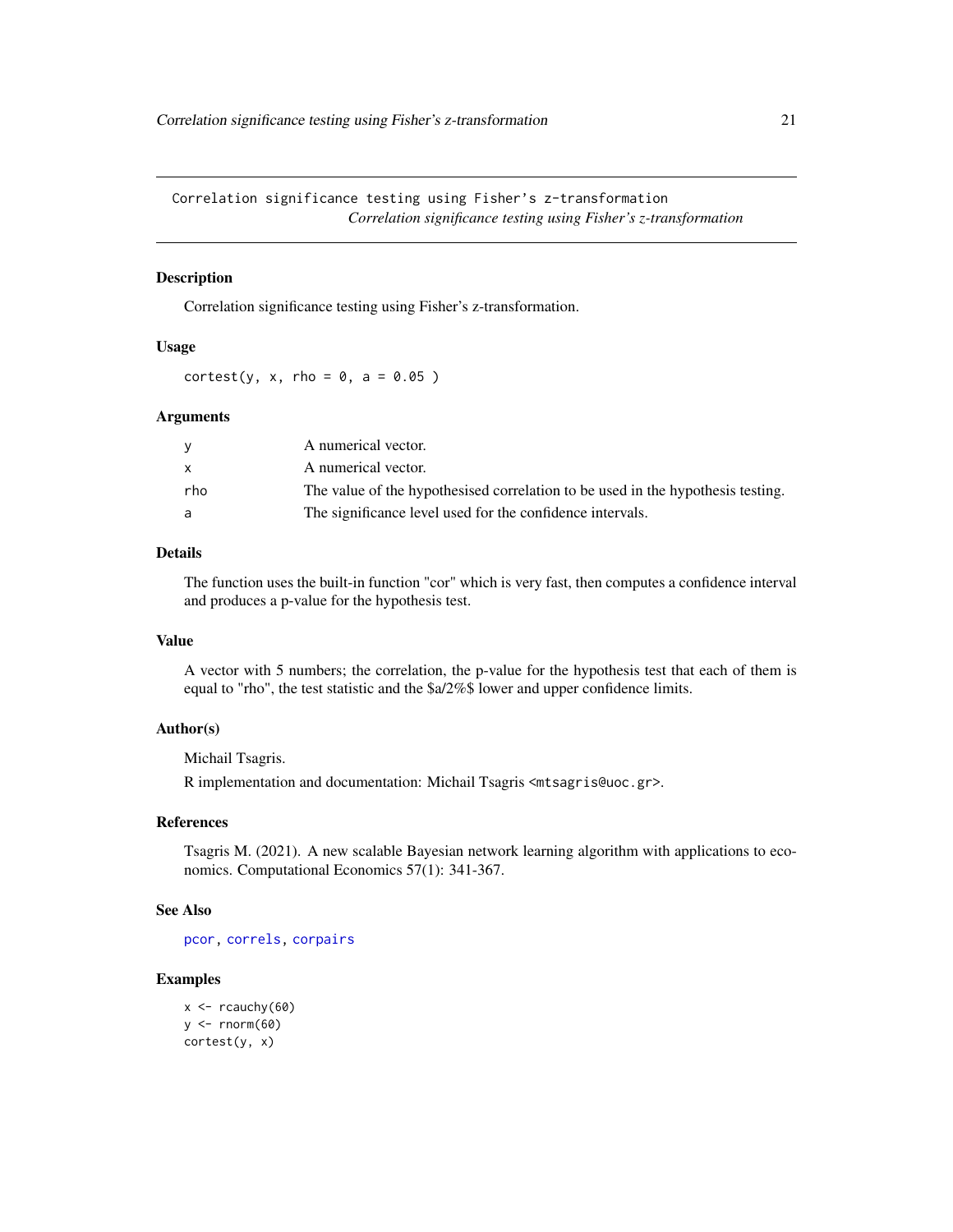Correlation significance testing using Fisher's z-transformation
*Correlation significance testing using Fisher's z-transformation*

## Description

Correlation significance testing using Fisher's z-transformation.

## Usage

```
cortest(y, x, rho = 0, a = 0.05 )
```

## Arguments

| | |
|---|---|
| y | A numerical vector. |
| x | A numerical vector. |
| rho | The value of the hypothesised correlation to be used in the hypothesis testing. |
| a | The significance level used for the confidence intervals. |

## Details

The function uses the built-in function "cor" which is very fast, then computes a confidence interval and produces a p-value for the hypothesis test.

## Value

A vector with 5 numbers; the correlation, the p-value for the hypothesis test that each of them is equal to "rho", the test statistic and the $a/2%$ lower and upper confidence limits.

## Author(s)

Michail Tsagris.

R implementation and documentation: Michail Tsagris <mtsagris@uoc.gr>.

## References

Tsagris M. (2021). A new scalable Bayesian network learning algorithm with applications to economics. Computational Economics 57(1): 341-367.

## See Also

pcor, correls, corpairs

## Examples

```
x <- rcauchy(60)
y <- rnorm(60)
cortest(y, x)
```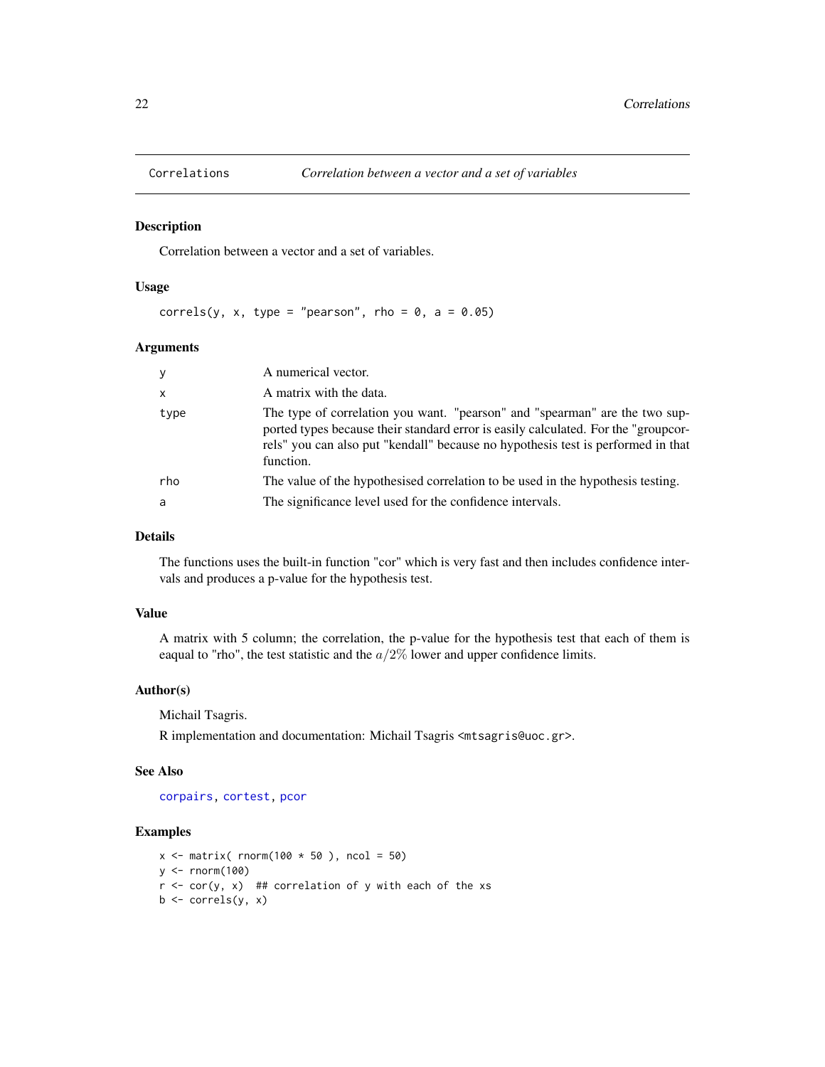# Correlations *Correlation between a vector and a set of variables*

## Description

Correlation between a vector and a set of variables.

## Usage

```
correls(y, x, type = "pearson", rho = 0, a = 0.05)
```

## Arguments

| | |
|---|---|
| y | A numerical vector. |
| x | A matrix with the data. |
| type | The type of correlation you want. "pearson" and "spearman" are the two supported types because their standard error is easily calculated. For the "groupcorrels" you can also put "kendall" because no hypothesis test is performed in that function. |
| rho | The value of the hypothesised correlation to be used in the hypothesis testing. |
| a | The significance level used for the confidence intervals. |

## Details

The functions uses the built-in function "cor" which is very fast and then includes confidence intervals and produces a p-value for the hypothesis test.

## Value

A matrix with 5 column; the correlation, the p-value for the hypothesis test that each of them is eaqual to "rho", the test statistic and the $a/2\%$ lower and upper confidence limits.

## Author(s)

Michail Tsagris.

R implementation and documentation: Michail Tsagris <mtsagris@uoc.gr>.

## See Also

corpairs, cortest, pcor

## Examples

```
x <- matrix( rnorm(100 * 50 ), ncol = 50)
y <- rnorm(100)
r <- cor(y, x)  ## correlation of y with each of the xs
b <- correls(y, x)
```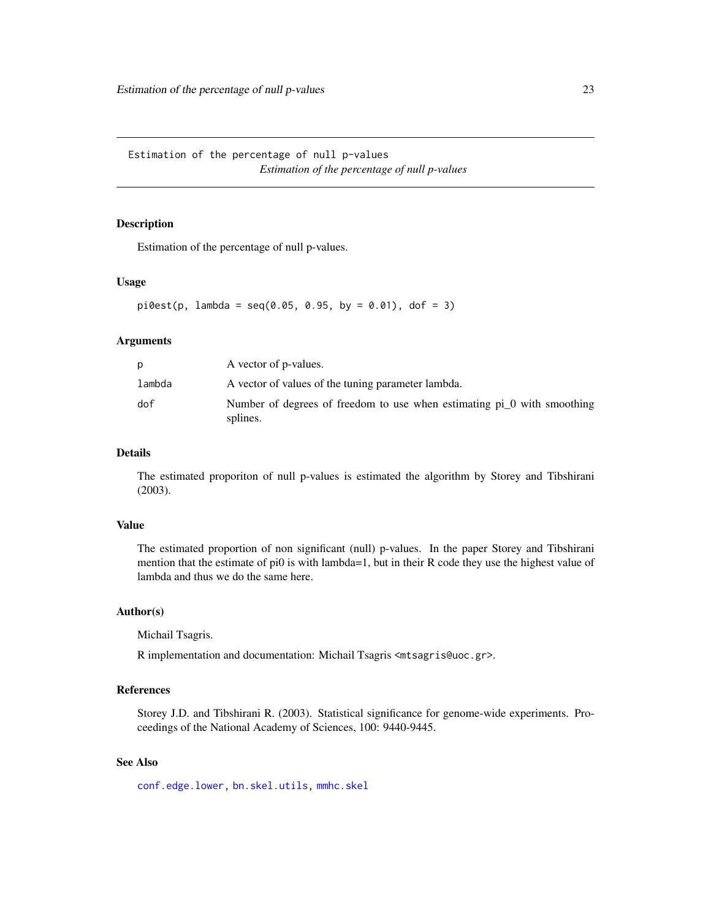Estimation of the percentage of null p-values
*Estimation of the percentage of null p-values*

## Description

Estimation of the percentage of null p-values.

## Usage

```
pi0est(p, lambda = seq(0.05, 0.95, by = 0.01), dof = 3)
```

## Arguments

| | |
|---|---|
| p | A vector of p-values. |
| lambda | A vector of values of the tuning parameter lambda. |
| dof | Number of degrees of freedom to use when estimating pi_0 with smoothing splines. |

## Details

The estimated proporiton of null p-values is estimated the algorithm by Storey and Tibshirani (2003).

## Value

The estimated proportion of non significant (null) p-values. In the paper Storey and Tibshirani mention that the estimate of pi0 is with lambda=1, but in their R code they use the highest value of lambda and thus we do the same here.

## Author(s)

Michail Tsagris.

R implementation and documentation: Michail Tsagris <mtsagris@uoc.gr>.

## References

Storey J.D. and Tibshirani R. (2003). Statistical significance for genome-wide experiments. Proceedings of the National Academy of Sciences, 100: 9440-9445.

## See Also

conf.edge.lower, bn.skel.utils, mmhc.skel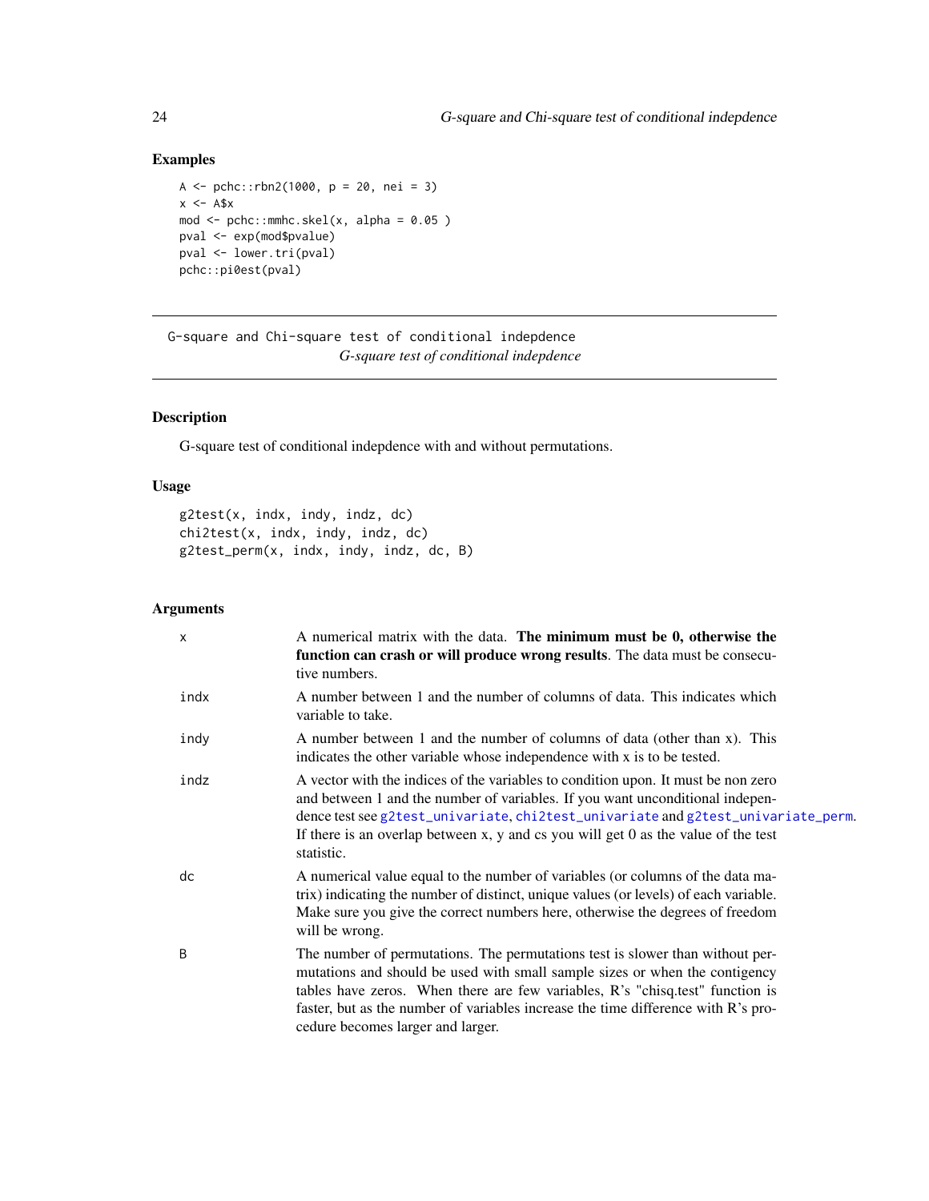## Examples

```
A <- pchc::rbn2(1000, p = 20, nei = 3)
x <- A$x
mod <- pchc::mmhc.skel(x, alpha = 0.05 )
pval <- exp(mod$pvalue)
pval <- lower.tri(pval)
pchc::pi0est(pval)
```

---

G-square and Chi-square test of conditional indepdence
*G-square test of conditional indepdence*

---

## Description

G-square test of conditional indepdence with and without permutations.

## Usage

```
g2test(x, indx, indy, indz, dc)
chi2test(x, indx, indy, indz, dc)
g2test_perm(x, indx, indy, indz, dc, B)
```

## Arguments

| | |
|---|---|
| x | A numerical matrix with the data. **The minimum must be 0, otherwise the function can crash or will produce wrong results**. The data must be consecutive numbers. |
| indx | A number between 1 and the number of columns of data. This indicates which variable to take. |
| indy | A number between 1 and the number of columns of data (other than x). This indicates the other variable whose independence with x is to be tested. |
| indz | A vector with the indices of the variables to condition upon. It must be non zero and between 1 and the number of variables. If you want unconditional independence test see g2test_univariate, chi2test_univariate and g2test_univariate_perm. If there is an overlap between x, y and cs you will get 0 as the value of the test statistic. |
| dc | A numerical value equal to the number of variables (or columns of the data matrix) indicating the number of distinct, unique values (or levels) of each variable. Make sure you give the correct numbers here, otherwise the degrees of freedom will be wrong. |
| B | The number of permutations. The permutations test is slower than without permutations and should be used with small sample sizes or when the contigency tables have zeros. When there are few variables, R's "chisq.test" function is faster, but as the number of variables increase the time difference with R's procedure becomes larger and larger. |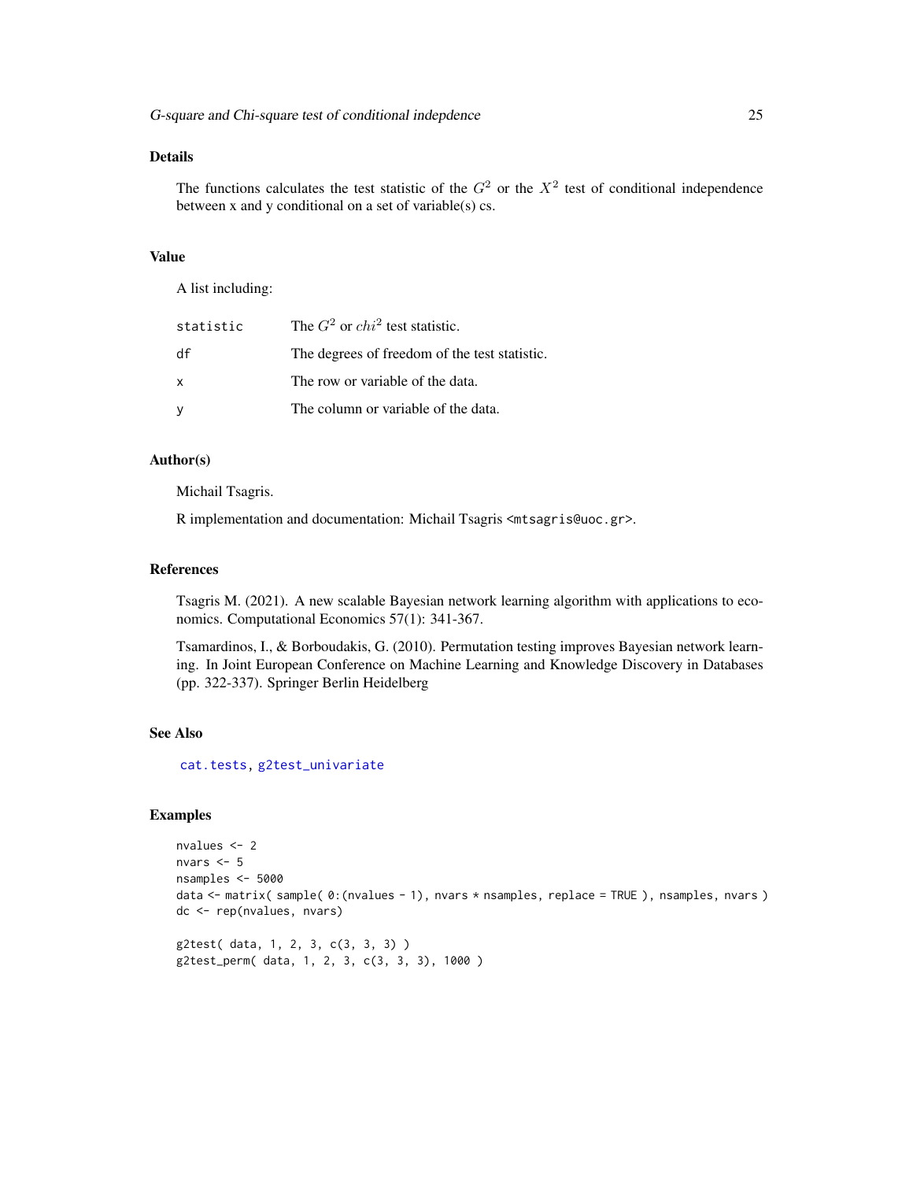## Details

The functions calculates the test statistic of the $G^2$ or the $X^2$ test of conditional independence between x and y conditional on a set of variable(s) cs.

## Value

A list including:

| | |
|---|---|
| `statistic` | The $G^2$ or $chi^2$ test statistic. |
| `df` | The degrees of freedom of the test statistic. |
| `x` | The row or variable of the data. |
| `y` | The column or variable of the data. |

## Author(s)

Michail Tsagris.

R implementation and documentation: Michail Tsagris <mtsagris@uoc.gr>.

## References

Tsagris M. (2021). A new scalable Bayesian network learning algorithm with applications to economics. Computational Economics 57(1): 341-367.

Tsamardinos, I., & Borboudakis, G. (2010). Permutation testing improves Bayesian network learning. In Joint European Conference on Machine Learning and Knowledge Discovery in Databases (pp. 322-337). Springer Berlin Heidelberg

## See Also

`cat.tests`, `g2test_univariate`

## Examples

```
nvalues <- 2
nvars <- 5
nsamples <- 5000
data <- matrix( sample( 0:(nvalues - 1), nvars * nsamples, replace = TRUE ), nsamples, nvars )
dc <- rep(nvalues, nvars)

g2test( data, 1, 2, 3, c(3, 3, 3) )
g2test_perm( data, 1, 2, 3, c(3, 3, 3), 1000 )
```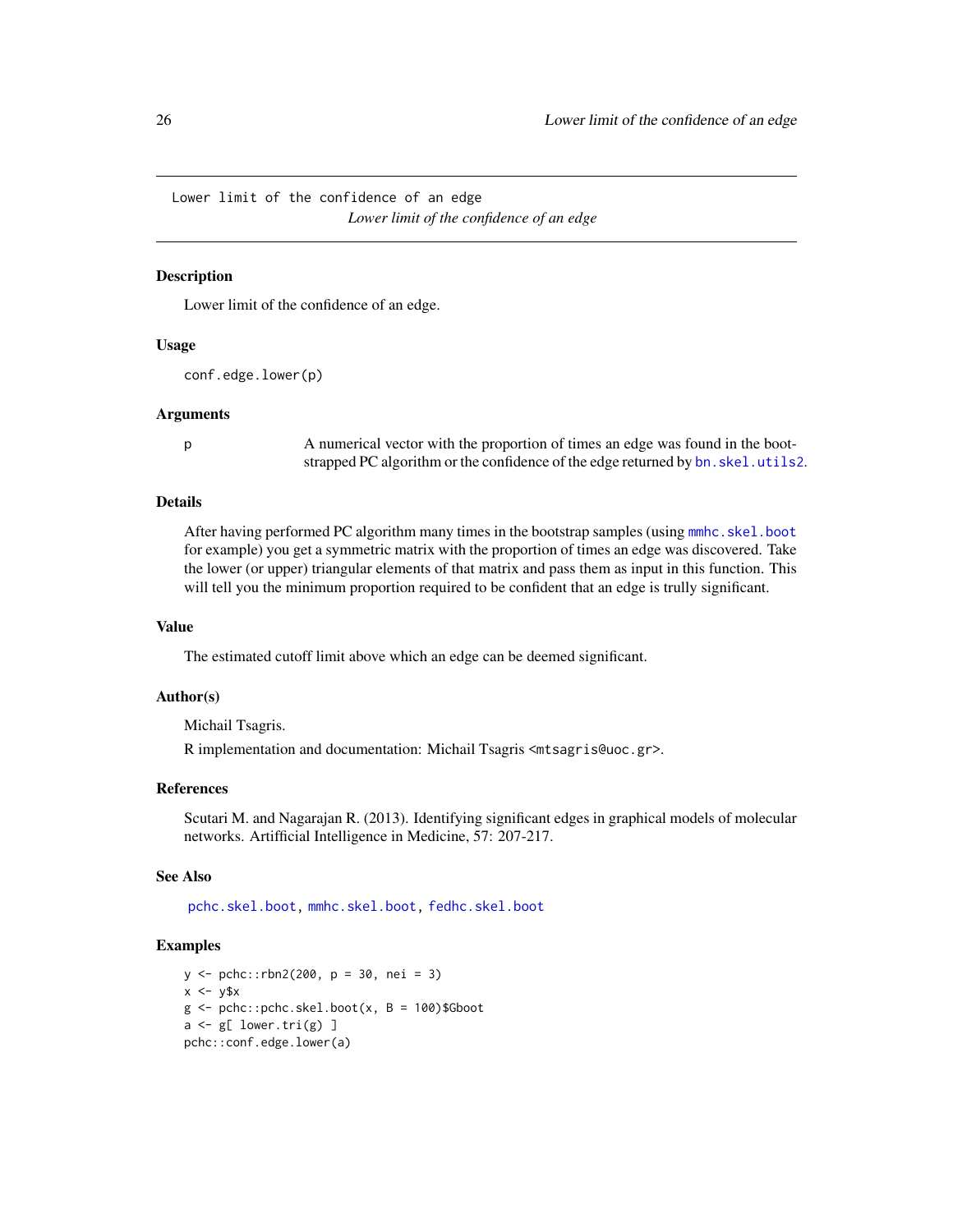Lower limit of the confidence of an edge

*Lower limit of the confidence of an edge*

## Description

Lower limit of the confidence of an edge.

## Usage

```
conf.edge.lower(p)
```

## Arguments

p — A numerical vector with the proportion of times an edge was found in the bootstrapped PC algorithm or the confidence of the edge returned by bn.skel.utils2.

## Details

After having performed PC algorithm many times in the bootstrap samples (using mmhc.skel.boot for example) you get a symmetric matrix with the proportion of times an edge was discovered. Take the lower (or upper) triangular elements of that matrix and pass them as input in this function. This will tell you the minimum proportion required to be confident that an edge is trully significant.

## Value

The estimated cutoff limit above which an edge can be deemed significant.

## Author(s)

Michail Tsagris.

R implementation and documentation: Michail Tsagris <mtsagris@uoc.gr>.

## References

Scutari M. and Nagarajan R. (2013). Identifying significant edges in graphical models of molecular networks. Artifficial Intelligence in Medicine, 57: 207-217.

## See Also

pchc.skel.boot, mmhc.skel.boot, fedhc.skel.boot

## Examples

```
y <- pchc::rbn2(200, p = 30, nei = 3)
x <- y$x
g <- pchc::pchc.skel.boot(x, B = 100)$Gboot
a <- g[ lower.tri(g) ]
pchc::conf.edge.lower(a)
```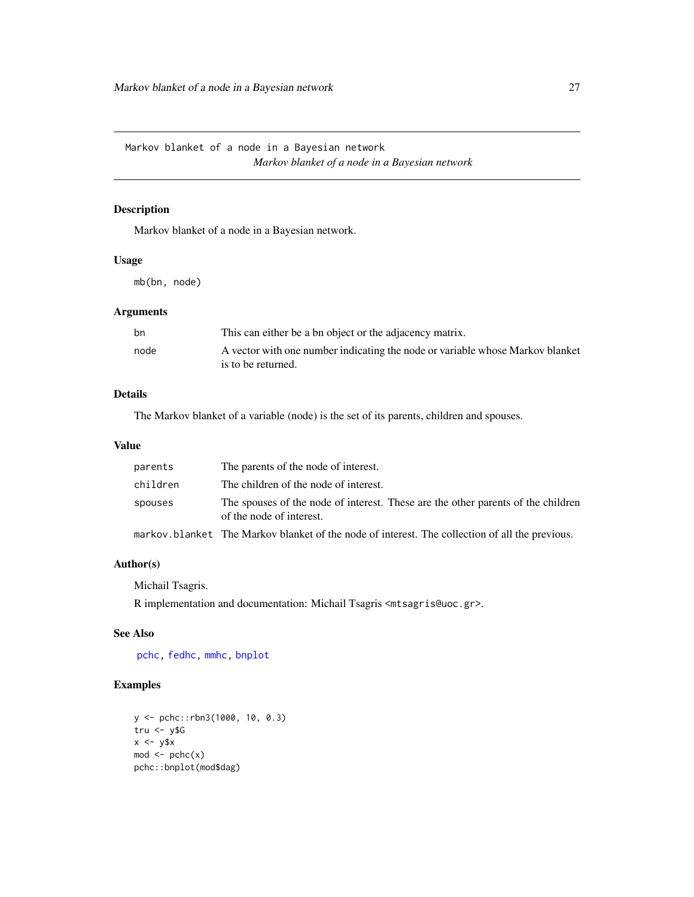Markov blanket of a node in a Bayesian network    *Markov blanket of a node in a Bayesian network*

## Description

Markov blanket of a node in a Bayesian network.

## Usage

```
mb(bn, node)
```

## Arguments

| | |
|---|---|
| bn | This can either be a bn object or the adjacency matrix. |
| node | A vector with one number indicating the node or variable whose Markov blanket is to be returned. |

## Details

The Markov blanket of a variable (node) is the set of its parents, children and spouses.

## Value

| | |
|---|---|
| parents | The parents of the node of interest. |
| children | The children of the node of interest. |
| spouses | The spouses of the node of interest. These are the other parents of the children of the node of interest. |
| markov.blanket | The Markov blanket of the node of interest. The collection of all the previous. |

## Author(s)

Michail Tsagris.

R implementation and documentation: Michail Tsagris <mtsagris@uoc.gr>.

## See Also

pchc, fedhc, mmhc, bnplot

## Examples

```
y <- pchc::rbn3(1000, 10, 0.3)
tru <- y$G
x <- y$x
mod <- pchc(x)
pchc::bnplot(mod$dag)
```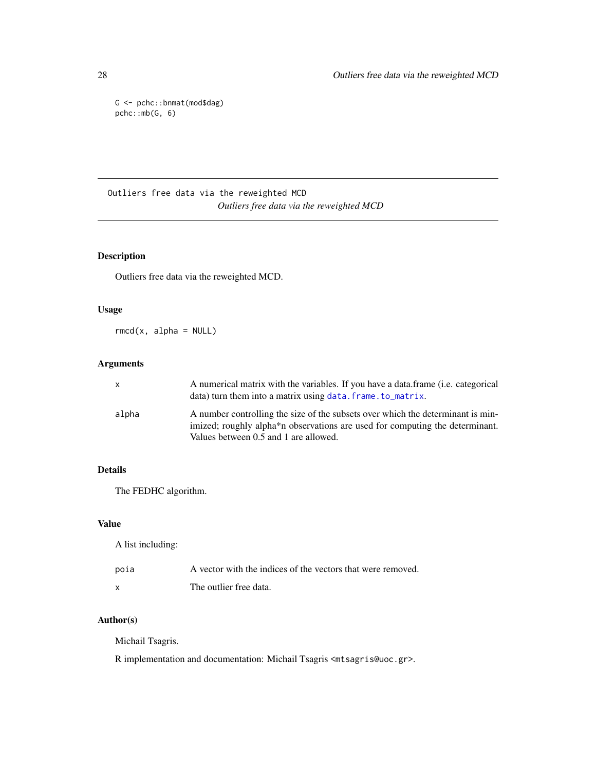```
G <- pchc::bnmat(mod$dag)
pchc::mb(G, 6)
```

---

# Outliers free data via the reweighted MCD

*Outliers free data via the reweighted MCD*

---

## Description

Outliers free data via the reweighted MCD.

## Usage

```
rmcd(x, alpha = NULL)
```

## Arguments

| | |
|---|---|
| x | A numerical matrix with the variables. If you have a data.frame (i.e. categorical data) turn them into a matrix using `data.frame.to_matrix`. |
| alpha | A number controlling the size of the subsets over which the determinant is minimized; roughly alpha*n observations are used for computing the determinant. Values between 0.5 and 1 are allowed. |

## Details

The FEDHC algorithm.

## Value

A list including:

| | |
|---|---|
| poia | A vector with the indices of the vectors that were removed. |
| x | The outlier free data. |

## Author(s)

Michail Tsagris.

R implementation and documentation: Michail Tsagris <mtsagris@uoc.gr>.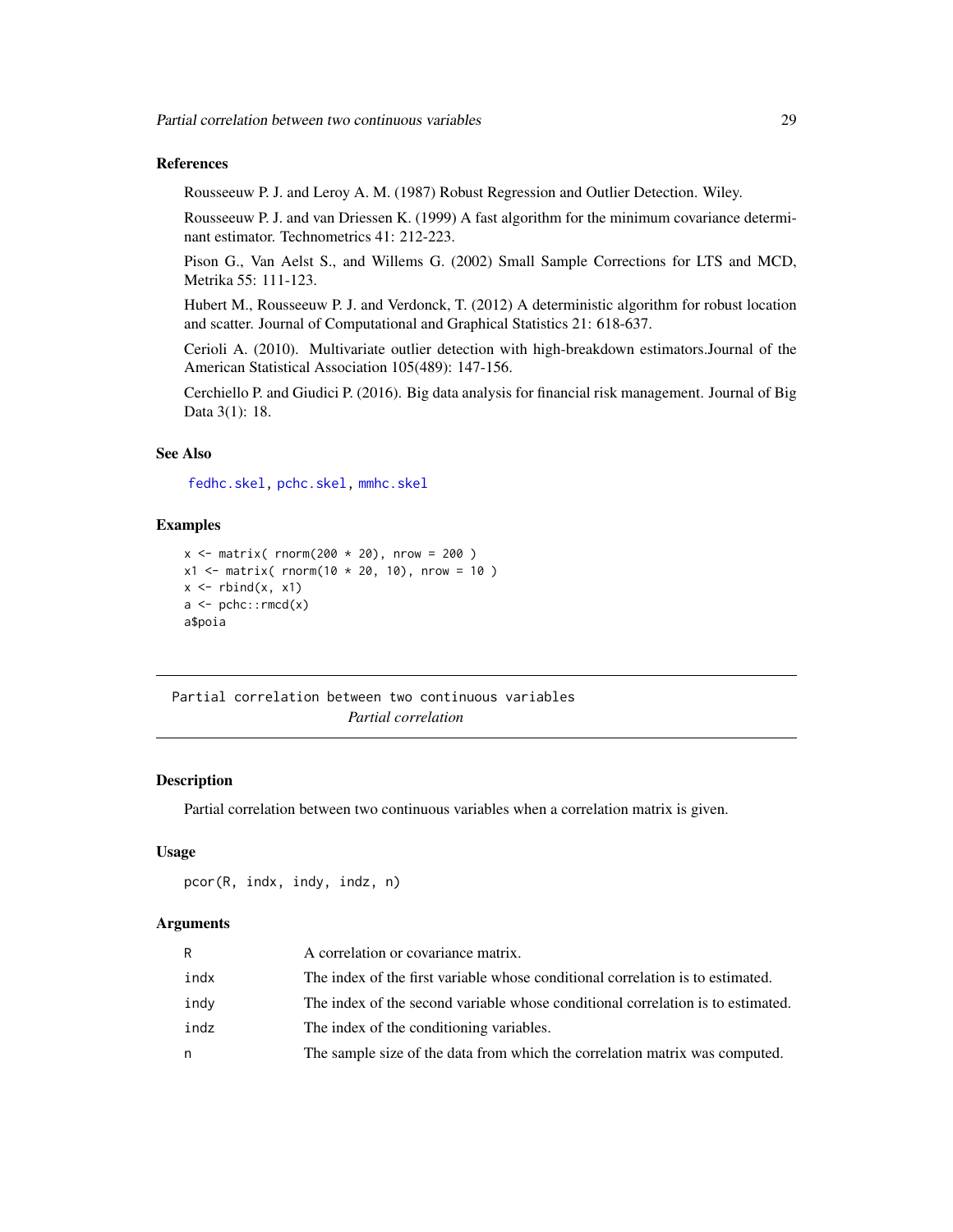## References

Rousseeuw P. J. and Leroy A. M. (1987) Robust Regression and Outlier Detection. Wiley.

Rousseeuw P. J. and van Driessen K. (1999) A fast algorithm for the minimum covariance determinant estimator. Technometrics 41: 212-223.

Pison G., Van Aelst S., and Willems G. (2002) Small Sample Corrections for LTS and MCD, Metrika 55: 111-123.

Hubert M., Rousseeuw P. J. and Verdonck, T. (2012) A deterministic algorithm for robust location and scatter. Journal of Computational and Graphical Statistics 21: 618-637.

Cerioli A. (2010). Multivariate outlier detection with high-breakdown estimators.Journal of the American Statistical Association 105(489): 147-156.

Cerchiello P. and Giudici P. (2016). Big data analysis for financial risk management. Journal of Big Data 3(1): 18.

## See Also

`fedhc.skel`, `pchc.skel`, `mmhc.skel`

## Examples

```
x <- matrix( rnorm(200 * 20), nrow = 200 )
x1 <- matrix( rnorm(10 * 20, 10), nrow = 10 )
x <- rbind(x, x1)
a <- pchc::rmcd(x)
a$poia
```

---

# Partial correlation between two continuous variables

*Partial correlation*

## Description

Partial correlation between two continuous variables when a correlation matrix is given.

## Usage

```
pcor(R, indx, indy, indz, n)
```

## Arguments

| | |
|---|---|
| R | A correlation or covariance matrix. |
| indx | The index of the first variable whose conditional correlation is to estimated. |
| indy | The index of the second variable whose conditional correlation is to estimated. |
| indz | The index of the conditioning variables. |
| n | The sample size of the data from which the correlation matrix was computed. |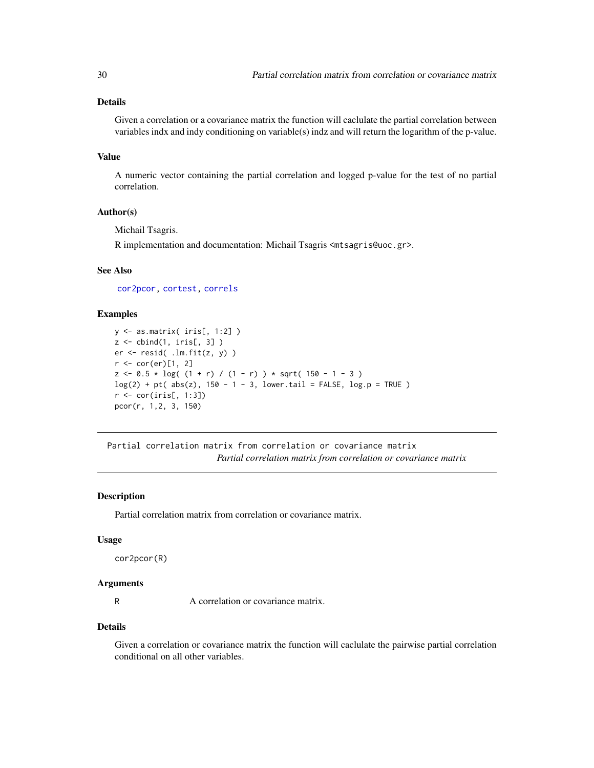### Details

Given a correlation or a covariance matrix the function will caclulate the partial correlation between variables indx and indy conditioning on variable(s) indz and will return the logarithm of the p-value.

### Value

A numeric vector containing the partial correlation and logged p-value for the test of no partial correlation.

### Author(s)

Michail Tsagris.

R implementation and documentation: Michail Tsagris <mtsagris@uoc.gr>.

### See Also

cor2pcor, cortest, correls

### Examples

```
y <- as.matrix( iris[, 1:2] )
z <- cbind(1, iris[, 3] )
er <- resid( .lm.fit(z, y) )
r <- cor(er)[1, 2]
z <- 0.5 * log( (1 + r) / (1 - r) ) * sqrt( 150 - 1 - 3 )
log(2) + pt( abs(z), 150 - 1 - 3, lower.tail = FALSE, log.p = TRUE )
r <- cor(iris[, 1:3])
pcor(r, 1,2, 3, 150)
```

---

## Partial correlation matrix from correlation or covariance matrix

*Partial correlation matrix from correlation or covariance matrix*

### Description

Partial correlation matrix from correlation or covariance matrix.

### Usage

```
cor2pcor(R)
```

### Arguments

| | |
|---|---|
| R | A correlation or covariance matrix. |

### Details

Given a correlation or covariance matrix the function will caclulate the pairwise partial correlation conditional on all other variables.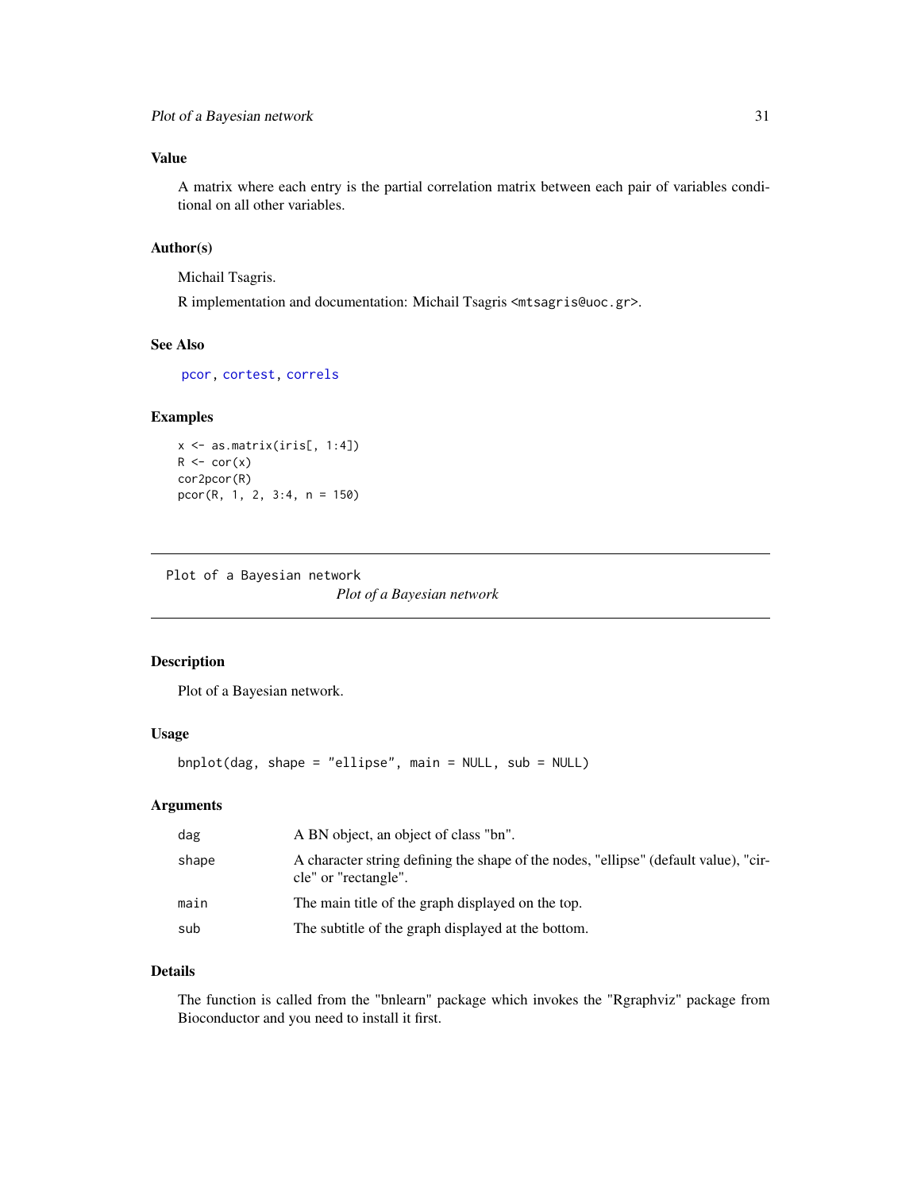## Value

A matrix where each entry is the partial correlation matrix between each pair of variables conditional on all other variables.

## Author(s)

Michail Tsagris.

R implementation and documentation: Michail Tsagris <mtsagris@uoc.gr>.

## See Also

pcor, cortest, correls

## Examples

```
x <- as.matrix(iris[, 1:4])
R <- cor(x)
cor2pcor(R)
pcor(R, 1, 2, 3:4, n = 150)
```

---

# Plot of a Bayesian network

*Plot of a Bayesian network*

---

## Description

Plot of a Bayesian network.

## Usage

```
bnplot(dag, shape = "ellipse", main = NULL, sub = NULL)
```

## Arguments

| | |
|---|---|
| dag | A BN object, an object of class "bn". |
| shape | A character string defining the shape of the nodes, "ellipse" (default value), "circle" or "rectangle". |
| main | The main title of the graph displayed on the top. |
| sub | The subtitle of the graph displayed at the bottom. |

## Details

The function is called from the "bnlearn" package which invokes the "Rgraphviz" package from Bioconductor and you need to install it first.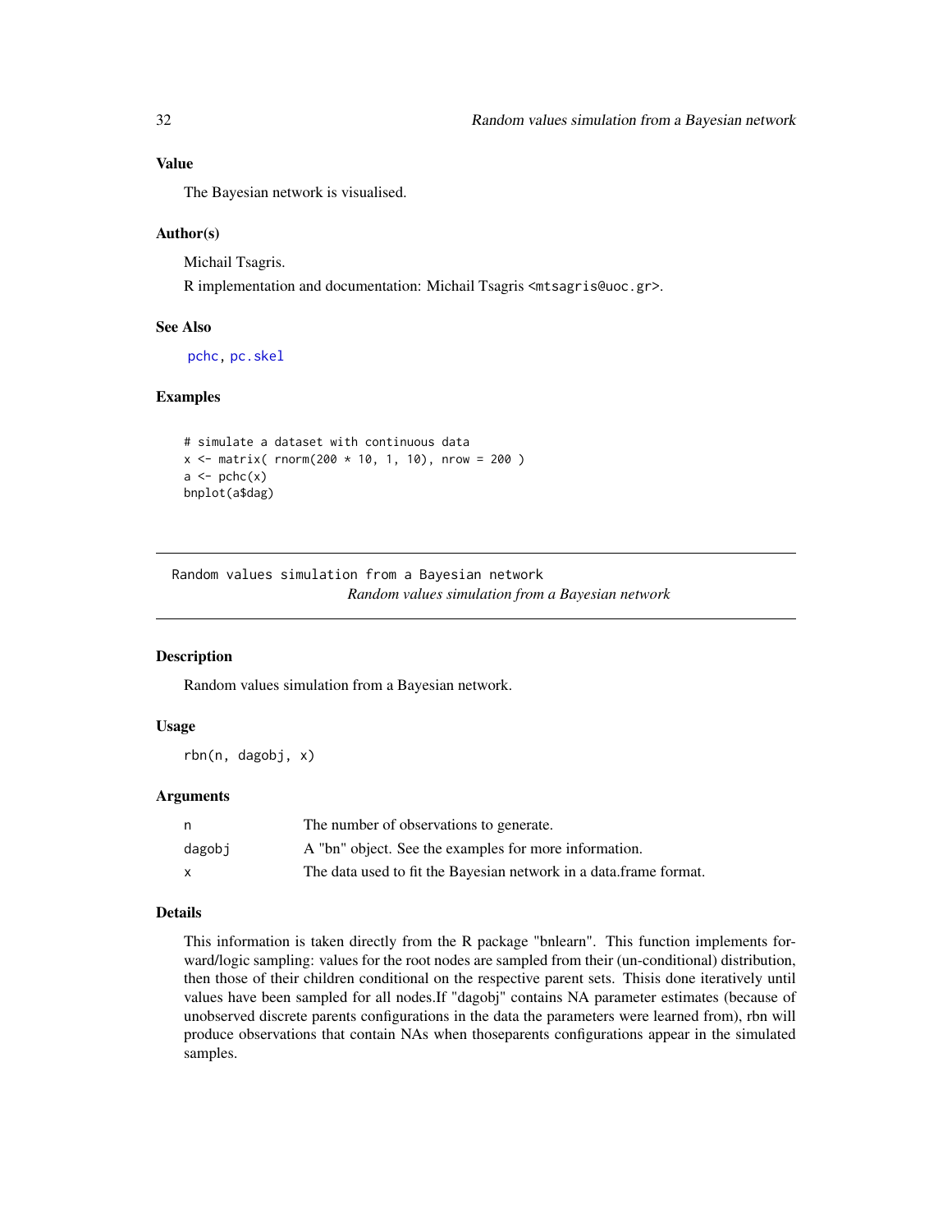### Value

The Bayesian network is visualised.

### Author(s)

Michail Tsagris.

R implementation and documentation: Michail Tsagris <mtsagris@uoc.gr>.

### See Also

pchc, pc.skel

### Examples

```
# simulate a dataset with continuous data
x <- matrix( rnorm(200 * 10, 1, 10), nrow = 200 )
a <- pchc(x)
bnplot(a$dag)
```

---

## Random values simulation from a Bayesian network

*Random values simulation from a Bayesian network*

---

### Description

Random values simulation from a Bayesian network.

### Usage

```
rbn(n, dagobj, x)
```

### Arguments

| | |
|---|---|
| n | The number of observations to generate. |
| dagobj | A "bn" object. See the examples for more information. |
| x | The data used to fit the Bayesian network in a data.frame format. |

### Details

This information is taken directly from the R package "bnlearn". This function implements forward/logic sampling: values for the root nodes are sampled from their (un-conditional) distribution, then those of their children conditional on the respective parent sets. Thisis done iteratively until values have been sampled for all nodes.If "dagobj" contains NA parameter estimates (because of unobserved discrete parents configurations in the data the parameters were learned from), rbn will produce observations that contain NAs when thoseparents configurations appear in the simulated samples.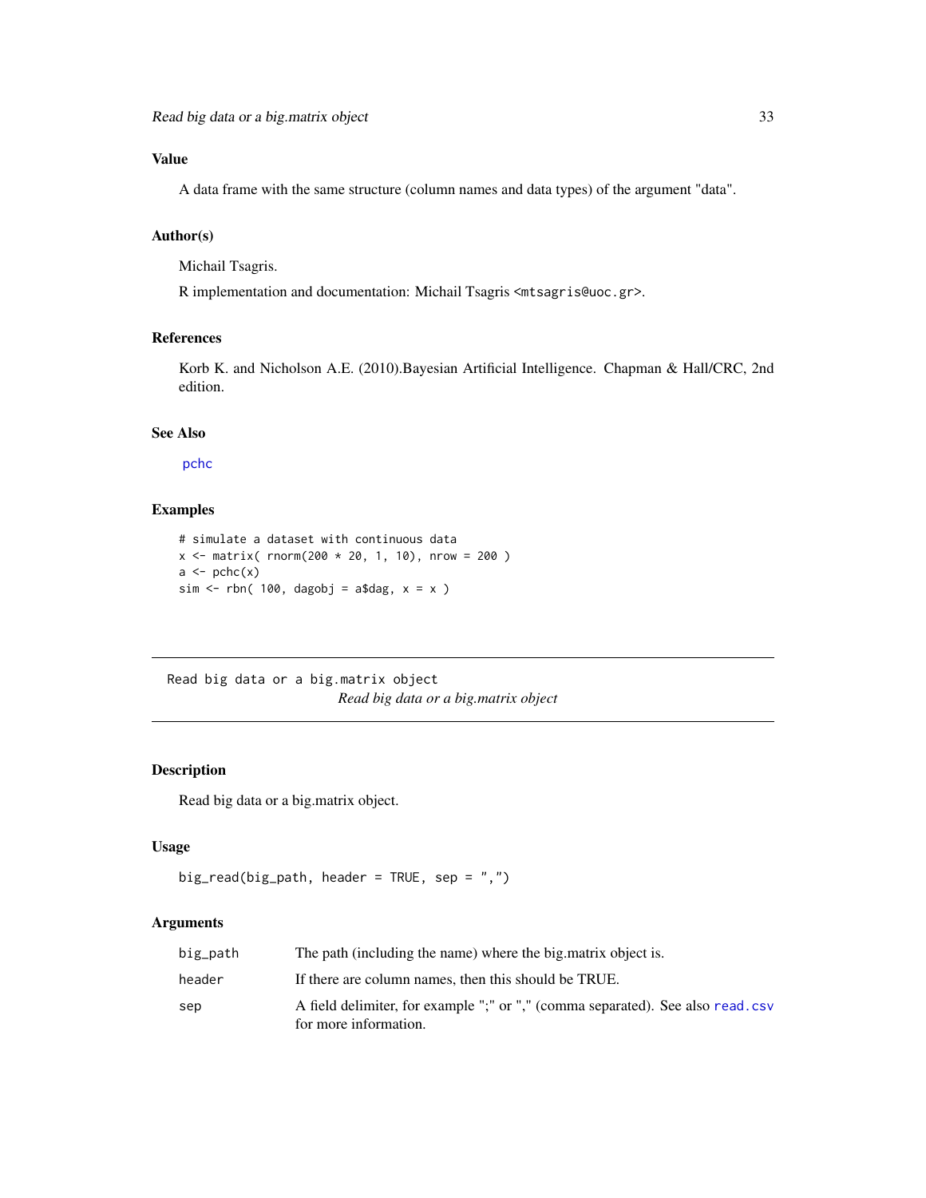## Value

A data frame with the same structure (column names and data types) of the argument "data".

## Author(s)

Michail Tsagris.

R implementation and documentation: Michail Tsagris <mtsagris@uoc.gr>.

## References

Korb K. and Nicholson A.E. (2010).Bayesian Artificial Intelligence. Chapman & Hall/CRC, 2nd edition.

## See Also

pchc

## Examples

```
# simulate a dataset with continuous data
x <- matrix( rnorm(200 * 20, 1, 10), nrow = 200 )
a <- pchc(x)
sim <- rbn( 100, dagobj = a$dag, x = x )
```

---

Read big data or a big.matrix object

*Read big data or a big.matrix object*

---

## Description

Read big data or a big.matrix object.

## Usage

```
big_read(big_path, header = TRUE, sep = ",")
```

## Arguments

| | |
|---|---|
| big_path | The path (including the name) where the big.matrix object is. |
| header | If there are column names, then this should be TRUE. |
| sep | A field delimiter, for example ";" or "," (comma separated). See also read.csv for more information. |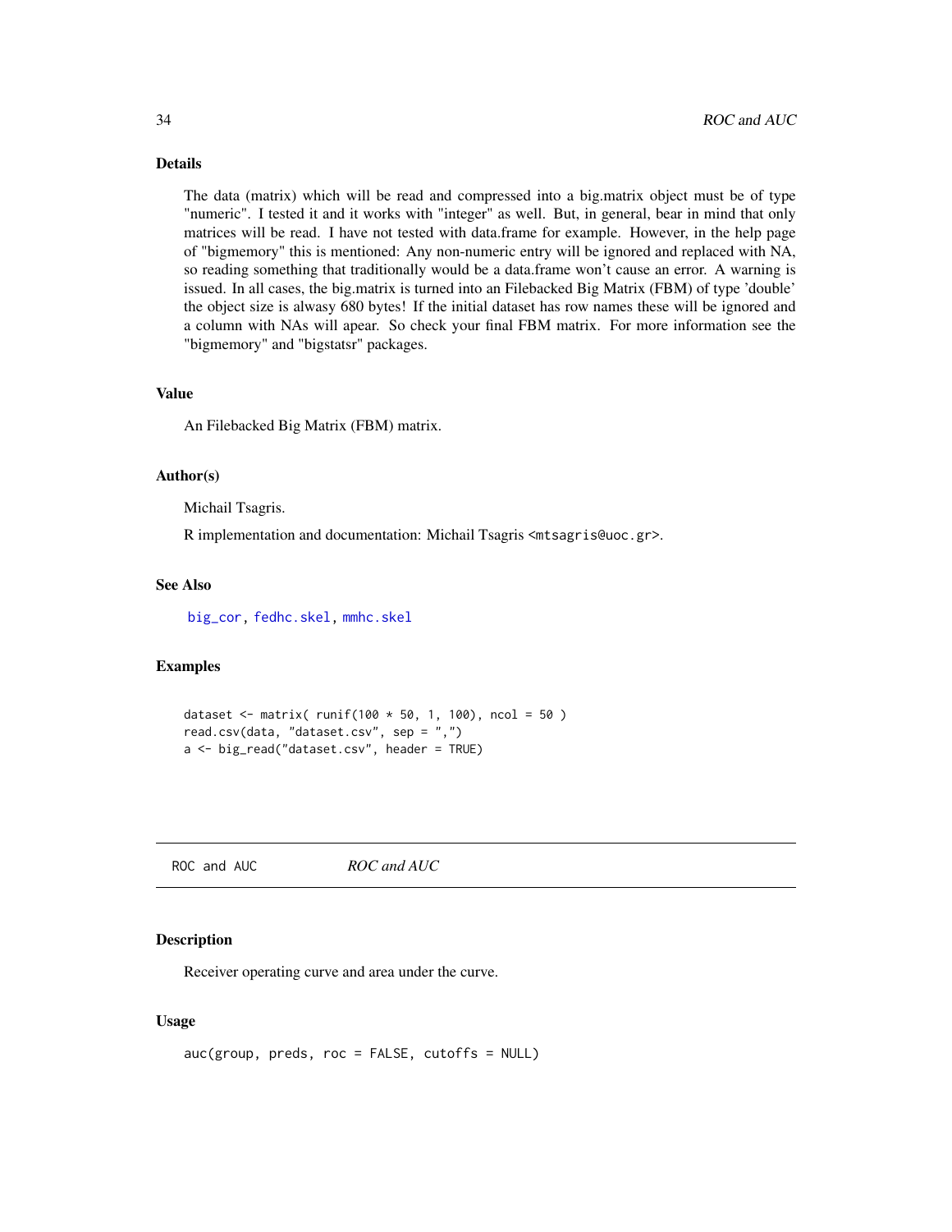### Details

The data (matrix) which will be read and compressed into a big.matrix object must be of type "numeric". I tested it and it works with "integer" as well. But, in general, bear in mind that only matrices will be read. I have not tested with data.frame for example. However, in the help page of "bigmemory" this is mentioned: Any non-numeric entry will be ignored and replaced with NA, so reading something that traditionally would be a data.frame won't cause an error. A warning is issued. In all cases, the big.matrix is turned into an Filebacked Big Matrix (FBM) of type 'double' the object size is alwasy 680 bytes! If the initial dataset has row names these will be ignored and a column with NAs will apear. So check your final FBM matrix. For more information see the "bigmemory" and "bigstatsr" packages.

### Value

An Filebacked Big Matrix (FBM) matrix.

### Author(s)

Michail Tsagris.

R implementation and documentation: Michail Tsagris <mtsagris@uoc.gr>.

### See Also

big_cor, fedhc.skel, mmhc.skel

### Examples

```
dataset <- matrix( runif(100 * 50, 1, 100), ncol = 50 )
read.csv(data, "dataset.csv", sep = ",")
a <- big_read("dataset.csv", header = TRUE)
```

---

## ROC and AUC — *ROC and AUC*

### Description

Receiver operating curve and area under the curve.

### Usage

```
auc(group, preds, roc = FALSE, cutoffs = NULL)
```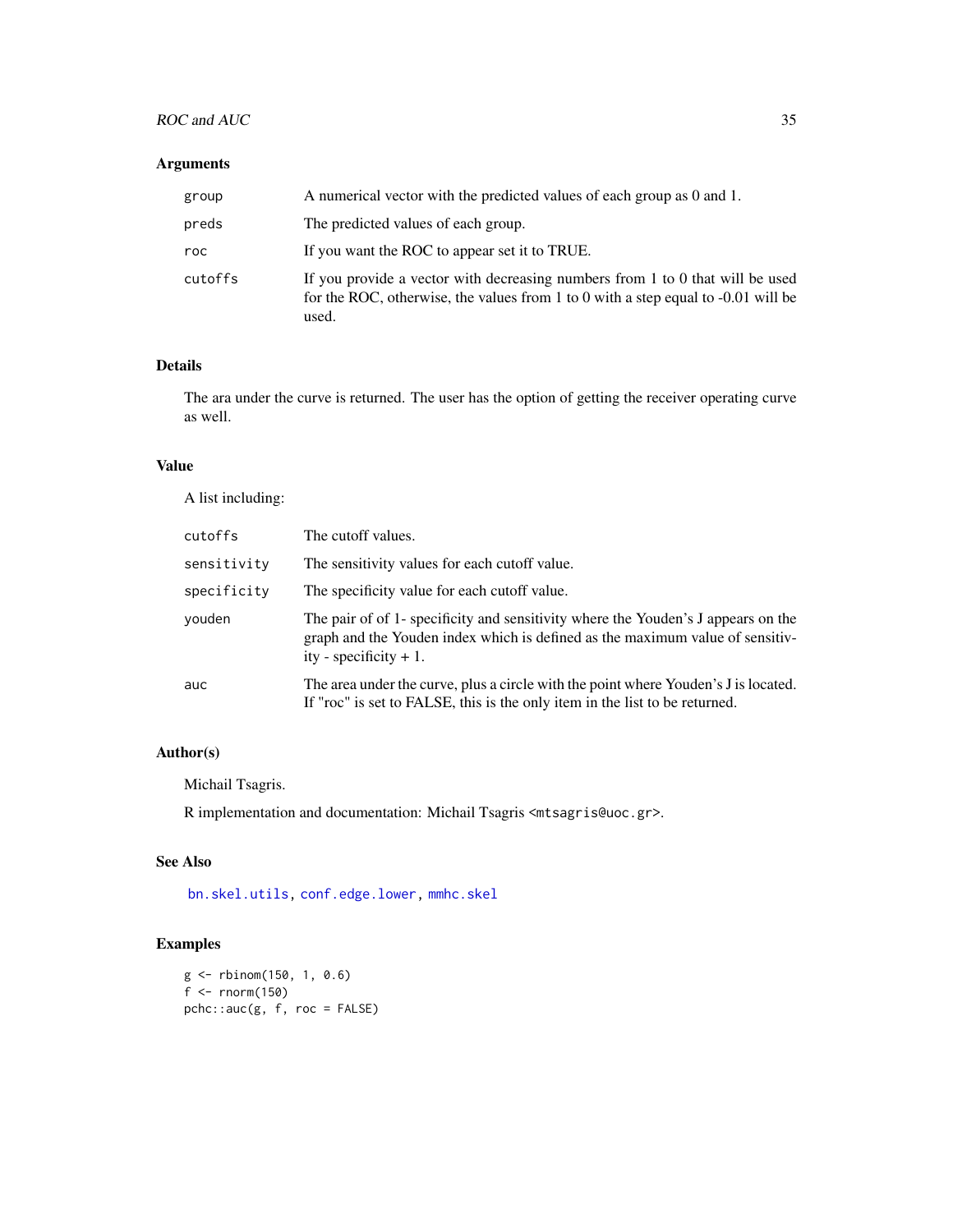## Arguments

| | |
|---|---|
| `group` | A numerical vector with the predicted values of each group as 0 and 1. |
| `preds` | The predicted values of each group. |
| `roc` | If you want the ROC to appear set it to TRUE. |
| `cutoffs` | If you provide a vector with decreasing numbers from 1 to 0 that will be used for the ROC, otherwise, the values from 1 to 0 with a step equal to -0.01 will be used. |

## Details

The ara under the curve is returned. The user has the option of getting the receiver operating curve as well.

## Value

A list including:

| | |
|---|---|
| `cutoffs` | The cutoff values. |
| `sensitivity` | The sensitivity values for each cutoff value. |
| `specificity` | The specificity value for each cutoff value. |
| `youden` | The pair of of 1- specificity and sensitivity where the Youden's J appears on the graph and the Youden index which is defined as the maximum value of sensitivity - specificity + 1. |
| `auc` | The area under the curve, plus a circle with the point where Youden's J is located. If "roc" is set to FALSE, this is the only item in the list to be returned. |

## Author(s)

Michail Tsagris.

R implementation and documentation: Michail Tsagris <mtsagris@uoc.gr>.

## See Also

`bn.skel.utils`, `conf.edge.lower`, `mmhc.skel`

## Examples

```
g <- rbinom(150, 1, 0.6)
f <- rnorm(150)
pchc::auc(g, f, roc = FALSE)
```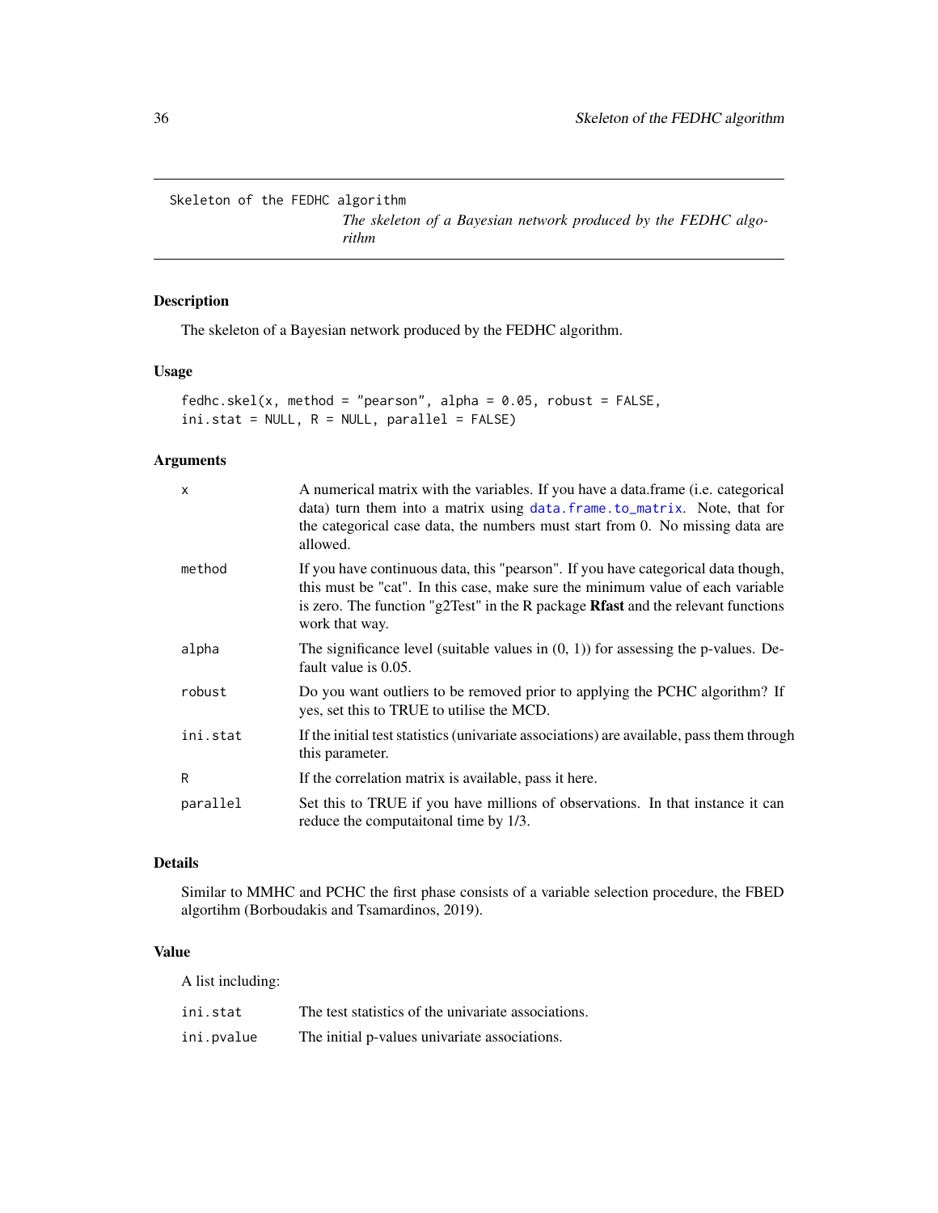Skeleton of the FEDHC algorithm

*The skeleton of a Bayesian network produced by the FEDHC algorithm*

## Description

The skeleton of a Bayesian network produced by the FEDHC algorithm.

## Usage

```
fedhc.skel(x, method = "pearson", alpha = 0.05, robust = FALSE,
ini.stat = NULL, R = NULL, parallel = FALSE)
```

## Arguments

| | |
|---|---|
| x | A numerical matrix with the variables. If you have a data.frame (i.e. categorical data) turn them into a matrix using data.frame.to_matrix. Note, that for the categorical case data, the numbers must start from 0. No missing data are allowed. |
| method | If you have continuous data, this "pearson". If you have categorical data though, this must be "cat". In this case, make sure the minimum value of each variable is zero. The function "g2Test" in the R package **Rfast** and the relevant functions work that way. |
| alpha | The significance level (suitable values in (0, 1)) for assessing the p-values. Default value is 0.05. |
| robust | Do you want outliers to be removed prior to applying the PCHC algorithm? If yes, set this to TRUE to utilise the MCD. |
| ini.stat | If the initial test statistics (univariate associations) are available, pass them through this parameter. |
| R | If the correlation matrix is available, pass it here. |
| parallel | Set this to TRUE if you have millions of observations. In that instance it can reduce the computaitonal time by 1/3. |

## Details

Similar to MMHC and PCHC the first phase consists of a variable selection procedure, the FBED algortihm (Borboudakis and Tsamardinos, 2019).

## Value

A list including:

| | |
|---|---|
| ini.stat | The test statistics of the univariate associations. |
| ini.pvalue | The initial p-values univariate associations. |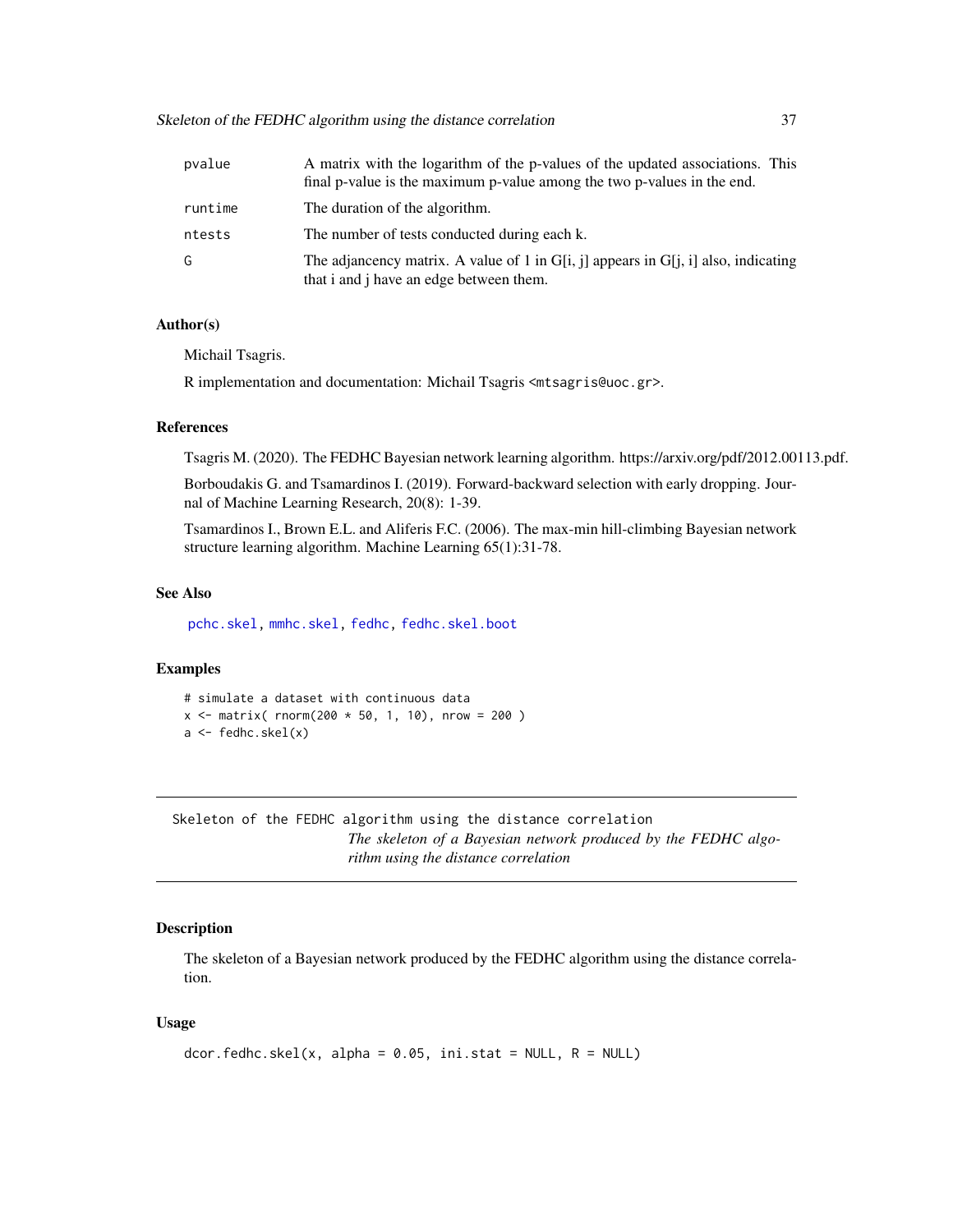| | |
|---|---|
| pvalue | A matrix with the logarithm of the p-values of the updated associations. This final p-value is the maximum p-value among the two p-values in the end. |
| runtime | The duration of the algorithm. |
| ntests | The number of tests conducted during each k. |
| G | The adjancency matrix. A value of 1 in G[i, j] appears in G[j, i] also, indicating that i and j have an edge between them. |

### Author(s)

Michail Tsagris.

R implementation and documentation: Michail Tsagris <mtsagris@uoc.gr>.

### References

Tsagris M. (2020). The FEDHC Bayesian network learning algorithm. https://arxiv.org/pdf/2012.00113.pdf.

Borboudakis G. and Tsamardinos I. (2019). Forward-backward selection with early dropping. Journal of Machine Learning Research, 20(8): 1-39.

Tsamardinos I., Brown E.L. and Aliferis F.C. (2006). The max-min hill-climbing Bayesian network structure learning algorithm. Machine Learning 65(1):31-78.

### See Also

pchc.skel, mmhc.skel, fedhc, fedhc.skel.boot

### Examples

```
# simulate a dataset with continuous data
x <- matrix( rnorm(200 * 50, 1, 10), nrow = 200 )
a <- fedhc.skel(x)
```

---

## Skeleton of the FEDHC algorithm using the distance correlation

*The skeleton of a Bayesian network produced by the FEDHC algorithm using the distance correlation*

---

### Description

The skeleton of a Bayesian network produced by the FEDHC algorithm using the distance correlation.

### Usage

```
dcor.fedhc.skel(x, alpha = 0.05, ini.stat = NULL, R = NULL)
```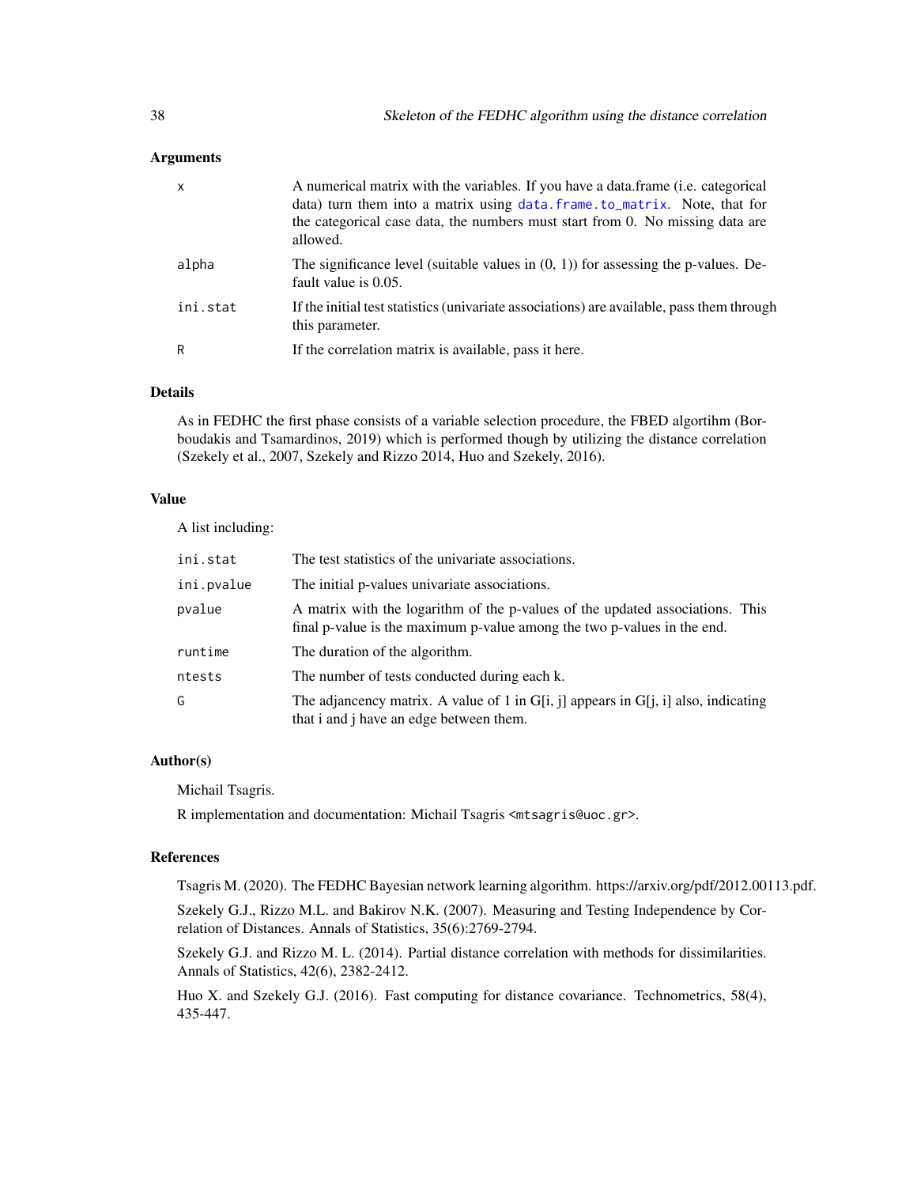## Arguments

| | |
|---|---|
| x | A numerical matrix with the variables. If you have a data.frame (i.e. categorical data) turn them into a matrix using data.frame.to_matrix. Note, that for the categorical case data, the numbers must start from 0. No missing data are allowed. |
| alpha | The significance level (suitable values in (0, 1)) for assessing the p-values. Default value is 0.05. |
| ini.stat | If the initial test statistics (univariate associations) are available, pass them through this parameter. |
| R | If the correlation matrix is available, pass it here. |

## Details

As in FEDHC the first phase consists of a variable selection procedure, the FBED algortihm (Borboudakis and Tsamardinos, 2019) which is performed though by utilizing the distance correlation (Szekely et al., 2007, Szekely and Rizzo 2014, Huo and Szekely, 2016).

## Value

A list including:

| | |
|---|---|
| ini.stat | The test statistics of the univariate associations. |
| ini.pvalue | The initial p-values univariate associations. |
| pvalue | A matrix with the logarithm of the p-values of the updated associations. This final p-value is the maximum p-value among the two p-values in the end. |
| runtime | The duration of the algorithm. |
| ntests | The number of tests conducted during each k. |
| G | The adjancency matrix. A value of 1 in G[i, j] appears in G[j, i] also, indicating that i and j have an edge between them. |

## Author(s)

Michail Tsagris.

R implementation and documentation: Michail Tsagris <mtsagris@uoc.gr>.

## References

Tsagris M. (2020). The FEDHC Bayesian network learning algorithm. https://arxiv.org/pdf/2012.00113.pdf.

Szekely G.J., Rizzo M.L. and Bakirov N.K. (2007). Measuring and Testing Independence by Correlation of Distances. Annals of Statistics, 35(6):2769-2794.

Szekely G.J. and Rizzo M. L. (2014). Partial distance correlation with methods for dissimilarities. Annals of Statistics, 42(6), 2382-2412.

Huo X. and Szekely G.J. (2016). Fast computing for distance covariance. Technometrics, 58(4), 435-447.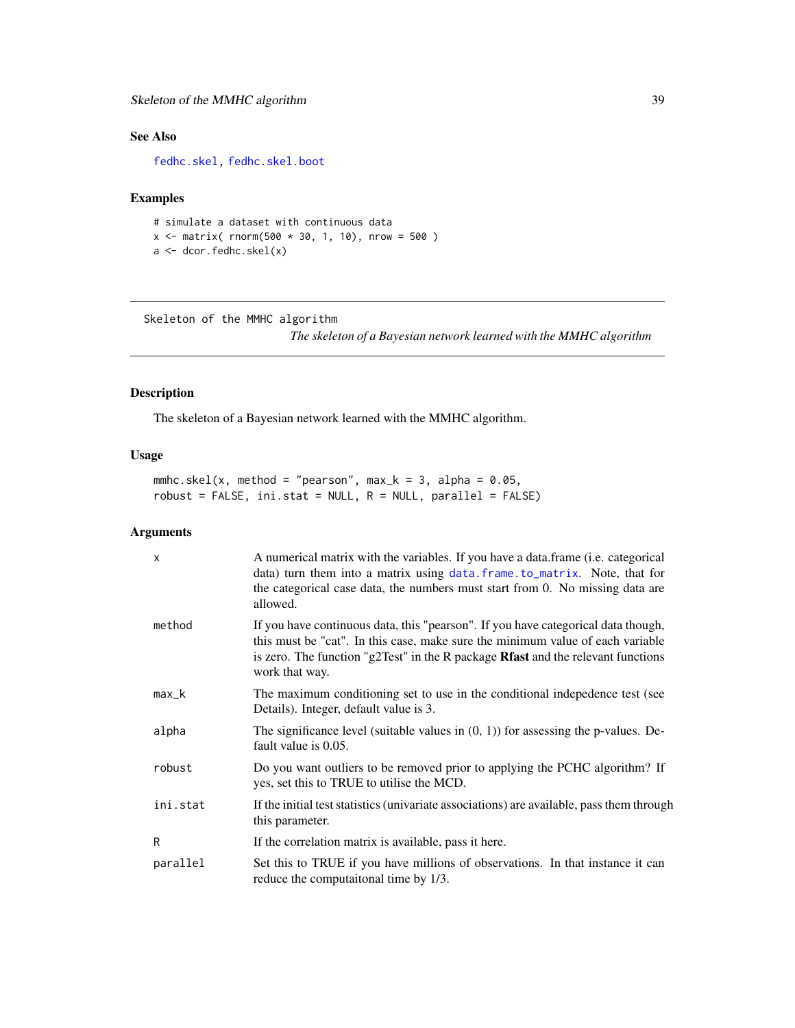## See Also

fedhc.skel, fedhc.skel.boot

## Examples

```
# simulate a dataset with continuous data
x <- matrix( rnorm(500 * 30, 1, 10), nrow = 500 )
a <- dcor.fedhc.skel(x)
```

---

Skeleton of the MMHC algorithm

*The skeleton of a Bayesian network learned with the MMHC algorithm*

---

## Description

The skeleton of a Bayesian network learned with the MMHC algorithm.

## Usage

```
mmhc.skel(x, method = "pearson", max_k = 3, alpha = 0.05,
robust = FALSE, ini.stat = NULL, R = NULL, parallel = FALSE)
```

## Arguments

| | |
|---|---|
| x | A numerical matrix with the variables. If you have a data.frame (i.e. categorical data) turn them into a matrix using data.frame.to_matrix. Note, that for the categorical case data, the numbers must start from 0. No missing data are allowed. |
| method | If you have continuous data, this "pearson". If you have categorical data though, this must be "cat". In this case, make sure the minimum value of each variable is zero. The function "g2Test" in the R package **Rfast** and the relevant functions work that way. |
| max_k | The maximum conditioning set to use in the conditional indepedence test (see Details). Integer, default value is 3. |
| alpha | The significance level (suitable values in (0, 1)) for assessing the p-values. Default value is 0.05. |
| robust | Do you want outliers to be removed prior to applying the PCHC algorithm? If yes, set this to TRUE to utilise the MCD. |
| ini.stat | If the initial test statistics (univariate associations) are available, pass them through this parameter. |
| R | If the correlation matrix is available, pass it here. |
| parallel | Set this to TRUE if you have millions of observations. In that instance it can reduce the computaitonal time by 1/3. |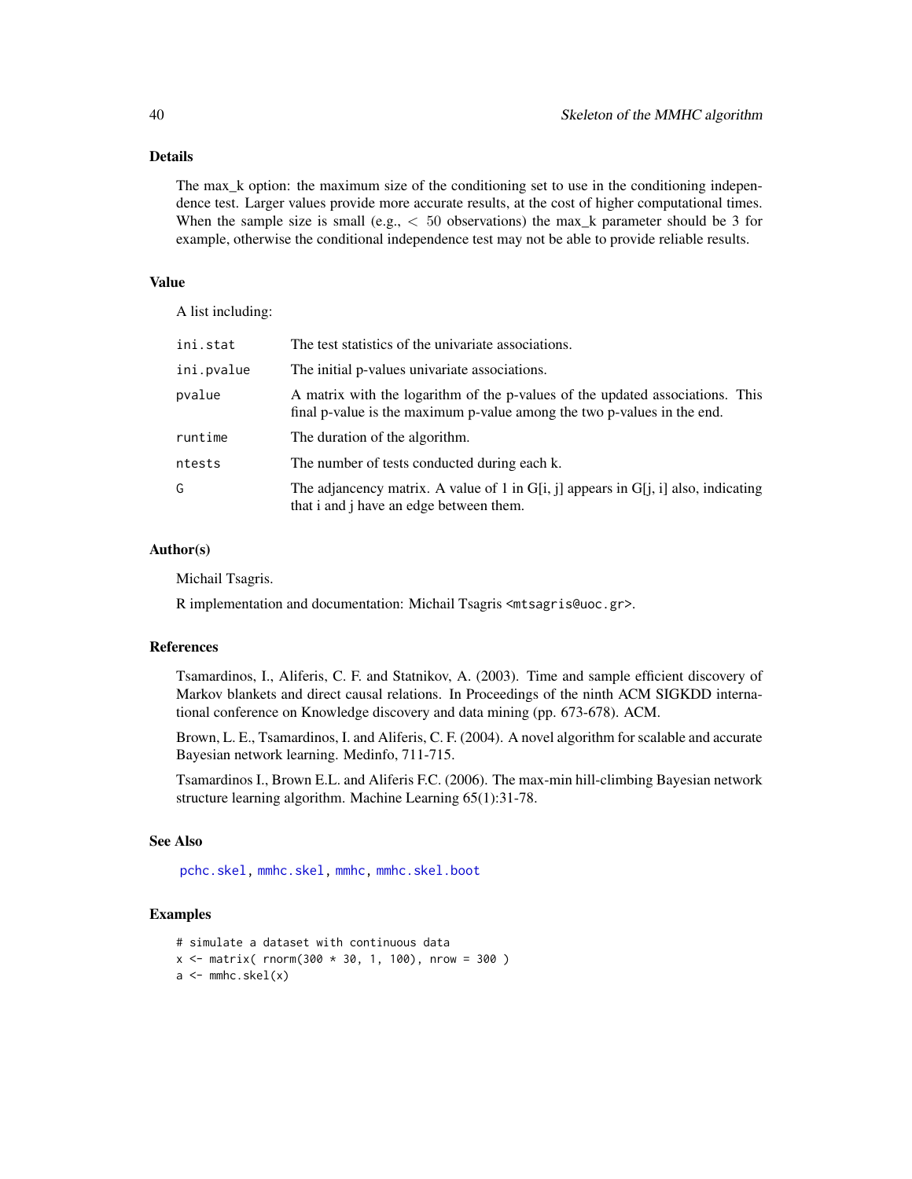## Details

The max_k option: the maximum size of the conditioning set to use in the conditioning independence test. Larger values provide more accurate results, at the cost of higher computational times. When the sample size is small (e.g., $< 50$ observations) the max_k parameter should be 3 for example, otherwise the conditional independence test may not be able to provide reliable results.

## Value

A list including:

| | |
|---|---|
| ini.stat | The test statistics of the univariate associations. |
| ini.pvalue | The initial p-values univariate associations. |
| pvalue | A matrix with the logarithm of the p-values of the updated associations. This final p-value is the maximum p-value among the two p-values in the end. |
| runtime | The duration of the algorithm. |
| ntests | The number of tests conducted during each k. |
| G | The adjancency matrix. A value of 1 in G[i, j] appears in G[j, i] also, indicating that i and j have an edge between them. |

## Author(s)

Michail Tsagris.

R implementation and documentation: Michail Tsagris <mtsagris@uoc.gr>.

## References

Tsamardinos, I., Aliferis, C. F. and Statnikov, A. (2003). Time and sample efficient discovery of Markov blankets and direct causal relations. In Proceedings of the ninth ACM SIGKDD international conference on Knowledge discovery and data mining (pp. 673-678). ACM.

Brown, L. E., Tsamardinos, I. and Aliferis, C. F. (2004). A novel algorithm for scalable and accurate Bayesian network learning. Medinfo, 711-715.

Tsamardinos I., Brown E.L. and Aliferis F.C. (2006). The max-min hill-climbing Bayesian network structure learning algorithm. Machine Learning 65(1):31-78.

## See Also

pchc.skel, mmhc.skel, mmhc, mmhc.skel.boot

## Examples

```
# simulate a dataset with continuous data
x <- matrix( rnorm(300 * 30, 1, 100), nrow = 300 )
a <- mmhc.skel(x)
```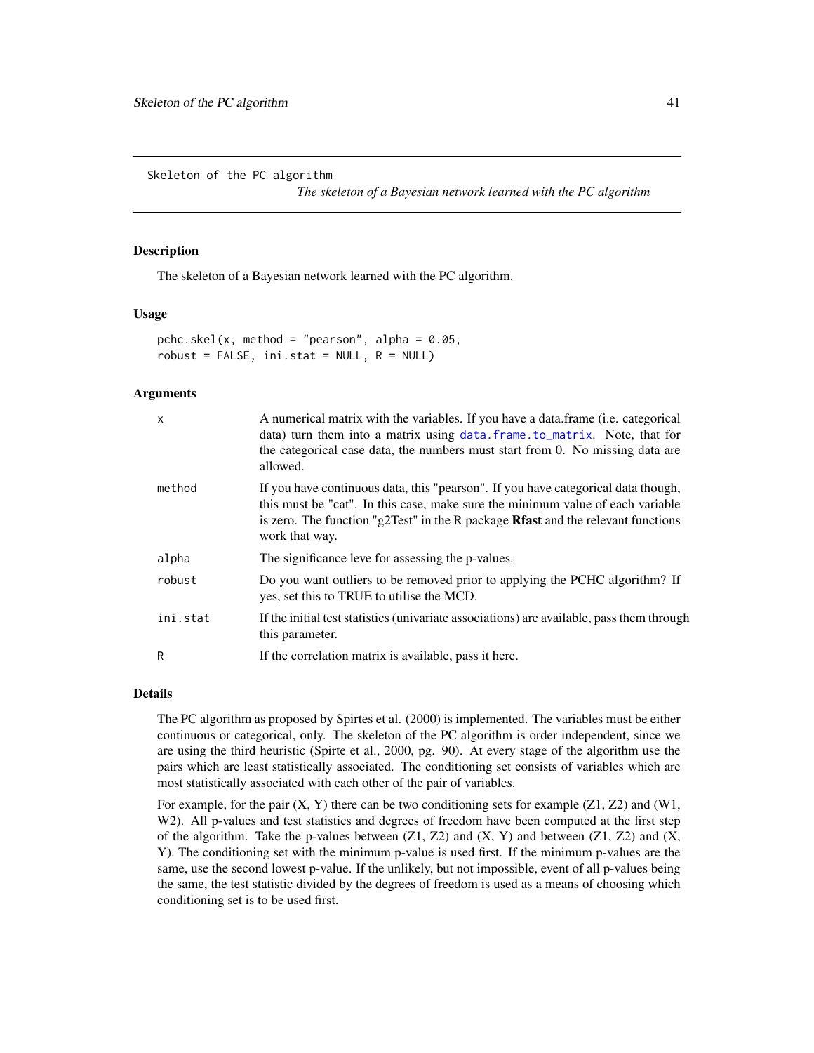Skeleton of the PC algorithm &nbsp;&nbsp;&nbsp;&nbsp; *The skeleton of a Bayesian network learned with the PC algorithm*

## Description

The skeleton of a Bayesian network learned with the PC algorithm.

## Usage

```
pchc.skel(x, method = "pearson", alpha = 0.05,
robust = FALSE, ini.stat = NULL, R = NULL)
```

## Arguments

| | |
|---|---|
| x | A numerical matrix with the variables. If you have a data.frame (i.e. categorical data) turn them into a matrix using data.frame.to_matrix. Note, that for the categorical case data, the numbers must start from 0. No missing data are allowed. |
| method | If you have continuous data, this "pearson". If you have categorical data though, this must be "cat". In this case, make sure the minimum value of each variable is zero. The function "g2Test" in the R package **Rfast** and the relevant functions work that way. |
| alpha | The significance leve for assessing the p-values. |
| robust | Do you want outliers to be removed prior to applying the PCHC algorithm? If yes, set this to TRUE to utilise the MCD. |
| ini.stat | If the initial test statistics (univariate associations) are available, pass them through this parameter. |
| R | If the correlation matrix is available, pass it here. |

## Details

The PC algorithm as proposed by Spirtes et al. (2000) is implemented. The variables must be either continuous or categorical, only. The skeleton of the PC algorithm is order independent, since we are using the third heuristic (Spirte et al., 2000, pg. 90). At every stage of the algorithm use the pairs which are least statistically associated. The conditioning set consists of variables which are most statistically associated with each other of the pair of variables.

For example, for the pair (X, Y) there can be two conditioning sets for example (Z1, Z2) and (W1, W2). All p-values and test statistics and degrees of freedom have been computed at the first step of the algorithm. Take the p-values between (Z1, Z2) and (X, Y) and between (Z1, Z2) and (X, Y). The conditioning set with the minimum p-value is used first. If the minimum p-values are the same, use the second lowest p-value. If the unlikely, but not impossible, event of all p-values being the same, the test statistic divided by the degrees of freedom is used as a means of choosing which conditioning set is to be used first.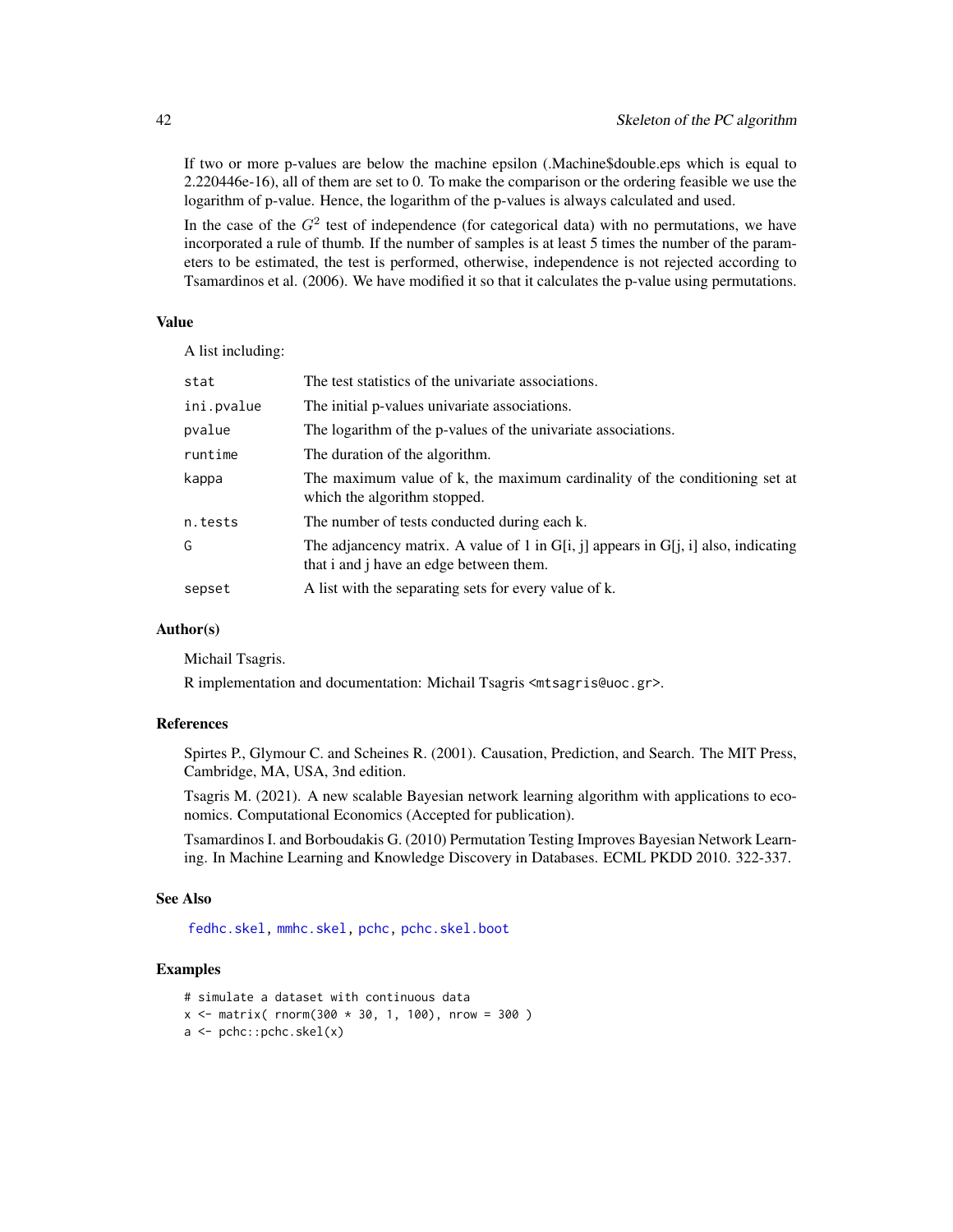If two or more p-values are below the machine epsilon (.Machine$double.eps which is equal to 2.220446e-16), all of them are set to 0. To make the comparison or the ordering feasible we use the logarithm of p-value. Hence, the logarithm of the p-values is always calculated and used.

In the case of the $G^2$ test of independence (for categorical data) with no permutations, we have incorporated a rule of thumb. If the number of samples is at least 5 times the number of the parameters to be estimated, the test is performed, otherwise, independence is not rejected according to Tsamardinos et al. (2006). We have modified it so that it calculates the p-value using permutations.

## Value

A list including:

| | |
|---|---|
| `stat` | The test statistics of the univariate associations. |
| `ini.pvalue` | The initial p-values univariate associations. |
| `pvalue` | The logarithm of the p-values of the univariate associations. |
| `runtime` | The duration of the algorithm. |
| `kappa` | The maximum value of k, the maximum cardinality of the conditioning set at which the algorithm stopped. |
| `n.tests` | The number of tests conducted during each k. |
| `G` | The adjancency matrix. A value of 1 in G[i, j] appears in G[j, i] also, indicating that i and j have an edge between them. |
| `sepset` | A list with the separating sets for every value of k. |

## Author(s)

Michail Tsagris.

R implementation and documentation: Michail Tsagris <mtsagris@uoc.gr>.

## References

Spirtes P., Glymour C. and Scheines R. (2001). Causation, Prediction, and Search. The MIT Press, Cambridge, MA, USA, 3nd edition.

Tsagris M. (2021). A new scalable Bayesian network learning algorithm with applications to economics. Computational Economics (Accepted for publication).

Tsamardinos I. and Borboudakis G. (2010) Permutation Testing Improves Bayesian Network Learning. In Machine Learning and Knowledge Discovery in Databases. ECML PKDD 2010. 322-337.

## See Also

fedhc.skel, mmhc.skel, pchc, pchc.skel.boot

## Examples

```
# simulate a dataset with continuous data
x <- matrix( rnorm(300 * 30, 1, 100), nrow = 300 )
a <- pchc::pchc.skel(x)
```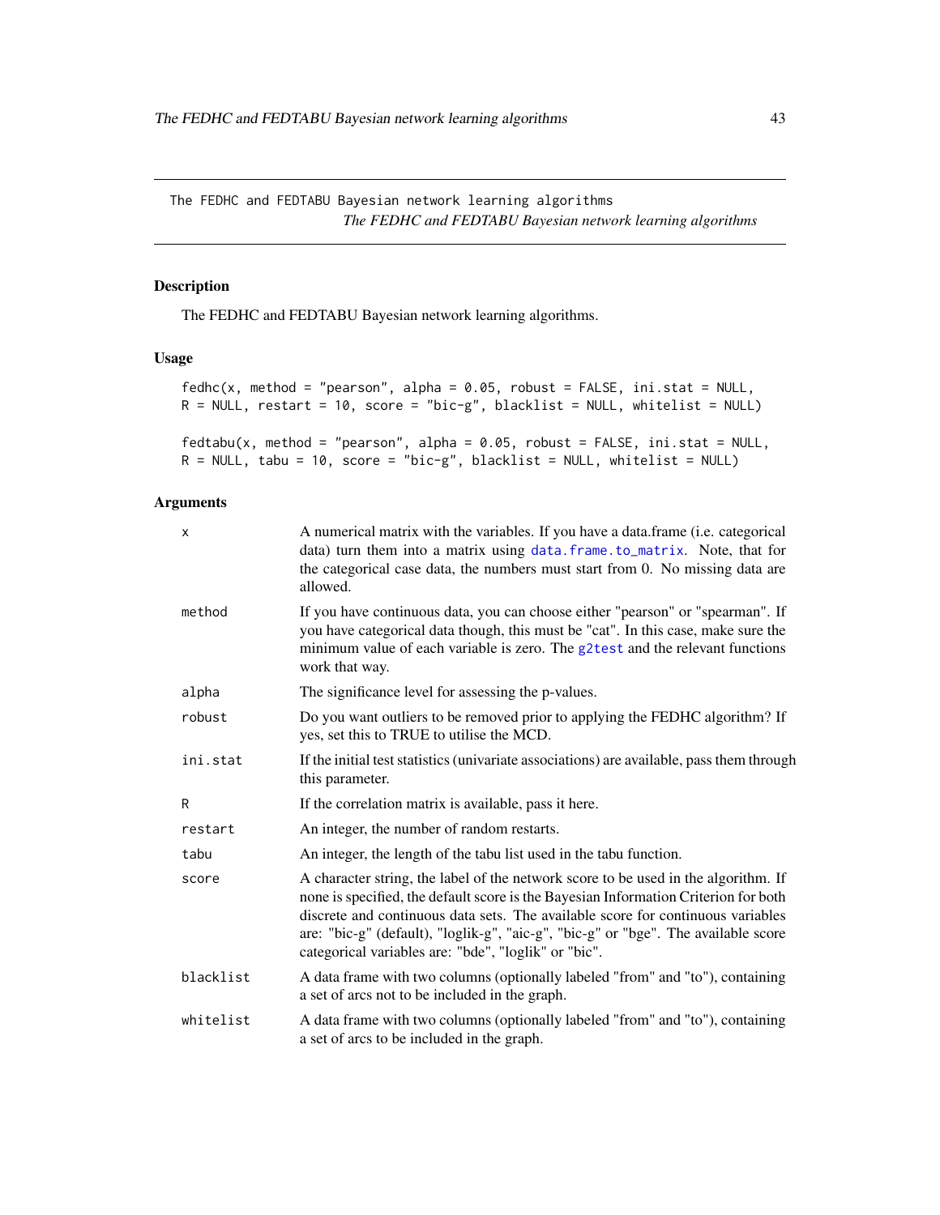## The FEDHC and FEDTABU Bayesian network learning algorithms

*The FEDHC and FEDTABU Bayesian network learning algorithms*

### Description

The FEDHC and FEDTABU Bayesian network learning algorithms.

### Usage

```
fedhc(x, method = "pearson", alpha = 0.05, robust = FALSE, ini.stat = NULL,
R = NULL, restart = 10, score = "bic-g", blacklist = NULL, whitelist = NULL)

fedtabu(x, method = "pearson", alpha = 0.05, robust = FALSE, ini.stat = NULL,
R = NULL, tabu = 10, score = "bic-g", blacklist = NULL, whitelist = NULL)
```

### Arguments

| | |
|---|---|
| `x` | A numerical matrix with the variables. If you have a data.frame (i.e. categorical data) turn them into a matrix using `data.frame.to_matrix`. Note, that for the categorical case data, the numbers must start from 0. No missing data are allowed. |
| `method` | If you have continuous data, you can choose either "pearson" or "spearman". If you have categorical data though, this must be "cat". In this case, make sure the minimum value of each variable is zero. The `g2test` and the relevant functions work that way. |
| `alpha` | The significance level for assessing the p-values. |
| `robust` | Do you want outliers to be removed prior to applying the FEDHC algorithm? If yes, set this to TRUE to utilise the MCD. |
| `ini.stat` | If the initial test statistics (univariate associations) are available, pass them through this parameter. |
| `R` | If the correlation matrix is available, pass it here. |
| `restart` | An integer, the number of random restarts. |
| `tabu` | An integer, the length of the tabu list used in the tabu function. |
| `score` | A character string, the label of the network score to be used in the algorithm. If none is specified, the default score is the Bayesian Information Criterion for both discrete and continuous data sets. The available score for continuous variables are: "bic-g" (default), "loglik-g", "aic-g", "bic-g" or "bge". The available score categorical variables are: "bde", "loglik" or "bic". |
| `blacklist` | A data frame with two columns (optionally labeled "from" and "to"), containing a set of arcs not to be included in the graph. |
| `whitelist` | A data frame with two columns (optionally labeled "from" and "to"), containing a set of arcs to be included in the graph. |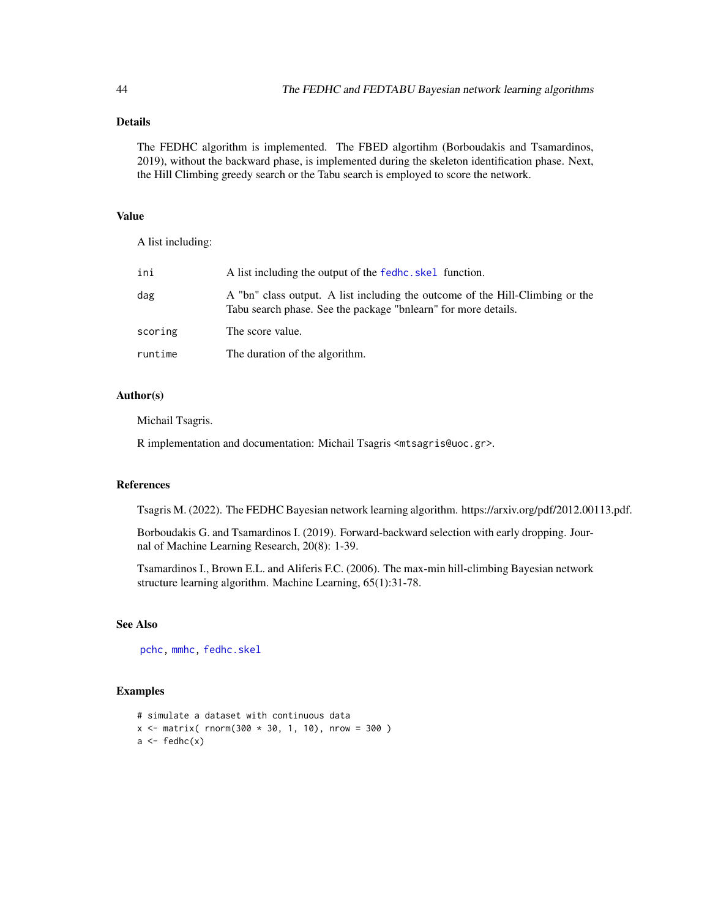## Details

The FEDHC algorithm is implemented. The FBED algortihm (Borboudakis and Tsamardinos, 2019), without the backward phase, is implemented during the skeleton identification phase. Next, the Hill Climbing greedy search or the Tabu search is employed to score the network.

## Value

A list including:

| | |
|---|---|
| ini | A list including the output of the fedhc.skel function. |
| dag | A "bn" class output. A list including the outcome of the Hill-Climbing or the Tabu search phase. See the package "bnlearn" for more details. |
| scoring | The score value. |
| runtime | The duration of the algorithm. |

## Author(s)

Michail Tsagris.

R implementation and documentation: Michail Tsagris <mtsagris@uoc.gr>.

## References

Tsagris M. (2022). The FEDHC Bayesian network learning algorithm. https://arxiv.org/pdf/2012.00113.pdf.

Borboudakis G. and Tsamardinos I. (2019). Forward-backward selection with early dropping. Journal of Machine Learning Research, 20(8): 1-39.

Tsamardinos I., Brown E.L. and Aliferis F.C. (2006). The max-min hill-climbing Bayesian network structure learning algorithm. Machine Learning, 65(1):31-78.

## See Also

pchc, mmhc, fedhc.skel

## Examples

```
# simulate a dataset with continuous data
x <- matrix( rnorm(300 * 30, 1, 10), nrow = 300 )
a <- fedhc(x)
```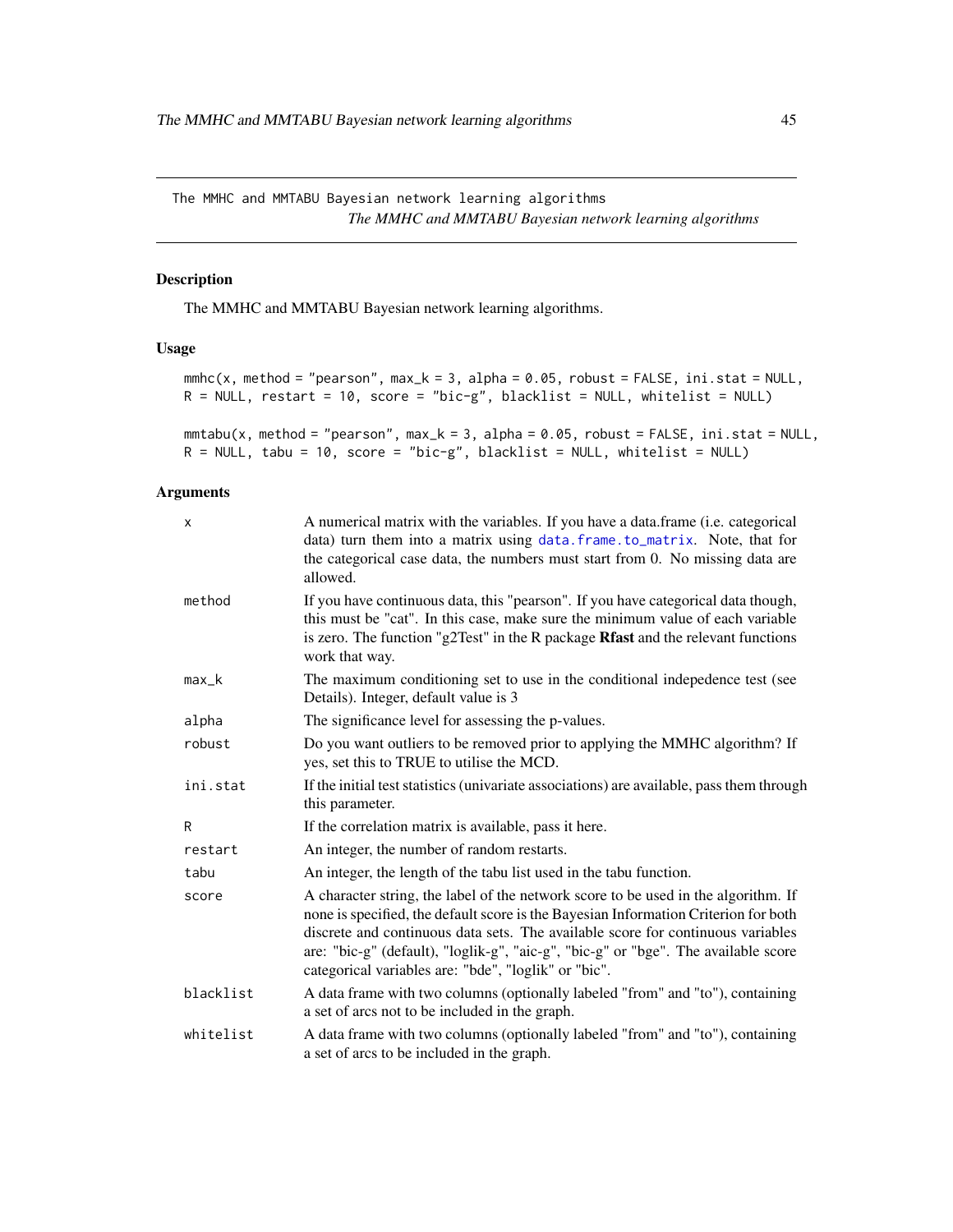The MMHC and MMTABU Bayesian network learning algorithms
*The MMHC and MMTABU Bayesian network learning algorithms*

## Description

The MMHC and MMTABU Bayesian network learning algorithms.

## Usage

```
mmhc(x, method = "pearson", max_k = 3, alpha = 0.05, robust = FALSE, ini.stat = NULL,
R = NULL, restart = 10, score = "bic-g", blacklist = NULL, whitelist = NULL)

mmtabu(x, method = "pearson", max_k = 3, alpha = 0.05, robust = FALSE, ini.stat = NULL,
R = NULL, tabu = 10, score = "bic-g", blacklist = NULL, whitelist = NULL)
```

## Arguments

| | |
|---|---|
| x | A numerical matrix with the variables. If you have a data.frame (i.e. categorical data) turn them into a matrix using data.frame.to_matrix. Note, that for the categorical case data, the numbers must start from 0. No missing data are allowed. |
| method | If you have continuous data, this "pearson". If you have categorical data though, this must be "cat". In this case, make sure the minimum value of each variable is zero. The function "g2Test" in the R package **Rfast** and the relevant functions work that way. |
| max_k | The maximum conditioning set to use in the conditional indepedence test (see Details). Integer, default value is 3 |
| alpha | The significance level for assessing the p-values. |
| robust | Do you want outliers to be removed prior to applying the MMHC algorithm? If yes, set this to TRUE to utilise the MCD. |
| ini.stat | If the initial test statistics (univariate associations) are available, pass them through this parameter. |
| R | If the correlation matrix is available, pass it here. |
| restart | An integer, the number of random restarts. |
| tabu | An integer, the length of the tabu list used in the tabu function. |
| score | A character string, the label of the network score to be used in the algorithm. If none is specified, the default score is the Bayesian Information Criterion for both discrete and continuous data sets. The available score for continuous variables are: "bic-g" (default), "loglik-g", "aic-g", "bic-g" or "bge". The available score categorical variables are: "bde", "loglik" or "bic". |
| blacklist | A data frame with two columns (optionally labeled "from" and "to"), containing a set of arcs not to be included in the graph. |
| whitelist | A data frame with two columns (optionally labeled "from" and "to"), containing a set of arcs to be included in the graph. |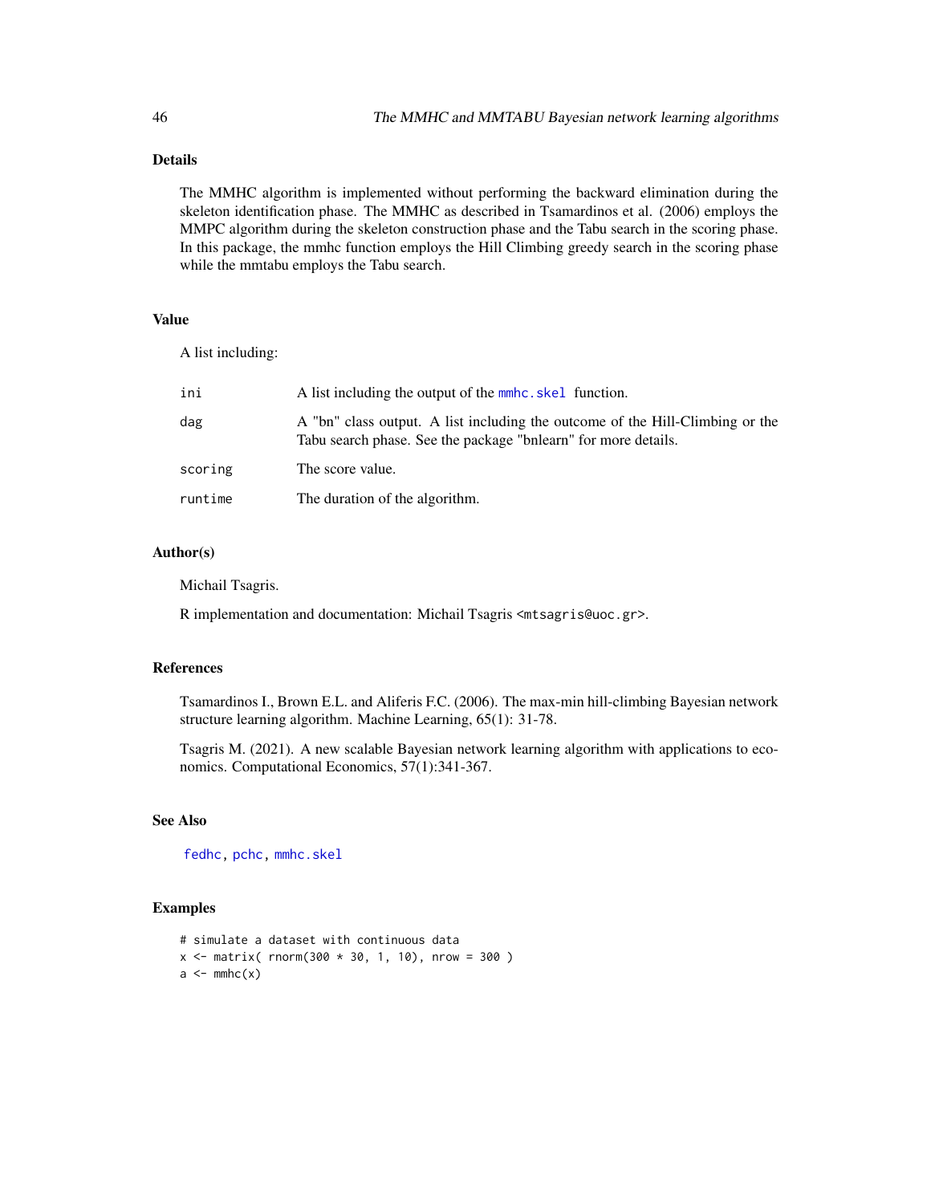## Details

The MMHC algorithm is implemented without performing the backward elimination during the skeleton identification phase. The MMHC as described in Tsamardinos et al. (2006) employs the MMPC algorithm during the skeleton construction phase and the Tabu search in the scoring phase. In this package, the mmhc function employs the Hill Climbing greedy search in the scoring phase while the mmtabu employs the Tabu search.

## Value

A list including:

| | |
|---|---|
| ini | A list including the output of the `mmhc.skel` function. |
| dag | A "bn" class output. A list including the outcome of the Hill-Climbing or the Tabu search phase. See the package "bnlearn" for more details. |
| scoring | The score value. |
| runtime | The duration of the algorithm. |

## Author(s)

Michail Tsagris.

R implementation and documentation: Michail Tsagris <mtsagris@uoc.gr>.

## References

Tsamardinos I., Brown E.L. and Aliferis F.C. (2006). The max-min hill-climbing Bayesian network structure learning algorithm. Machine Learning, 65(1): 31-78.

Tsagris M. (2021). A new scalable Bayesian network learning algorithm with applications to economics. Computational Economics, 57(1):341-367.

## See Also

`fedhc`, `pchc`, `mmhc.skel`

## Examples

```
# simulate a dataset with continuous data
x <- matrix( rnorm(300 * 30, 1, 10), nrow = 300 )
a <- mmhc(x)
```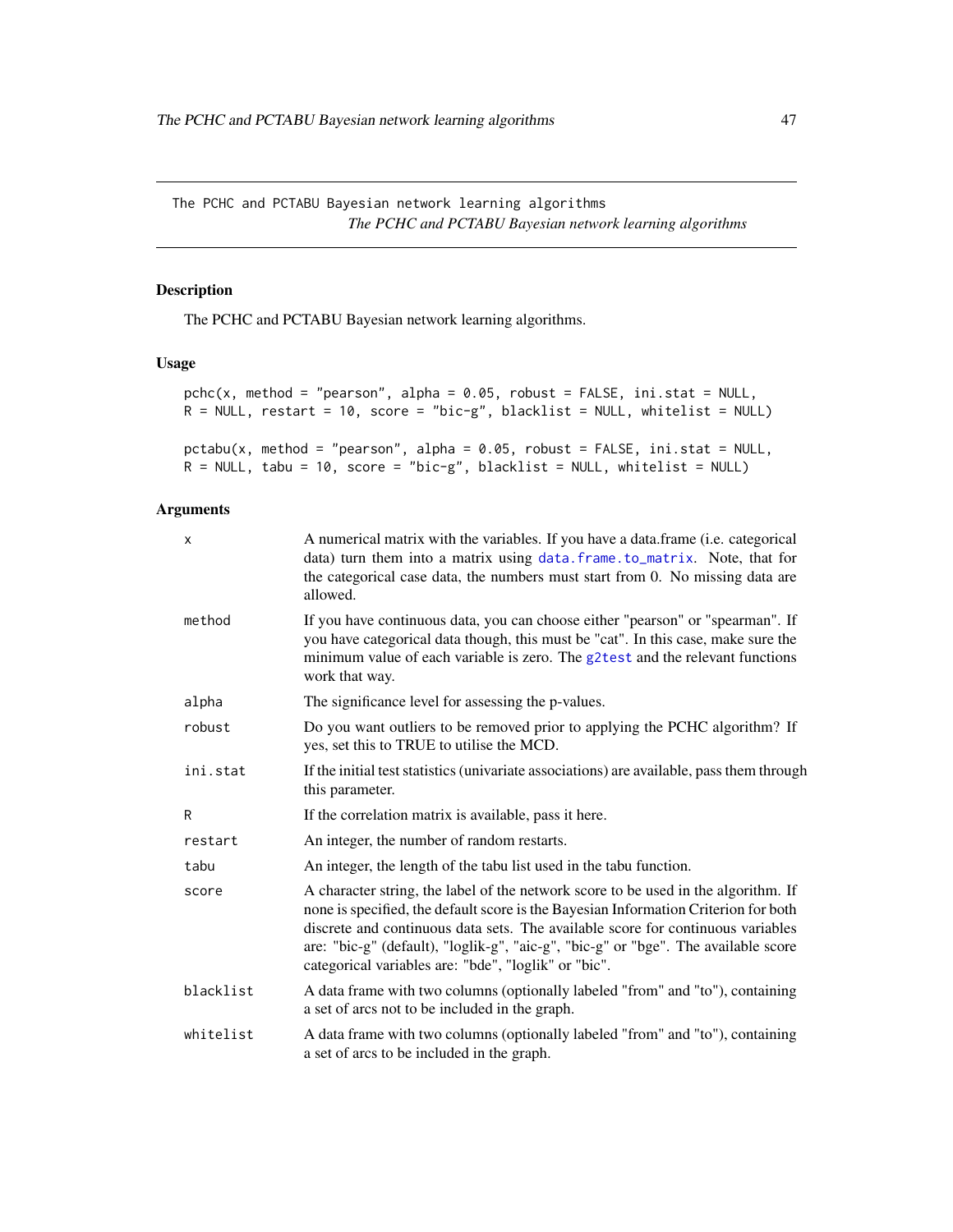The PCHC and PCTABU Bayesian network learning algorithms *The PCHC and PCTABU Bayesian network learning algorithms*

## Description

The PCHC and PCTABU Bayesian network learning algorithms.

## Usage

```
pchc(x, method = "pearson", alpha = 0.05, robust = FALSE, ini.stat = NULL,
R = NULL, restart = 10, score = "bic-g", blacklist = NULL, whitelist = NULL)

pctabu(x, method = "pearson", alpha = 0.05, robust = FALSE, ini.stat = NULL,
R = NULL, tabu = 10, score = "bic-g", blacklist = NULL, whitelist = NULL)
```

## Arguments

| | |
|---|---|
| `x` | A numerical matrix with the variables. If you have a data.frame (i.e. categorical data) turn them into a matrix using `data.frame.to_matrix`. Note, that for the categorical case data, the numbers must start from 0. No missing data are allowed. |
| `method` | If you have continuous data, you can choose either "pearson" or "spearman". If you have categorical data though, this must be "cat". In this case, make sure the minimum value of each variable is zero. The `g2test` and the relevant functions work that way. |
| `alpha` | The significance level for assessing the p-values. |
| `robust` | Do you want outliers to be removed prior to applying the PCHC algorithm? If yes, set this to TRUE to utilise the MCD. |
| `ini.stat` | If the initial test statistics (univariate associations) are available, pass them through this parameter. |
| `R` | If the correlation matrix is available, pass it here. |
| `restart` | An integer, the number of random restarts. |
| `tabu` | An integer, the length of the tabu list used in the tabu function. |
| `score` | A character string, the label of the network score to be used in the algorithm. If none is specified, the default score is the Bayesian Information Criterion for both discrete and continuous data sets. The available score for continuous variables are: "bic-g" (default), "loglik-g", "aic-g", "bic-g" or "bge". The available score categorical variables are: "bde", "loglik" or "bic". |
| `blacklist` | A data frame with two columns (optionally labeled "from" and "to"), containing a set of arcs not to be included in the graph. |
| `whitelist` | A data frame with two columns (optionally labeled "from" and "to"), containing a set of arcs to be included in the graph. |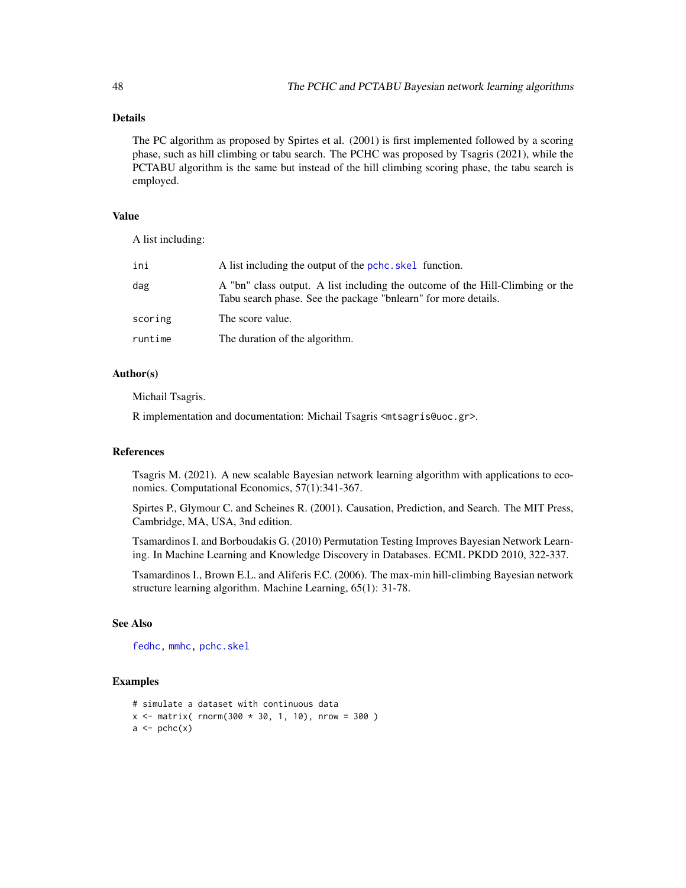## Details

The PC algorithm as proposed by Spirtes et al. (2001) is first implemented followed by a scoring phase, such as hill climbing or tabu search. The PCHC was proposed by Tsagris (2021), while the PCTABU algorithm is the same but instead of the hill climbing scoring phase, the tabu search is employed.

## Value

A list including:

| | |
|---|---|
| `ini` | A list including the output of the `pchc.skel` function. |
| `dag` | A "bn" class output. A list including the outcome of the Hill-Climbing or the Tabu search phase. See the package "bnlearn" for more details. |
| `scoring` | The score value. |
| `runtime` | The duration of the algorithm. |

## Author(s)

Michail Tsagris.

R implementation and documentation: Michail Tsagris <mtsagris@uoc.gr>.

## References

Tsagris M. (2021). A new scalable Bayesian network learning algorithm with applications to economics. Computational Economics, 57(1):341-367.

Spirtes P., Glymour C. and Scheines R. (2001). Causation, Prediction, and Search. The MIT Press, Cambridge, MA, USA, 3nd edition.

Tsamardinos I. and Borboudakis G. (2010) Permutation Testing Improves Bayesian Network Learning. In Machine Learning and Knowledge Discovery in Databases. ECML PKDD 2010, 322-337.

Tsamardinos I., Brown E.L. and Aliferis F.C. (2006). The max-min hill-climbing Bayesian network structure learning algorithm. Machine Learning, 65(1): 31-78.

## See Also

`fedhc`, `mmhc`, `pchc.skel`

## Examples

```
# simulate a dataset with continuous data
x <- matrix( rnorm(300 * 30, 1, 10), nrow = 300 )
a <- pchc(x)
```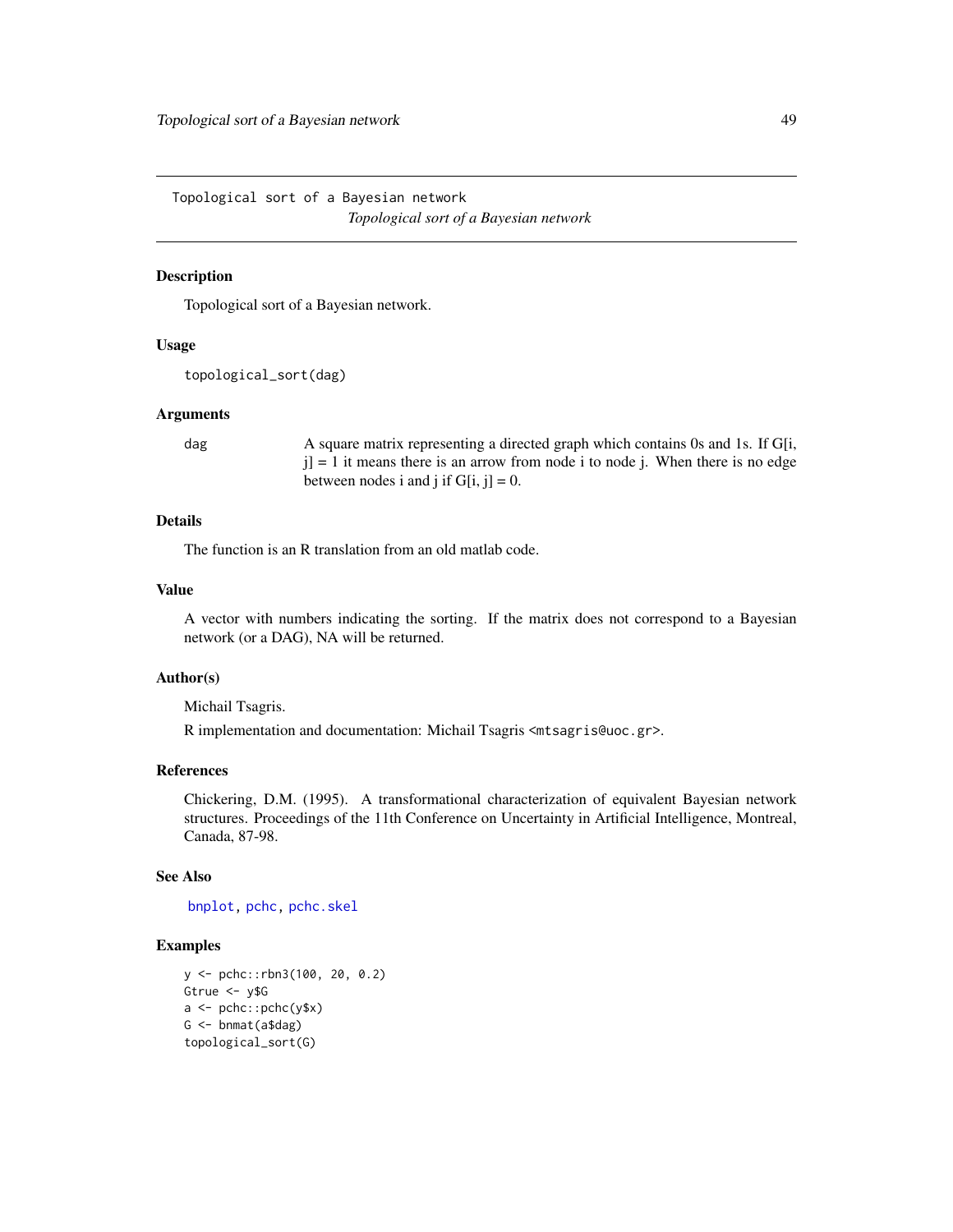Topological sort of a Bayesian network

*Topological sort of a Bayesian network*

## Description

Topological sort of a Bayesian network.

## Usage

```
topological_sort(dag)
```

## Arguments

| | |
|---|---|
| dag | A square matrix representing a directed graph which contains 0s and 1s. If G[i, j] = 1 it means there is an arrow from node i to node j. When there is no edge between nodes i and j if G[i, j] = 0. |

## Details

The function is an R translation from an old matlab code.

## Value

A vector with numbers indicating the sorting. If the matrix does not correspond to a Bayesian network (or a DAG), NA will be returned.

## Author(s)

Michail Tsagris.

R implementation and documentation: Michail Tsagris <mtsagris@uoc.gr>.

## References

Chickering, D.M. (1995). A transformational characterization of equivalent Bayesian network structures. Proceedings of the 11th Conference on Uncertainty in Artificial Intelligence, Montreal, Canada, 87-98.

## See Also

bnplot, pchc, pchc.skel

## Examples

```
y <- pchc::rbn3(100, 20, 0.2)
Gtrue <- y$G
a <- pchc::pchc(y$x)
G <- bnmat(a$dag)
topological_sort(G)
```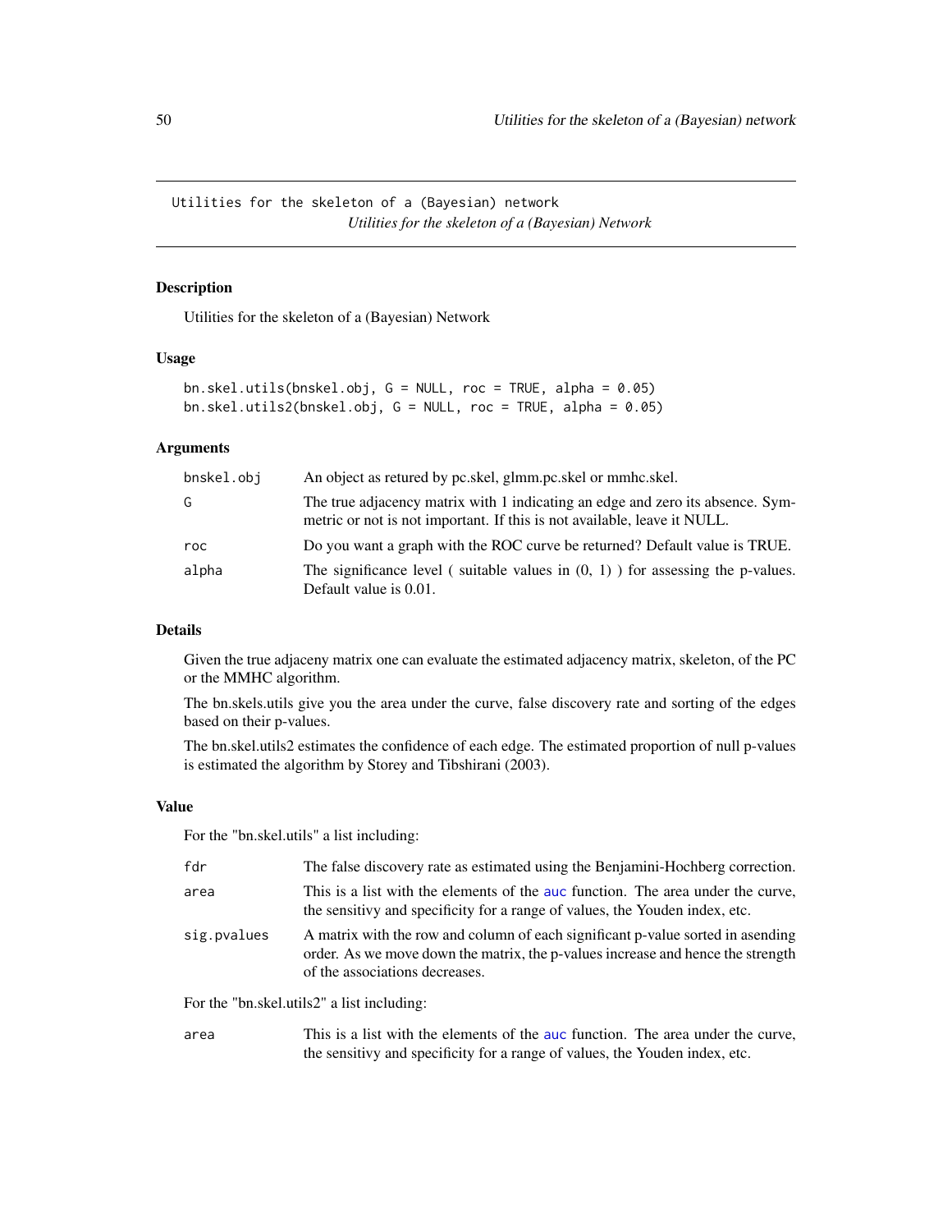Utilities for the skeleton of a (Bayesian) network

*Utilities for the skeleton of a (Bayesian) Network*

## Description

Utilities for the skeleton of a (Bayesian) Network

## Usage

```
bn.skel.utils(bnskel.obj, G = NULL, roc = TRUE, alpha = 0.05)
bn.skel.utils2(bnskel.obj, G = NULL, roc = TRUE, alpha = 0.05)
```

## Arguments

| | |
|---|---|
| bnskel.obj | An object as retured by pc.skel, glmm.pc.skel or mmhc.skel. |
| G | The true adjacency matrix with 1 indicating an edge and zero its absence. Symmetric or not is not important. If this is not available, leave it NULL. |
| roc | Do you want a graph with the ROC curve be returned? Default value is TRUE. |
| alpha | The significance level ( suitable values in (0, 1) ) for assessing the p-values. Default value is 0.01. |

## Details

Given the true adjaceny matrix one can evaluate the estimated adjacency matrix, skeleton, of the PC or the MMHC algorithm.

The bn.skels.utils give you the area under the curve, false discovery rate and sorting of the edges based on their p-values.

The bn.skel.utils2 estimates the confidence of each edge. The estimated proportion of null p-values is estimated the algorithm by Storey and Tibshirani (2003).

## Value

For the "bn.skel.utils" a list including:

| | |
|---|---|
| fdr | The false discovery rate as estimated using the Benjamini-Hochberg correction. |
| area | This is a list with the elements of the auc function. The area under the curve, the sensitivy and specificity for a range of values, the Youden index, etc. |
| sig.pvalues | A matrix with the row and column of each significant p-value sorted in asending order. As we move down the matrix, the p-values increase and hence the strength of the associations decreases. |

For the "bn.skel.utils2" a list including:

| | |
|---|---|
| area | This is a list with the elements of the auc function. The area under the curve, the sensitivy and specificity for a range of values, the Youden index, etc. |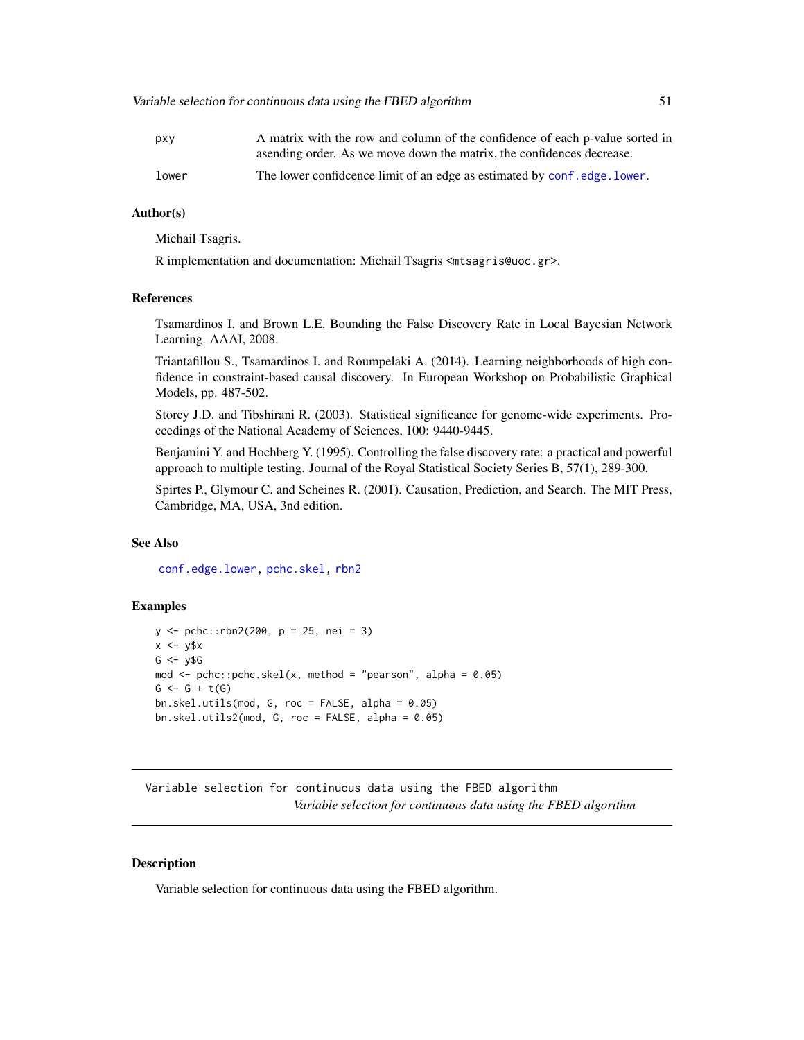| | |
|---|---|
| pxy | A matrix with the row and column of the confidence of each p-value sorted in asending order. As we move down the matrix, the confidences decrease. |
| lower | The lower confidcence limit of an edge as estimated by conf.edge.lower. |

### Author(s)

Michail Tsagris.

R implementation and documentation: Michail Tsagris <mtsagris@uoc.gr>.

### References

Tsamardinos I. and Brown L.E. Bounding the False Discovery Rate in Local Bayesian Network Learning. AAAI, 2008.

Triantafillou S., Tsamardinos I. and Roumpelaki A. (2014). Learning neighborhoods of high confidence in constraint-based causal discovery. In European Workshop on Probabilistic Graphical Models, pp. 487-502.

Storey J.D. and Tibshirani R. (2003). Statistical significance for genome-wide experiments. Proceedings of the National Academy of Sciences, 100: 9440-9445.

Benjamini Y. and Hochberg Y. (1995). Controlling the false discovery rate: a practical and powerful approach to multiple testing. Journal of the Royal Statistical Society Series B, 57(1), 289-300.

Spirtes P., Glymour C. and Scheines R. (2001). Causation, Prediction, and Search. The MIT Press, Cambridge, MA, USA, 3nd edition.

### See Also

conf.edge.lower, pchc.skel, rbn2

### Examples

```
y <- pchc::rbn2(200, p = 25, nei = 3)
x <- y$x
G <- y$G
mod <- pchc::pchc.skel(x, method = "pearson", alpha = 0.05)
G <- G + t(G)
bn.skel.utils(mod, G, roc = FALSE, alpha = 0.05)
bn.skel.utils2(mod, G, roc = FALSE, alpha = 0.05)
```

---

## Variable selection for continuous data using the FBED algorithm

*Variable selection for continuous data using the FBED algorithm*

### Description

Variable selection for continuous data using the FBED algorithm.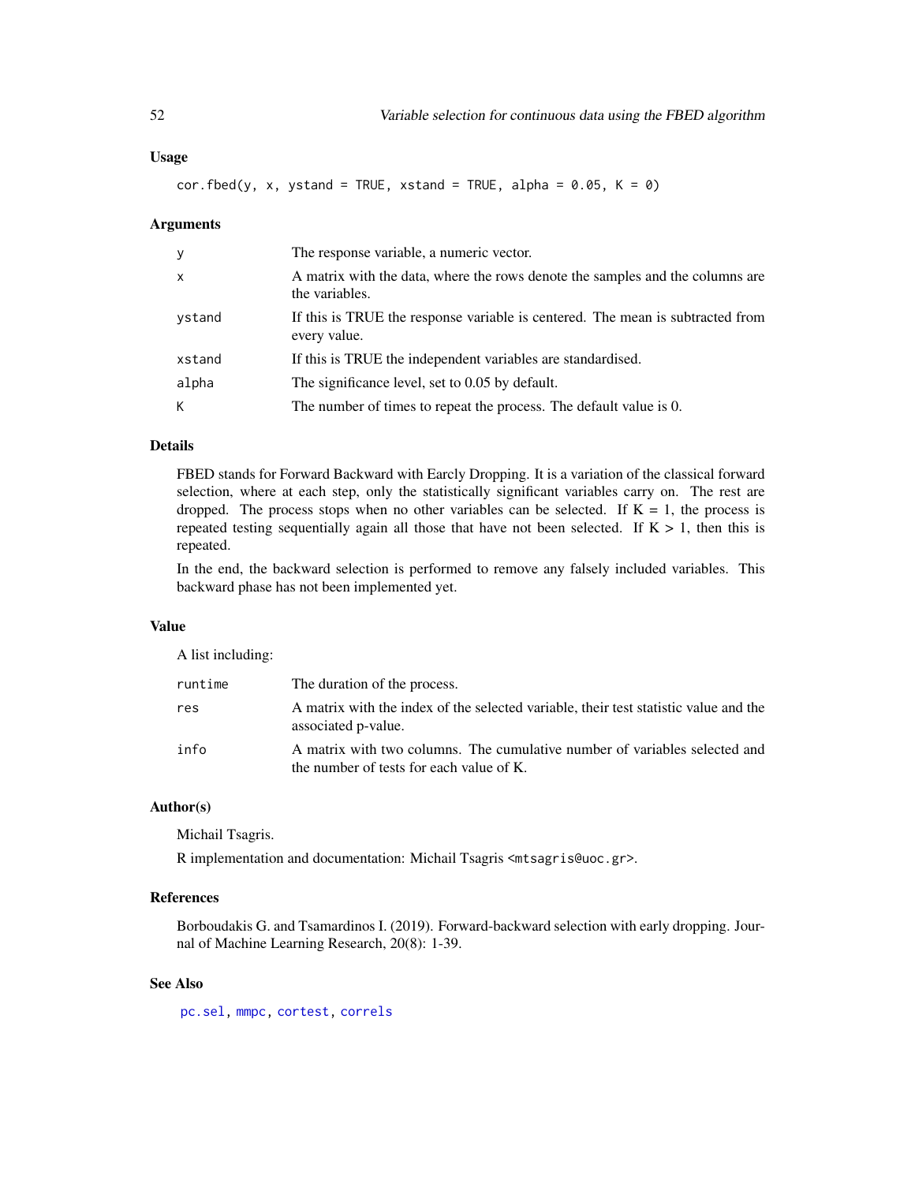## Usage

```
cor.fbed(y, x, ystand = TRUE, xstand = TRUE, alpha = 0.05, K = 0)
```

## Arguments

| | |
|---|---|
| y | The response variable, a numeric vector. |
| x | A matrix with the data, where the rows denote the samples and the columns are the variables. |
| ystand | If this is TRUE the response variable is centered. The mean is subtracted from every value. |
| xstand | If this is TRUE the independent variables are standardised. |
| alpha | The significance level, set to 0.05 by default. |
| K | The number of times to repeat the process. The default value is 0. |

## Details

FBED stands for Forward Backward with Earcly Dropping. It is a variation of the classical forward selection, where at each step, only the statistically significant variables carry on. The rest are dropped. The process stops when no other variables can be selected. If K = 1, the process is repeated testing sequentially again all those that have not been selected. If K > 1, then this is repeated.

In the end, the backward selection is performed to remove any falsely included variables. This backward phase has not been implemented yet.

## Value

A list including:

| | |
|---|---|
| runtime | The duration of the process. |
| res | A matrix with the index of the selected variable, their test statistic value and the associated p-value. |
| info | A matrix with two columns. The cumulative number of variables selected and the number of tests for each value of K. |

## Author(s)

Michail Tsagris.

R implementation and documentation: Michail Tsagris <mtsagris@uoc.gr>.

## References

Borboudakis G. and Tsamardinos I. (2019). Forward-backward selection with early dropping. Journal of Machine Learning Research, 20(8): 1-39.

## See Also

pc.sel, mmpc, cortest, correls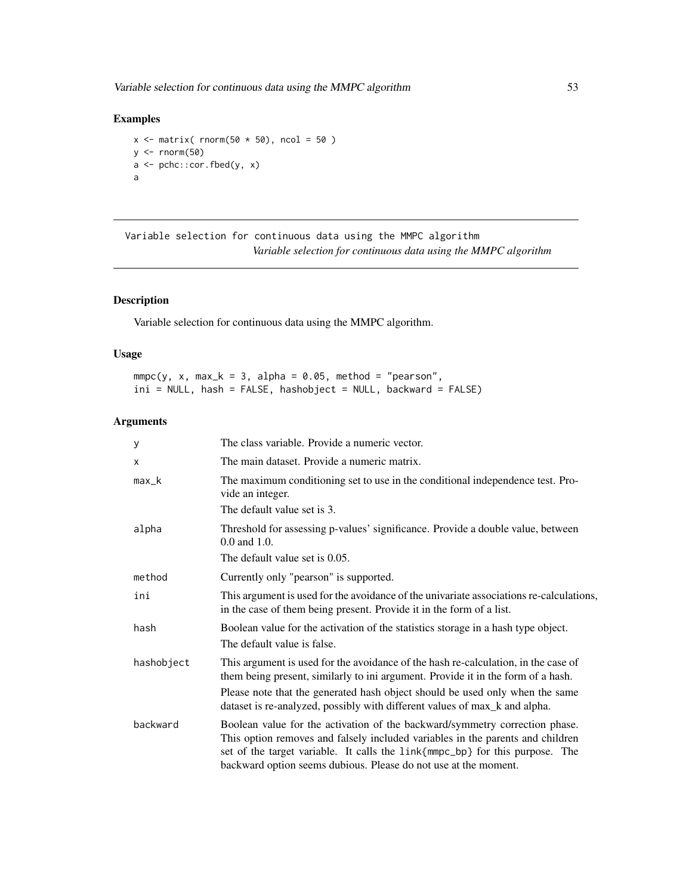## Examples

```
x <- matrix( rnorm(50 * 50), ncol = 50 )
y <- rnorm(50)
a <- pchc::cor.fbed(y, x)
a
```

---

Variable selection for continuous data using the MMPC algorithm
*Variable selection for continuous data using the MMPC algorithm*

---

## Description

Variable selection for continuous data using the MMPC algorithm.

## Usage

```
mmpc(y, x, max_k = 3, alpha = 0.05, method = "pearson",
ini = NULL, hash = FALSE, hashobject = NULL, backward = FALSE)
```

## Arguments

| | |
|---|---|
| y | The class variable. Provide a numeric vector. |
| x | The main dataset. Provide a numeric matrix. |
| max_k | The maximum conditioning set to use in the conditional independence test. Provide an integer. The default value set is 3. |
| alpha | Threshold for assessing p-values' significance. Provide a double value, between 0.0 and 1.0. The default value set is 0.05. |
| method | Currently only "pearson" is supported. |
| ini | This argument is used for the avoidance of the univariate associations re-calculations, in the case of them being present. Provide it in the form of a list. |
| hash | Boolean value for the activation of the statistics storage in a hash type object. The default value is false. |
| hashobject | This argument is used for the avoidance of the hash re-calculation, in the case of them being present, similarly to ini argument. Provide it in the form of a hash. Please note that the generated hash object should be used only when the same dataset is re-analyzed, possibly with different values of max_k and alpha. |
| backward | Boolean value for the activation of the backward/symmetry correction phase. This option removes and falsely included variables in the parents and children set of the target variable. It calls the `link{mmpc_bp}` for this purpose. The backward option seems dubious. Please do not use at the moment. |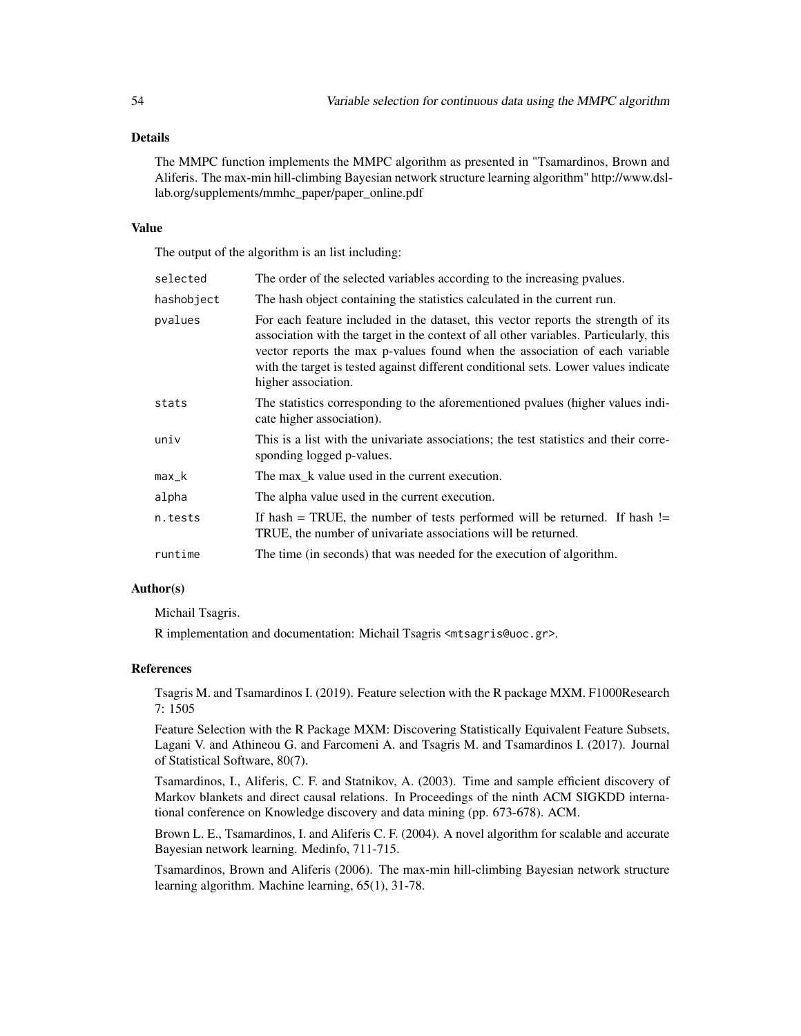## Details

The MMPC function implements the MMPC algorithm as presented in "Tsamardinos, Brown and Aliferis. The max-min hill-climbing Bayesian network structure learning algorithm" http://www.dsl-lab.org/supplements/mmhc_paper/paper_online.pdf

## Value

The output of the algorithm is an list including:

| | |
|---|---|
| `selected` | The order of the selected variables according to the increasing pvalues. |
| `hashobject` | The hash object containing the statistics calculated in the current run. |
| `pvalues` | For each feature included in the dataset, this vector reports the strength of its association with the target in the context of all other variables. Particularly, this vector reports the max p-values found when the association of each variable with the target is tested against different conditional sets. Lower values indicate higher association. |
| `stats` | The statistics corresponding to the aforementioned pvalues (higher values indicate higher association). |
| `univ` | This is a list with the univariate associations; the test statistics and their corresponding logged p-values. |
| `max_k` | The max_k value used in the current execution. |
| `alpha` | The alpha value used in the current execution. |
| `n.tests` | If hash = TRUE, the number of tests performed will be returned. If hash != TRUE, the number of univariate associations will be returned. |
| `runtime` | The time (in seconds) that was needed for the execution of algorithm. |

## Author(s)

Michail Tsagris.

R implementation and documentation: Michail Tsagris <mtsagris@uoc.gr>.

## References

Tsagris M. and Tsamardinos I. (2019). Feature selection with the R package MXM. F1000Research 7: 1505

Feature Selection with the R Package MXM: Discovering Statistically Equivalent Feature Subsets, Lagani V. and Athineou G. and Farcomeni A. and Tsagris M. and Tsamardinos I. (2017). Journal of Statistical Software, 80(7).

Tsamardinos, I., Aliferis, C. F. and Statnikov, A. (2003). Time and sample efficient discovery of Markov blankets and direct causal relations. In Proceedings of the ninth ACM SIGKDD international conference on Knowledge discovery and data mining (pp. 673-678). ACM.

Brown L. E., Tsamardinos, I. and Aliferis C. F. (2004). A novel algorithm for scalable and accurate Bayesian network learning. Medinfo, 711-715.

Tsamardinos, Brown and Aliferis (2006). The max-min hill-climbing Bayesian network structure learning algorithm. Machine learning, 65(1), 31-78.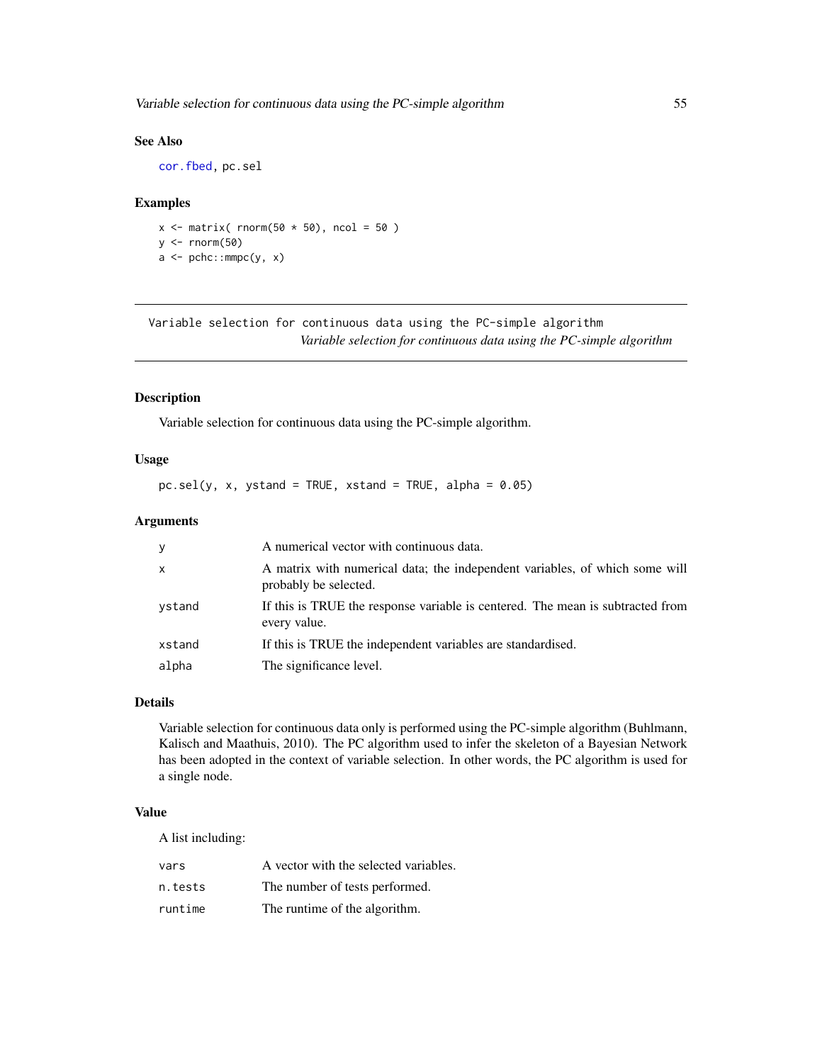## See Also

cor.fbed, pc.sel

## Examples

```
x <- matrix( rnorm(50 * 50), ncol = 50 )
y <- rnorm(50)
a <- pchc::mmpc(y, x)
```

---

# Variable selection for continuous data using the PC-simple algorithm

*Variable selection for continuous data using the PC-simple algorithm*

---

## Description

Variable selection for continuous data using the PC-simple algorithm.

## Usage

```
pc.sel(y, x, ystand = TRUE, xstand = TRUE, alpha = 0.05)
```

## Arguments

| | |
|---|---|
| y | A numerical vector with continuous data. |
| x | A matrix with numerical data; the independent variables, of which some will probably be selected. |
| ystand | If this is TRUE the response variable is centered. The mean is subtracted from every value. |
| xstand | If this is TRUE the independent variables are standardised. |
| alpha | The significance level. |

## Details

Variable selection for continuous data only is performed using the PC-simple algorithm (Buhlmann, Kalisch and Maathuis, 2010). The PC algorithm used to infer the skeleton of a Bayesian Network has been adopted in the context of variable selection. In other words, the PC algorithm is used for a single node.

## Value

A list including:

| | |
|---|---|
| vars | A vector with the selected variables. |
| n.tests | The number of tests performed. |
| runtime | The runtime of the algorithm. |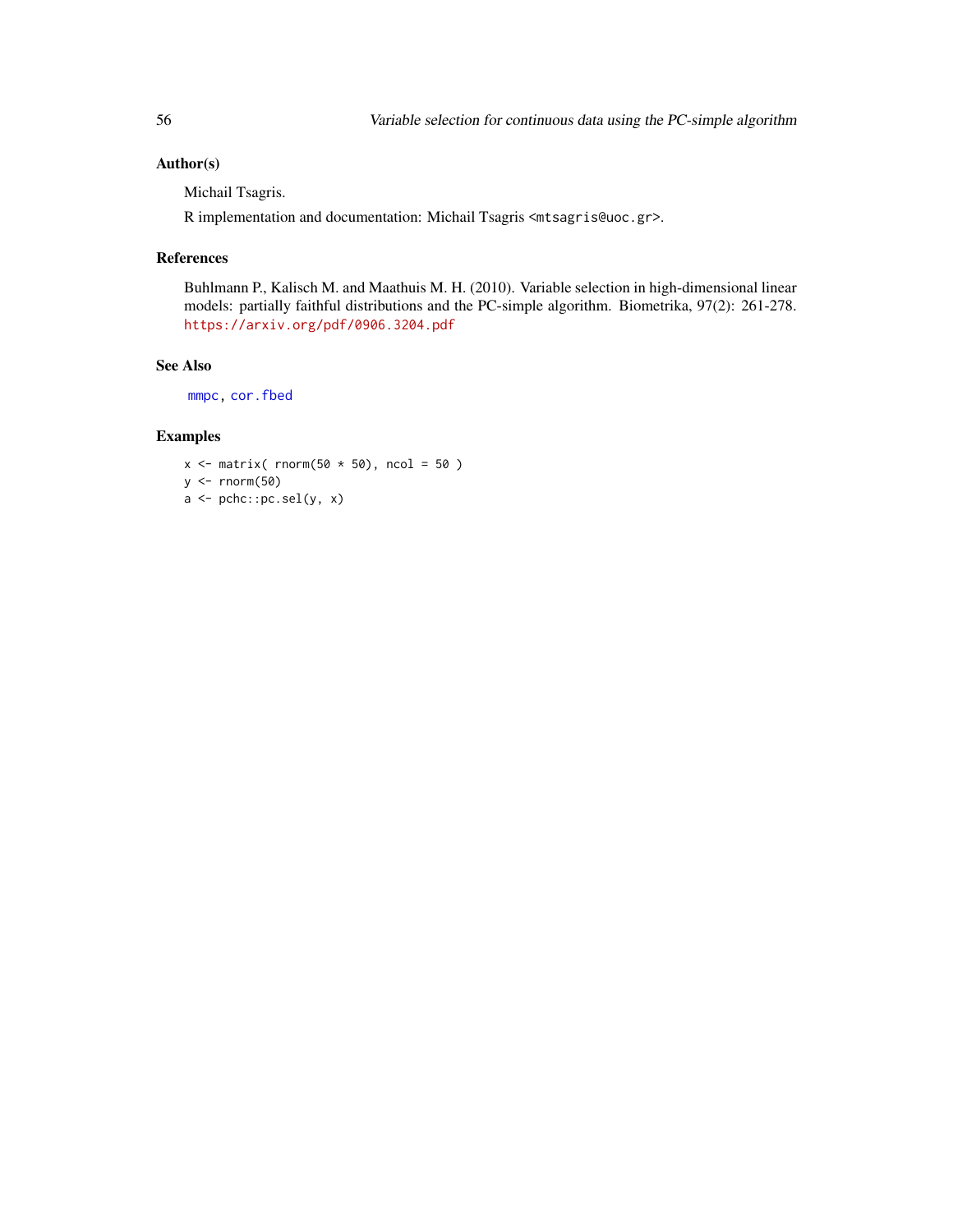## Author(s)

Michail Tsagris.

R implementation and documentation: Michail Tsagris <mtsagris@uoc.gr>.

## References

Buhlmann P., Kalisch M. and Maathuis M. H. (2010). Variable selection in high-dimensional linear models: partially faithful distributions and the PC-simple algorithm. Biometrika, 97(2): 261-278. https://arxiv.org/pdf/0906.3204.pdf

## See Also

mmpc, cor.fbed

## Examples

```
x <- matrix( rnorm(50 * 50), ncol = 50 )
y <- rnorm(50)
a <- pchc::pc.sel(y, x)
```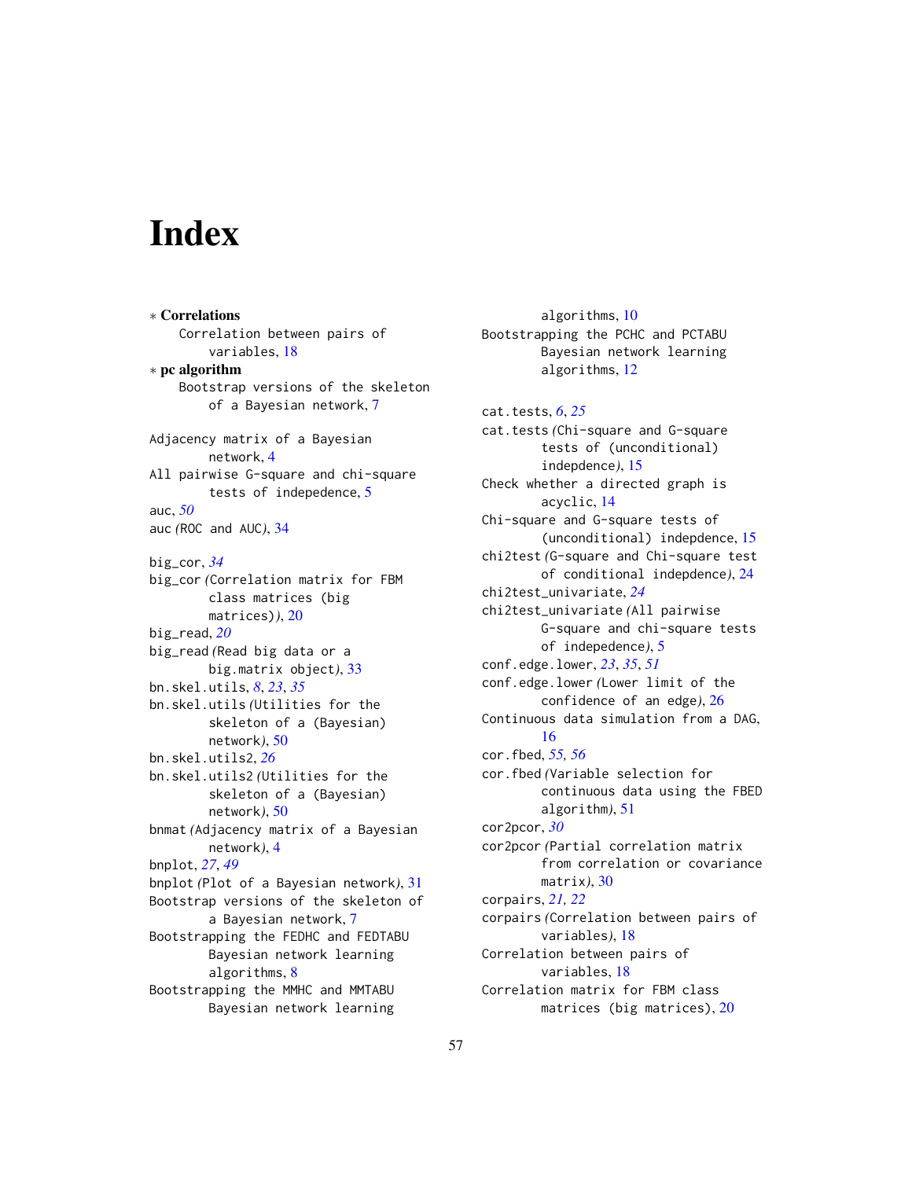# Index

∗ **Correlations**
  Correlation between pairs of variables, 18

∗ **pc algorithm**
  Bootstrap versions of the skeleton of a Bayesian network, 7

Adjacency matrix of a Bayesian network, 4
All pairwise G-square and chi-square tests of indepedence, 5
auc, *50*
auc *(*ROC and AUC*)*, 34

big_cor, *34*
big_cor *(*Correlation matrix for FBM class matrices (big matrices)*)*, 20
big_read, *20*
big_read *(*Read big data or a big.matrix object*)*, 33
bn.skel.utils, *8*, *23*, *35*
bn.skel.utils *(*Utilities for the skeleton of a (Bayesian) network*)*, 50
bn.skel.utils2, *26*
bn.skel.utils2 *(*Utilities for the skeleton of a (Bayesian) network*)*, 50
bnmat *(*Adjacency matrix of a Bayesian network*)*, 4
bnplot, *27*, *49*
bnplot *(*Plot of a Bayesian network*)*, 31
Bootstrap versions of the skeleton of a Bayesian network, 7
Bootstrapping the FEDHC and FEDTABU Bayesian network learning algorithms, 8
Bootstrapping the MMHC and MMTABU Bayesian network learning algorithms, 10
Bootstrapping the PCHC and PCTABU Bayesian network learning algorithms, 12

cat.tests, *6*, *25*
cat.tests *(*Chi-square and G-square tests of (unconditional) indepdence*)*, 15
Check whether a directed graph is acyclic, 14
Chi-square and G-square tests of (unconditional) indepdence, 15
chi2test *(*G-square and Chi-square test of conditional indepdence*)*, 24
chi2test_univariate, *24*
chi2test_univariate *(*All pairwise G-square and chi-square tests of indepedence*)*, 5
conf.edge.lower, *23*, *35*, *51*
conf.edge.lower *(*Lower limit of the confidence of an edge*)*, 26
Continuous data simulation from a DAG, 16
cor.fbed, *55, 56*
cor.fbed *(*Variable selection for continuous data using the FBED algorithm*)*, 51
cor2pcor, *30*
cor2pcor *(*Partial correlation matrix from correlation or covariance matrix*)*, 30
corpairs, *21, 22*
corpairs *(*Correlation between pairs of variables*)*, 18
Correlation between pairs of variables, 18
Correlation matrix for FBM class matrices (big matrices), 20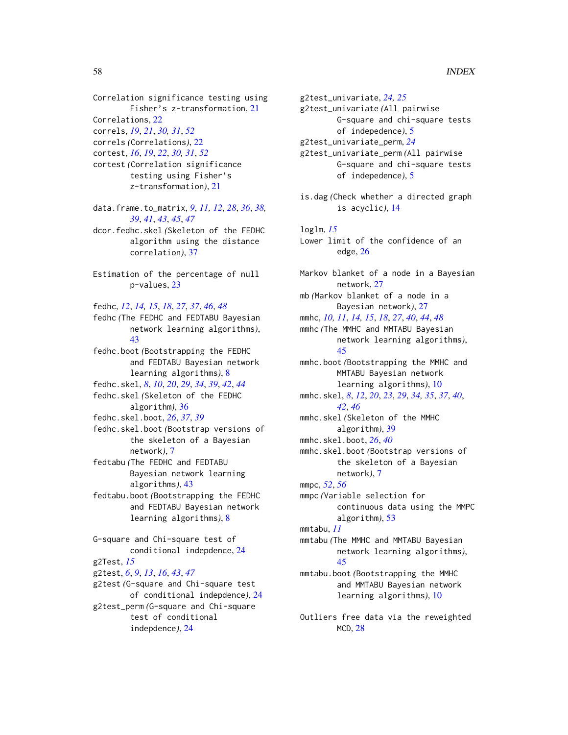Correlation significance testing using Fisher's z-transformation, 21
Correlations, 22
correls, *19*, *21*, *30, 31*, *52*
correls *(*Correlations*)*, 22
cortest, *16*, *19*, *22*, *30, 31*, *52*
cortest *(*Correlation significance testing using Fisher's z-transformation*)*, 21

data.frame.to_matrix, *9*, *11, 12*, *28*, *36*, *38, 39*, *41*, *43*, *45*, *47*
dcor.fedhc.skel *(*Skeleton of the FEDHC algorithm using the distance correlation*)*, 37

Estimation of the percentage of null p-values, 23

fedhc, *12*, *14, 15*, *18*, *27*, *37*, *46*, *48*
fedhc *(*The FEDHC and FEDTABU Bayesian network learning algorithms*)*, 43
fedhc.boot *(*Bootstrapping the FEDHC and FEDTABU Bayesian network learning algorithms*)*, 8
fedhc.skel, *8*, *10*, *20*, *29*, *34*, *39*, *42*, *44*
fedhc.skel *(*Skeleton of the FEDHC algorithm*)*, 36
fedhc.skel.boot, *26*, *37*, *39*
fedhc.skel.boot *(*Bootstrap versions of the skeleton of a Bayesian network*)*, 7
fedtabu *(*The FEDHC and FEDTABU Bayesian network learning algorithms*)*, 43
fedtabu.boot *(*Bootstrapping the FEDHC and FEDTABU Bayesian network learning algorithms*)*, 8

G-square and Chi-square test of conditional indepdence, 24
g2Test, *15*
g2test, *6*, *9*, *13*, *16*, *43*, *47*
g2test *(*G-square and Chi-square test of conditional indepdence*)*, 24
g2test_perm *(*G-square and Chi-square test of conditional indepdence*)*, 24
g2test_univariate, *24, 25*
g2test_univariate *(*All pairwise G-square and chi-square tests of indepedence*)*, 5
g2test_univariate_perm, *24*
g2test_univariate_perm *(*All pairwise G-square and chi-square tests of indepedence*)*, 5

is.dag *(*Check whether a directed graph is acyclic*)*, 14

loglm, *15*
Lower limit of the confidence of an edge, 26

Markov blanket of a node in a Bayesian network, 27
mb *(*Markov blanket of a node in a Bayesian network*)*, 27
mmhc, *10, 11*, *14, 15*, *18*, *27*, *40*, *44*, *48*
mmhc *(*The MMHC and MMTABU Bayesian network learning algorithms*)*, 45
mmhc.boot *(*Bootstrapping the MMHC and MMTABU Bayesian network learning algorithms*)*, 10
mmhc.skel, *8*, *12*, *20*, *23*, *29*, *34, 35*, *37*, *40*, *42*, *46*
mmhc.skel *(*Skeleton of the MMHC algorithm*)*, 39
mmhc.skel.boot, *26*, *40*
mmhc.skel.boot *(*Bootstrap versions of the skeleton of a Bayesian network*)*, 7
mmpc, *52*, *56*
mmpc *(*Variable selection for continuous data using the MMPC algorithm*)*, 53
mmtabu, *11*
mmtabu *(*The MMHC and MMTABU Bayesian network learning algorithms*)*, 45
mmtabu.boot *(*Bootstrapping the MMHC and MMTABU Bayesian network learning algorithms*)*, 10

Outliers free data via the reweighted MCD, 28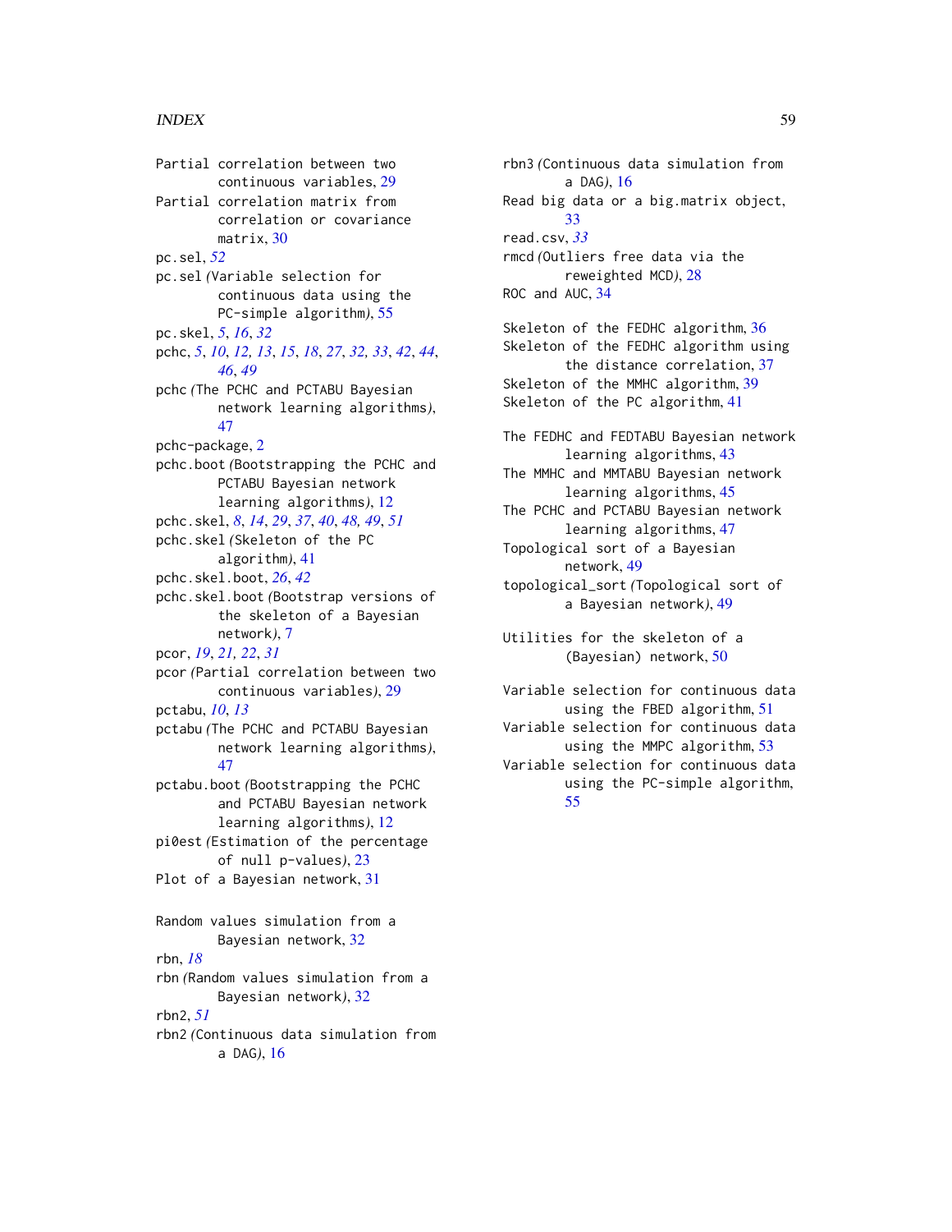Partial correlation between two continuous variables, 29
Partial correlation matrix from correlation or covariance matrix, 30
pc.sel, *52*
pc.sel *(*Variable selection for continuous data using the PC-simple algorithm*)*, 55
pc.skel, *5*, *16*, *32*
pchc, *5*, *10*, *12*, *13*, *15*, *18*, *27*, *32*, *33*, *42*, *44*, *46*, *49*
pchc *(*The PCHC and PCTABU Bayesian network learning algorithms*)*, 47
pchc-package, 2
pchc.boot *(*Bootstrapping the PCHC and PCTABU Bayesian network learning algorithms*)*, 12
pchc.skel, *8*, *14*, *29*, *37*, *40*, *48*, *49*, *51*
pchc.skel *(*Skeleton of the PC algorithm*)*, 41
pchc.skel.boot, *26*, *42*
pchc.skel.boot *(*Bootstrap versions of the skeleton of a Bayesian network*)*, 7
pcor, *19*, *21*, *22*, *31*
pcor *(*Partial correlation between two continuous variables*)*, 29
pctabu, *10*, *13*
pctabu *(*The PCHC and PCTABU Bayesian network learning algorithms*)*, 47
pctabu.boot *(*Bootstrapping the PCHC and PCTABU Bayesian network learning algorithms*)*, 12
pi0est *(*Estimation of the percentage of null p-values*)*, 23
Plot of a Bayesian network, 31

Random values simulation from a Bayesian network, 32
rbn, *18*
rbn *(*Random values simulation from a Bayesian network*)*, 32
rbn2, *51*
rbn2 *(*Continuous data simulation from a DAG*)*, 16
rbn3 *(*Continuous data simulation from a DAG*)*, 16
Read big data or a big.matrix object, 33
read.csv, *33*
rmcd *(*Outliers free data via the reweighted MCD*)*, 28
ROC and AUC, 34

Skeleton of the FEDHC algorithm, 36
Skeleton of the FEDHC algorithm using the distance correlation, 37
Skeleton of the MMHC algorithm, 39
Skeleton of the PC algorithm, 41

The FEDHC and FEDTABU Bayesian network learning algorithms, 43
The MMHC and MMTABU Bayesian network learning algorithms, 45
The PCHC and PCTABU Bayesian network learning algorithms, 47
Topological sort of a Bayesian network, 49
topological_sort *(*Topological sort of a Bayesian network*)*, 49

Utilities for the skeleton of a (Bayesian) network, 50

Variable selection for continuous data using the FBED algorithm, 51
Variable selection for continuous data using the MMPC algorithm, 53
Variable selection for continuous data using the PC-simple algorithm, 55